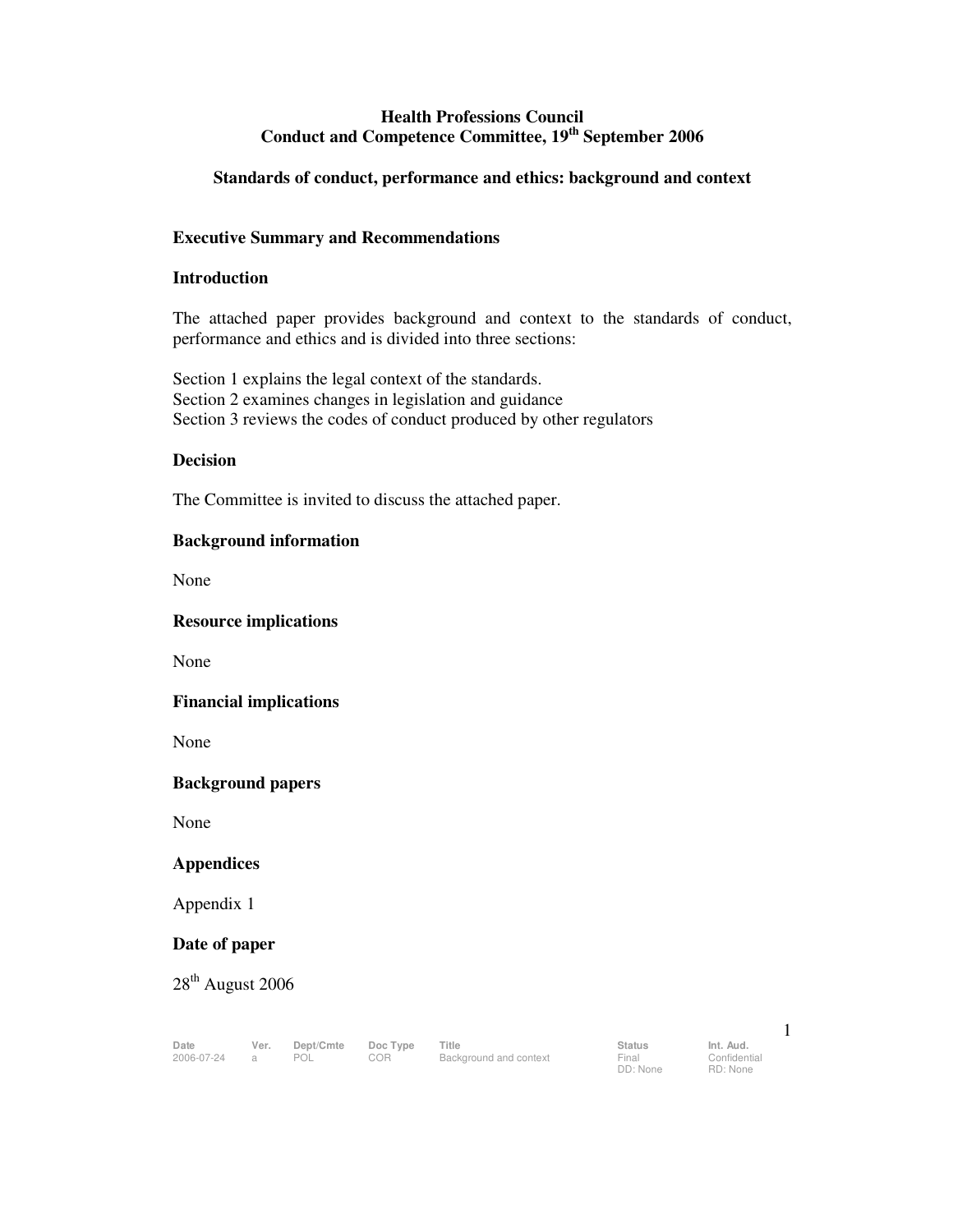# Health Professions Council
## Conduct and Competence Committee, 19th September 2006

### Standards of conduct, performance and ethics: background and context

**Executive Summary and Recommendations**

**Introduction**

The attached paper provides background and context to the standards of conduct, performance and ethics and is divided into three sections:

Section 1 explains the legal context of the standards.
Section 2 examines changes in legislation and guidance
Section 3 reviews the codes of conduct produced by other regulators

**Decision**

The Committee is invited to discuss the attached paper.

**Background information**

None

**Resource implications**

None

**Financial implications**

None

**Background papers**

None

**Appendices**

Appendix 1

**Date of paper**

28th August 2006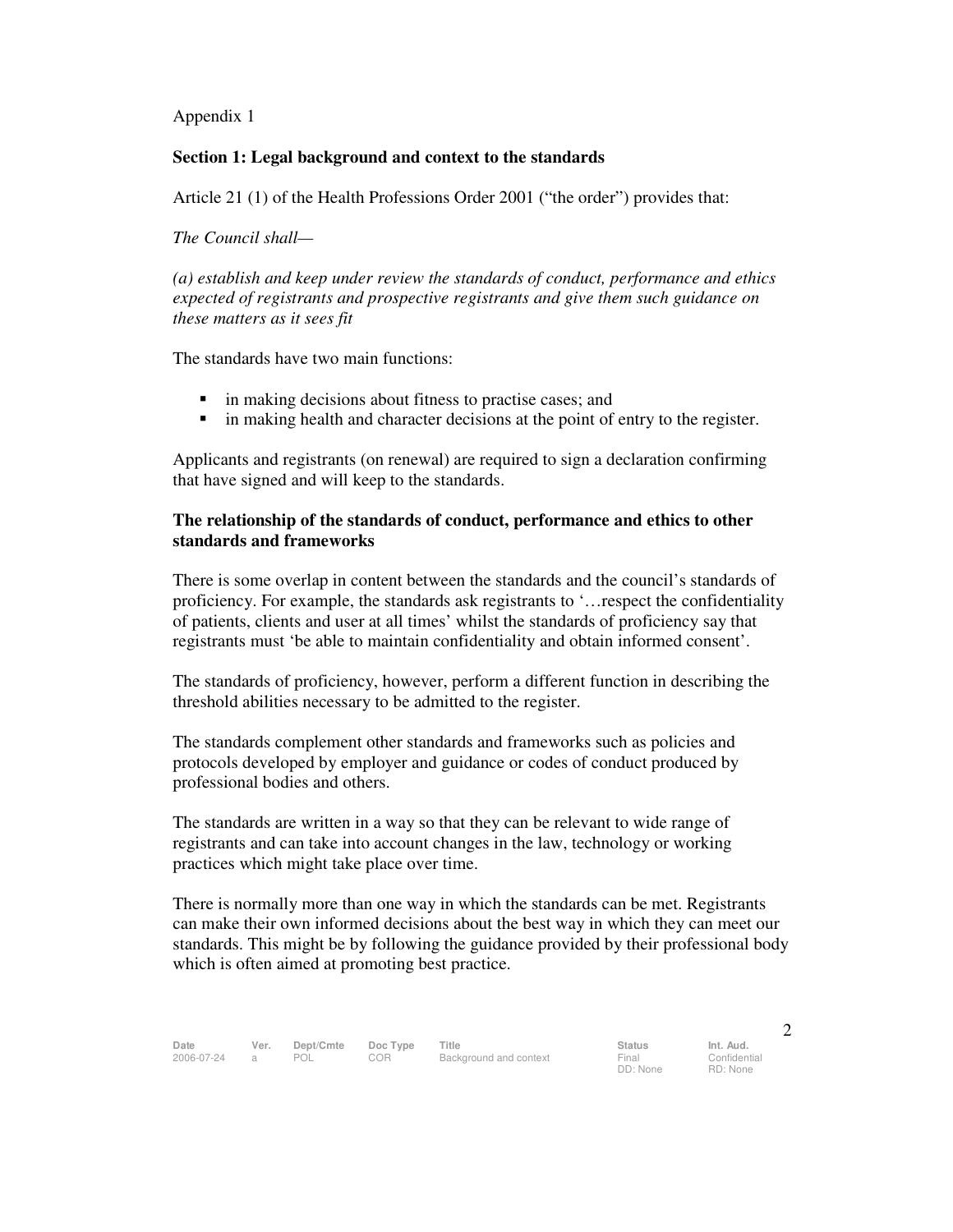Appendix 1

## Section 1: Legal background and context to the standards

Article 21 (1) of the Health Professions Order 2001 ("the order") provides that:

*The Council shall—*

*(a) establish and keep under review the standards of conduct, performance and ethics expected of registrants and prospective registrants and give them such guidance on these matters as it sees fit*

The standards have two main functions:

- in making decisions about fitness to practise cases; and
- in making health and character decisions at the point of entry to the register.

Applicants and registrants (on renewal) are required to sign a declaration confirming that have signed and will keep to the standards.

### The relationship of the standards of conduct, performance and ethics to other standards and frameworks

There is some overlap in content between the standards and the council's standards of proficiency. For example, the standards ask registrants to '…respect the confidentiality of patients, clients and user at all times' whilst the standards of proficiency say that registrants must 'be able to maintain confidentiality and obtain informed consent'.

The standards of proficiency, however, perform a different function in describing the threshold abilities necessary to be admitted to the register.

The standards complement other standards and frameworks such as policies and protocols developed by employer and guidance or codes of conduct produced by professional bodies and others.

The standards are written in a way so that they can be relevant to wide range of registrants and can take into account changes in the law, technology or working practices which might take place over time.

There is normally more than one way in which the standards can be met. Registrants can make their own informed decisions about the best way in which they can meet our standards. This might be by following the guidance provided by their professional body which is often aimed at promoting best practice.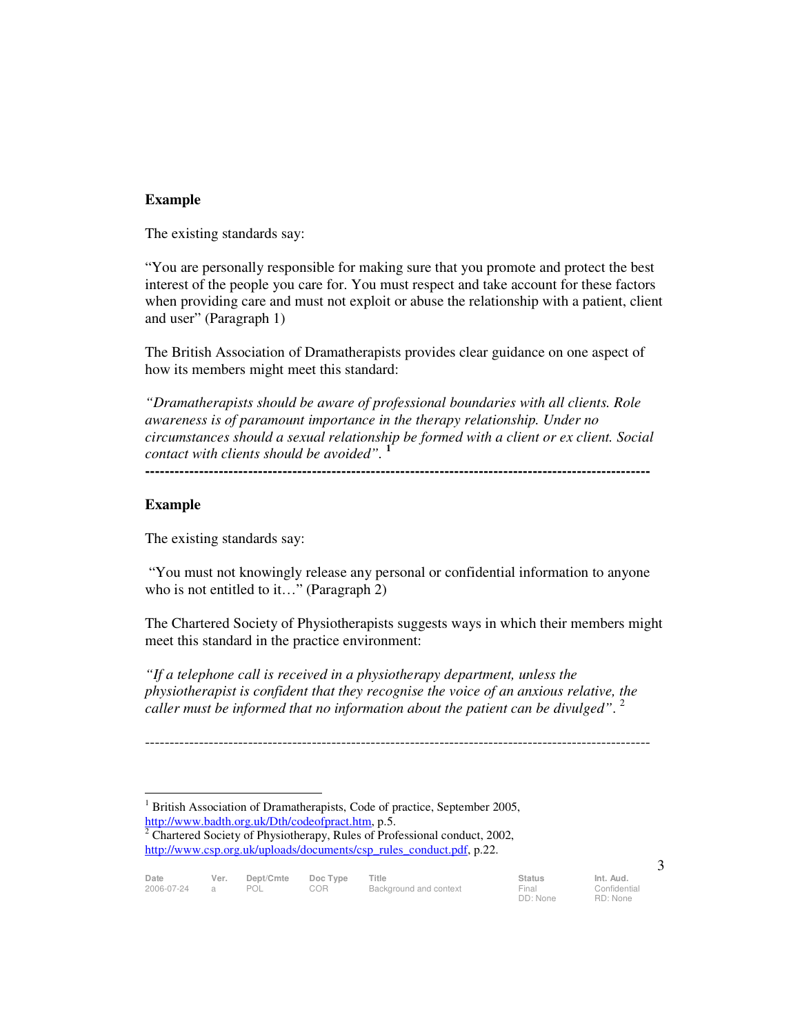**Example**

The existing standards say:

"You are personally responsible for making sure that you promote and protect the best interest of the people you care for. You must respect and take account for these factors when providing care and must not exploit or abuse the relationship with a patient, client and user" (Paragraph 1)

The British Association of Dramatherapists provides clear guidance on one aspect of how its members might meet this standard:

*"Dramatherapists should be aware of professional boundaries with all clients. Role awareness is of paramount importance in the therapy relationship. Under no circumstances should a sexual relationship be formed with a client or ex client. Social contact with clients should be avoided".* [1]

---

**Example**

The existing standards say:

"You must not knowingly release any personal or confidential information to anyone who is not entitled to it…" (Paragraph 2)

The Chartered Society of Physiotherapists suggests ways in which their members might meet this standard in the practice environment:

*"If a telephone call is received in a physiotherapy department, unless the physiotherapist is confident that they recognise the voice of an anxious relative, the caller must be informed that no information about the patient can be divulged".* [2]

---

[1] British Association of Dramatherapists, Code of practice, September 2005, http://www.badth.org.uk/Dth/codeofpract.htm, p.5.

[2] Chartered Society of Physiotherapy, Rules of Professional conduct, 2002, http://www.csp.org.uk/uploads/documents/csp_rules_conduct.pdf, p.22.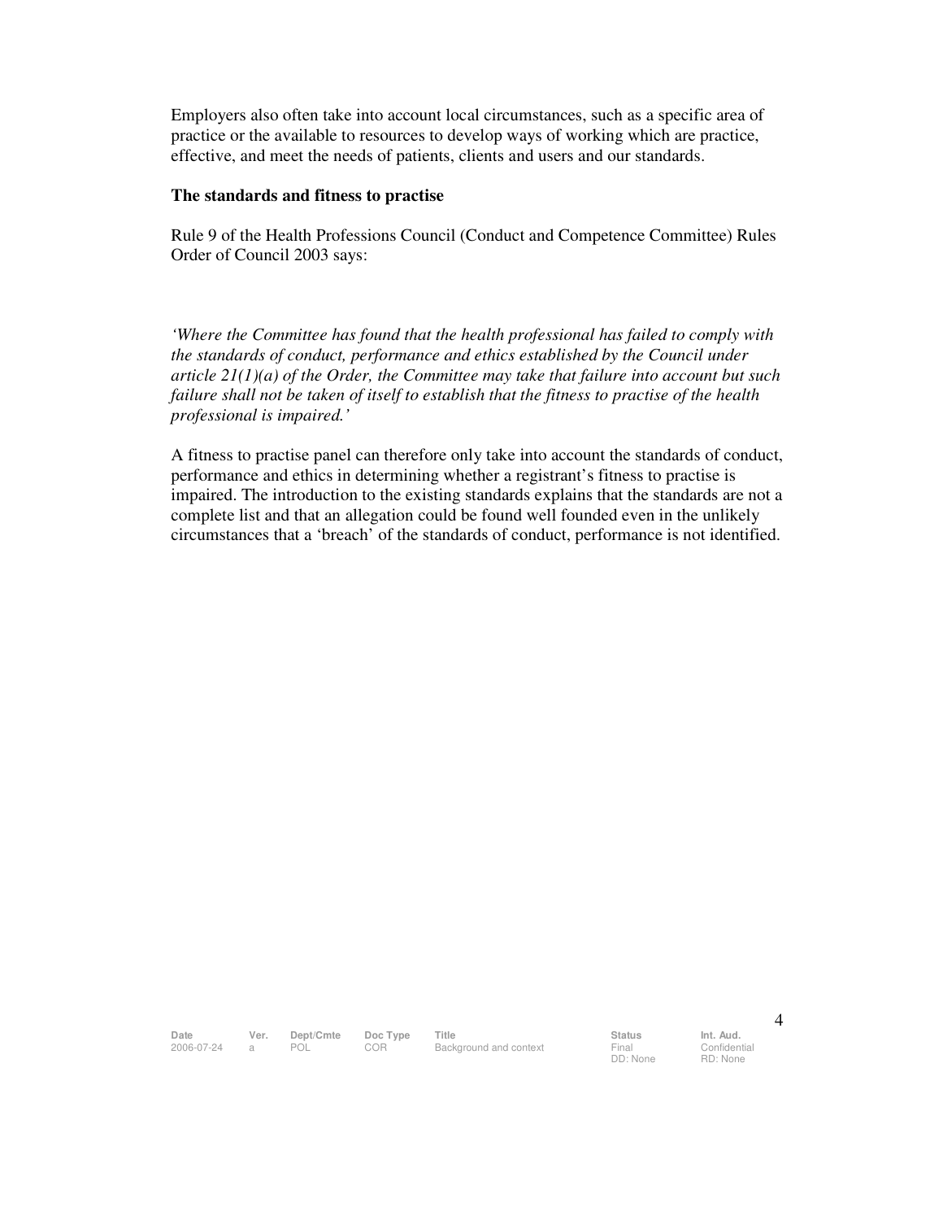Employers also often take into account local circumstances, such as a specific area of practice or the available to resources to develop ways of working which are practice, effective, and meet the needs of patients, clients and users and our standards.

**The standards and fitness to practise**

Rule 9 of the Health Professions Council (Conduct and Competence Committee) Rules Order of Council 2003 says:

*'Where the Committee has found that the health professional has failed to comply with the standards of conduct, performance and ethics established by the Council under article 21(1)(a) of the Order, the Committee may take that failure into account but such failure shall not be taken of itself to establish that the fitness to practise of the health professional is impaired.'*

A fitness to practise panel can therefore only take into account the standards of conduct, performance and ethics in determining whether a registrant's fitness to practise is impaired. The introduction to the existing standards explains that the standards are not a complete list and that an allegation could be found well founded even in the unlikely circumstances that a 'breach' of the standards of conduct, performance is not identified.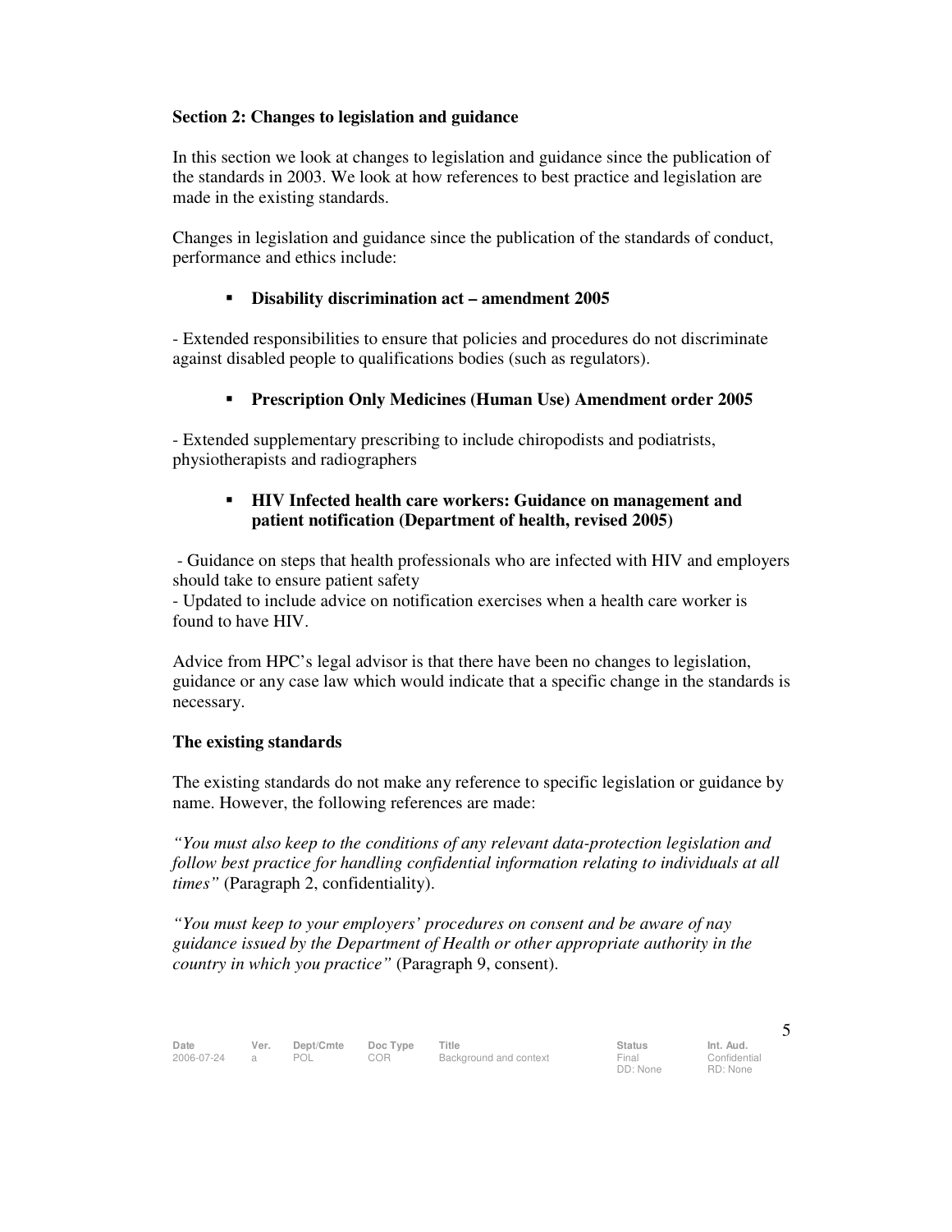**Section 2: Changes to legislation and guidance**

In this section we look at changes to legislation and guidance since the publication of the standards in 2003. We look at how references to best practice and legislation are made in the existing standards.

Changes in legislation and guidance since the publication of the standards of conduct, performance and ethics include:

- **Disability discrimination act – amendment 2005**

- Extended responsibilities to ensure that policies and procedures do not discriminate against disabled people to qualifications bodies (such as regulators).

- **Prescription Only Medicines (Human Use) Amendment order 2005**

- Extended supplementary prescribing to include chiropodists and podiatrists, physiotherapists and radiographers

- **HIV Infected health care workers: Guidance on management and patient notification (Department of health, revised 2005)**

- Guidance on steps that health professionals who are infected with HIV and employers should take to ensure patient safety
- Updated to include advice on notification exercises when a health care worker is found to have HIV.

Advice from HPC's legal advisor is that there have been no changes to legislation, guidance or any case law which would indicate that a specific change in the standards is necessary.

**The existing standards**

The existing standards do not make any reference to specific legislation or guidance by name. However, the following references are made:

*"You must also keep to the conditions of any relevant data-protection legislation and follow best practice for handling confidential information relating to individuals at all times"* (Paragraph 2, confidentiality).

*"You must keep to your employers' procedures on consent and be aware of nay guidance issued by the Department of Health or other appropriate authority in the country in which you practice"* (Paragraph 9, consent).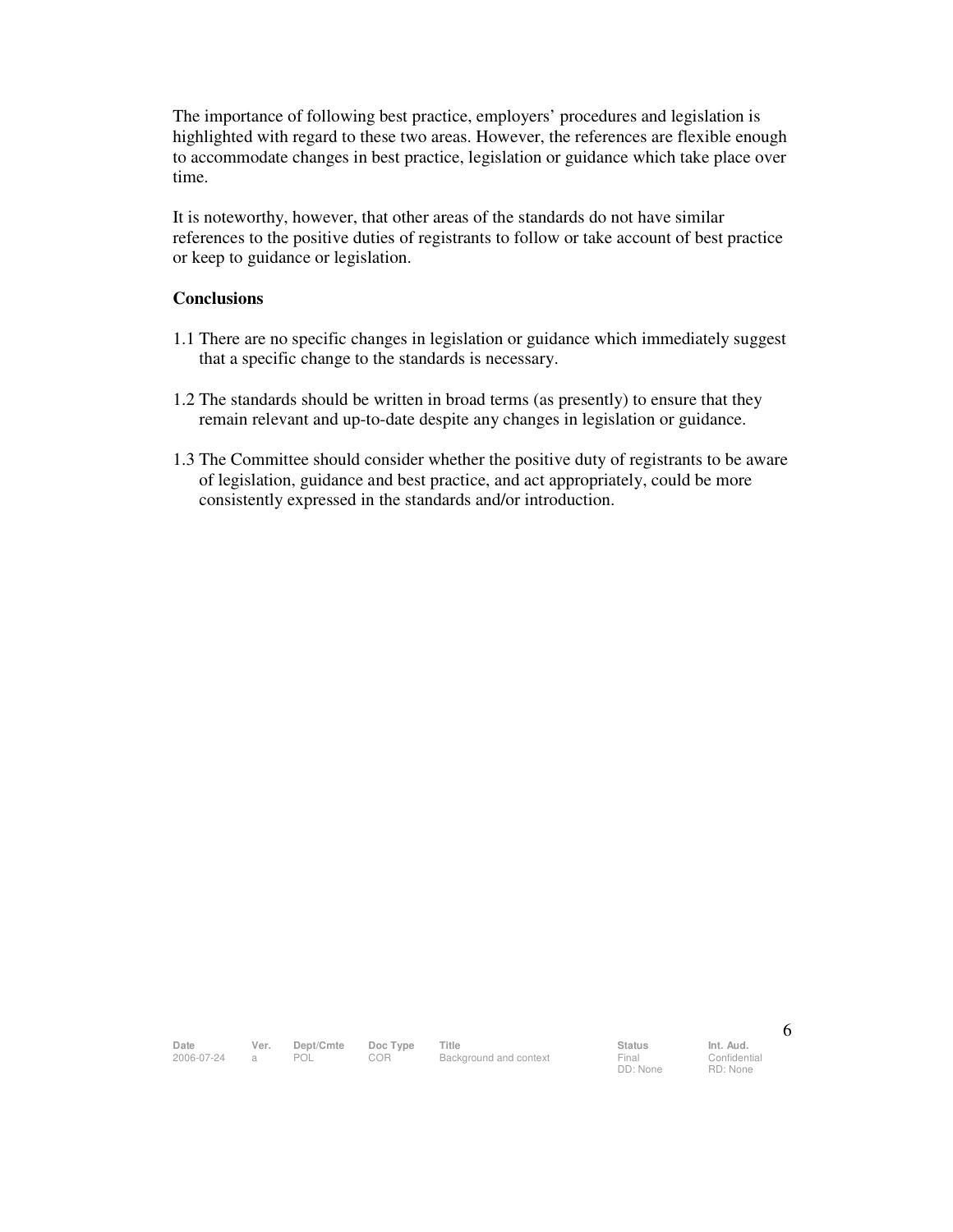The importance of following best practice, employers' procedures and legislation is highlighted with regard to these two areas. However, the references are flexible enough to accommodate changes in best practice, legislation or guidance which take place over time.

It is noteworthy, however, that other areas of the standards do not have similar references to the positive duties of registrants to follow or take account of best practice or keep to guidance or legislation.

**Conclusions**

1.1 There are no specific changes in legislation or guidance which immediately suggest that a specific change to the standards is necessary.

1.2 The standards should be written in broad terms (as presently) to ensure that they remain relevant and up-to-date despite any changes in legislation or guidance.

1.3 The Committee should consider whether the positive duty of registrants to be aware of legislation, guidance and best practice, and act appropriately, could be more consistently expressed in the standards and/or introduction.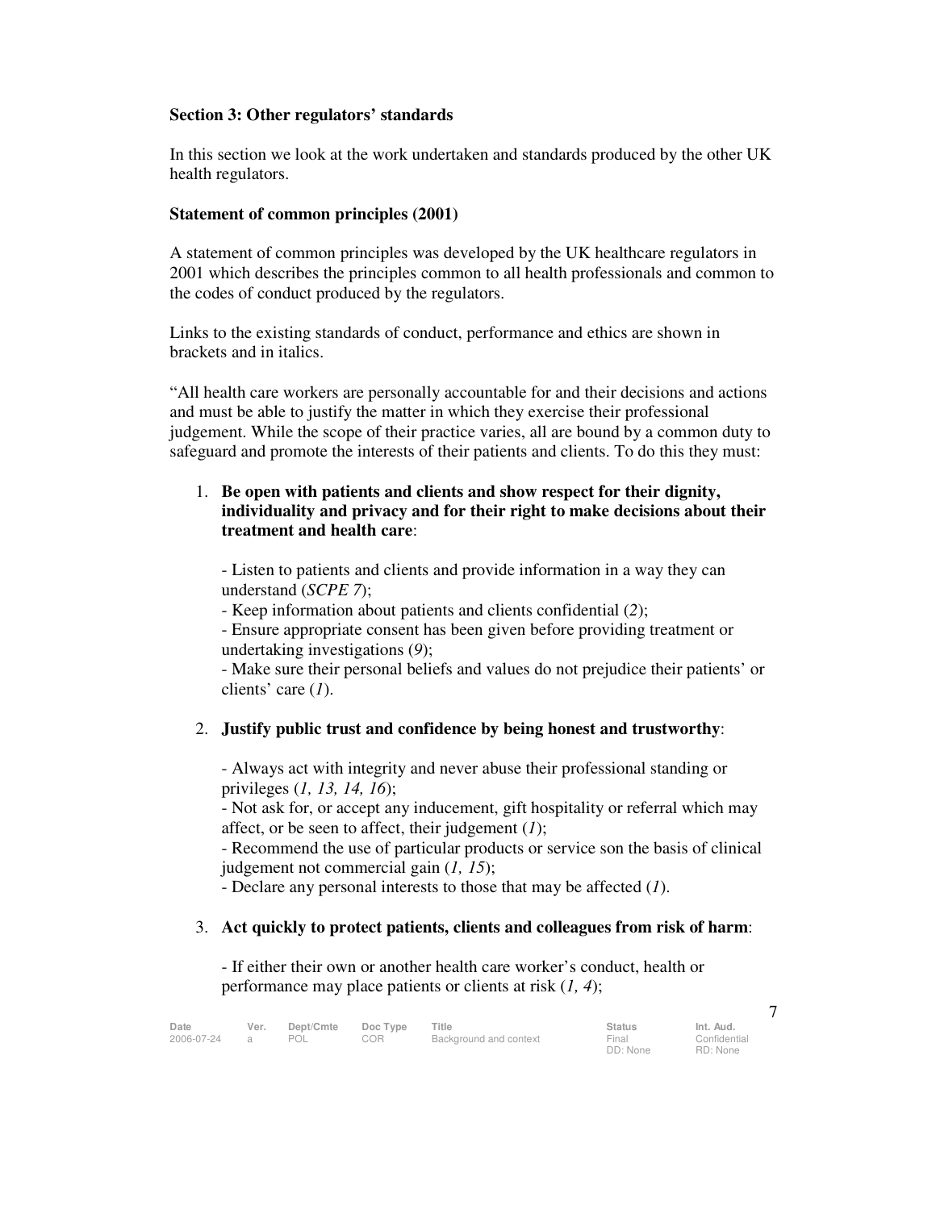**Section 3: Other regulators' standards**

In this section we look at the work undertaken and standards produced by the other UK health regulators.

**Statement of common principles (2001)**

A statement of common principles was developed by the UK healthcare regulators in 2001 which describes the principles common to all health professionals and common to the codes of conduct produced by the regulators.

Links to the existing standards of conduct, performance and ethics are shown in brackets and in italics.

"All health care workers are personally accountable for and their decisions and actions and must be able to justify the matter in which they exercise their professional judgement. While the scope of their practice varies, all are bound by a common duty to safeguard and promote the interests of their patients and clients. To do this they must:

1. **Be open with patients and clients and show respect for their dignity, individuality and privacy and for their right to make decisions about their treatment and health care**:

   - Listen to patients and clients and provide information in a way they can understand (*SCPE 7*);
   - Keep information about patients and clients confidential (*2*);
   - Ensure appropriate consent has been given before providing treatment or undertaking investigations (*9*);
   - Make sure their personal beliefs and values do not prejudice their patients' or clients' care (*1*).

2. **Justify public trust and confidence by being honest and trustworthy**:

   - Always act with integrity and never abuse their professional standing or privileges (*1, 13, 14, 16*);
   - Not ask for, or accept any inducement, gift hospitality or referral which may affect, or be seen to affect, their judgement (*1*);
   - Recommend the use of particular products or service son the basis of clinical judgement not commercial gain (*1, 15*);
   - Declare any personal interests to those that may be affected (*1*).

3. **Act quickly to protect patients, clients and colleagues from risk of harm**:

   - If either their own or another health care worker's conduct, health or performance may place patients or clients at risk (*1, 4*);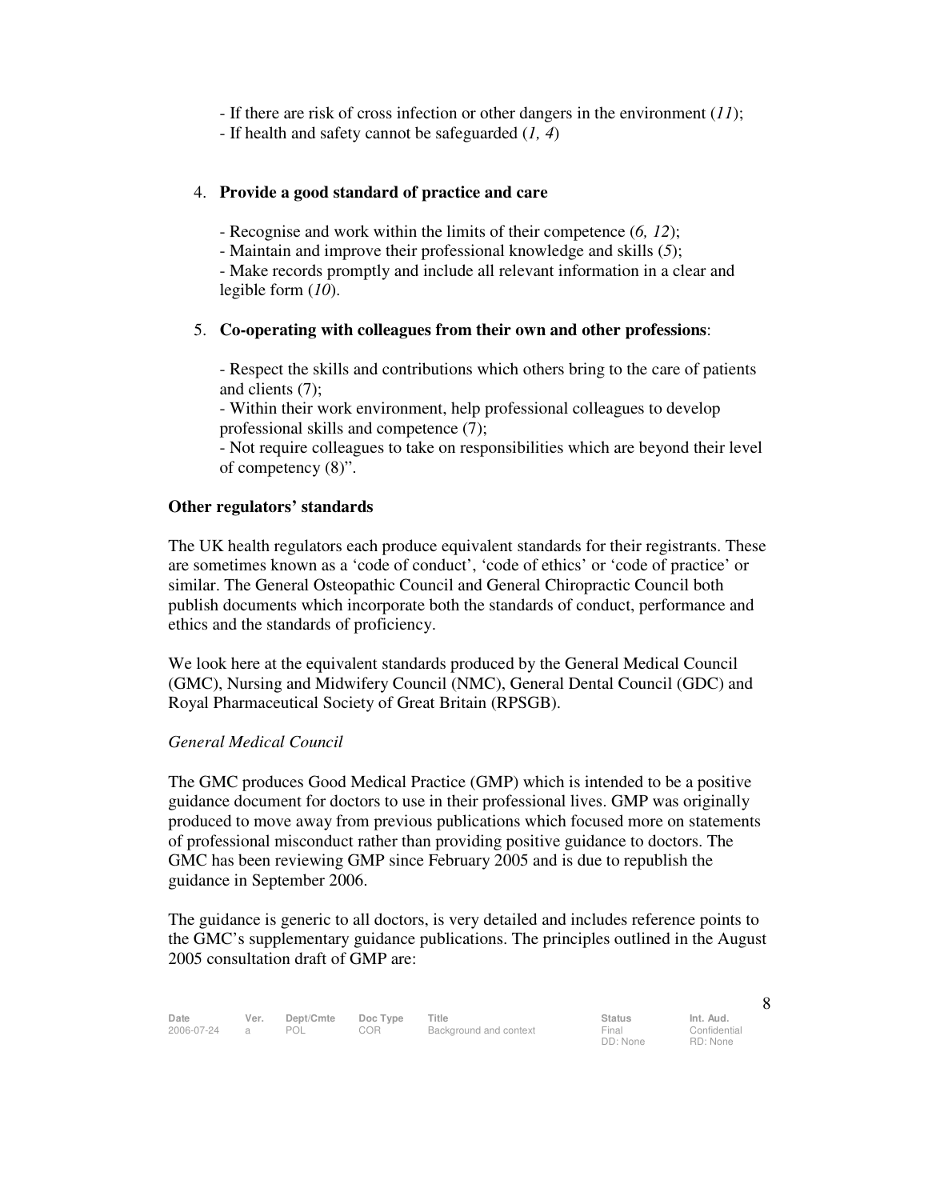- If there are risk of cross infection or other dangers in the environment (*11*);
- If health and safety cannot be safeguarded (*1, 4*)

4. **Provide a good standard of practice and care**

   - Recognise and work within the limits of their competence (*6, 12*);
   - Maintain and improve their professional knowledge and skills (*5*);
   - Make records promptly and include all relevant information in a clear and legible form (*10*).

5. **Co-operating with colleagues from their own and other professions**:

   - Respect the skills and contributions which others bring to the care of patients and clients (7);
   - Within their work environment, help professional colleagues to develop professional skills and competence (7);
   - Not require colleagues to take on responsibilities which are beyond their level of competency (8)".

**Other regulators' standards**

The UK health regulators each produce equivalent standards for their registrants. These are sometimes known as a 'code of conduct', 'code of ethics' or 'code of practice' or similar. The General Osteopathic Council and General Chiropractic Council both publish documents which incorporate both the standards of conduct, performance and ethics and the standards of proficiency.

We look here at the equivalent standards produced by the General Medical Council (GMC), Nursing and Midwifery Council (NMC), General Dental Council (GDC) and Royal Pharmaceutical Society of Great Britain (RPSGB).

*General Medical Council*

The GMC produces Good Medical Practice (GMP) which is intended to be a positive guidance document for doctors to use in their professional lives. GMP was originally produced to move away from previous publications which focused more on statements of professional misconduct rather than providing positive guidance to doctors. The GMC has been reviewing GMP since February 2005 and is due to republish the guidance in September 2006.

The guidance is generic to all doctors, is very detailed and includes reference points to the GMC's supplementary guidance publications. The principles outlined in the August 2005 consultation draft of GMP are: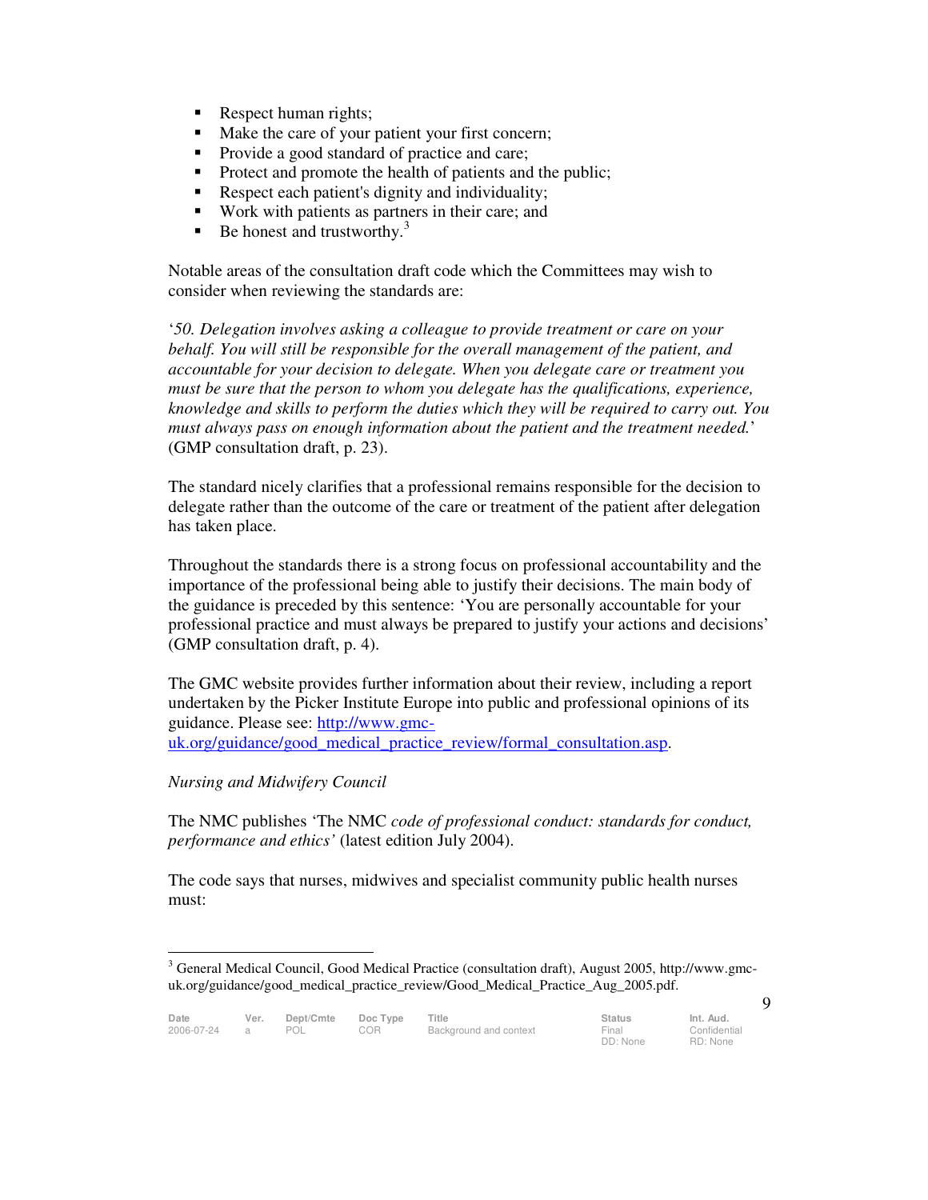- Respect human rights;
- Make the care of your patient your first concern;
- Provide a good standard of practice and care;
- Protect and promote the health of patients and the public;
- Respect each patient's dignity and individuality;
- Work with patients as partners in their care; and
- Be honest and trustworthy.[3]

Notable areas of the consultation draft code which the Committees may wish to consider when reviewing the standards are:

'*50. Delegation involves asking a colleague to provide treatment or care on your behalf. You will still be responsible for the overall management of the patient, and accountable for your decision to delegate. When you delegate care or treatment you must be sure that the person to whom you delegate has the qualifications, experience, knowledge and skills to perform the duties which they will be required to carry out. You must always pass on enough information about the patient and the treatment needed.*' (GMP consultation draft, p. 23).

The standard nicely clarifies that a professional remains responsible for the decision to delegate rather than the outcome of the care or treatment of the patient after delegation has taken place.

Throughout the standards there is a strong focus on professional accountability and the importance of the professional being able to justify their decisions. The main body of the guidance is preceded by this sentence: 'You are personally accountable for your professional practice and must always be prepared to justify your actions and decisions' (GMP consultation draft, p. 4).

The GMC website provides further information about their review, including a report undertaken by the Picker Institute Europe into public and professional opinions of its guidance. Please see: http://www.gmc-uk.org/guidance/good_medical_practice_review/formal_consultation.asp.

*Nursing and Midwifery Council*

The NMC publishes 'The NMC *code of professional conduct: standards for conduct, performance and ethics'* (latest edition July 2004).

The code says that nurses, midwives and specialist community public health nurses must:

---

[3] General Medical Council, Good Medical Practice (consultation draft), August 2005, http://www.gmc-uk.org/guidance/good_medical_practice_review/Good_Medical_Practice_Aug_2005.pdf.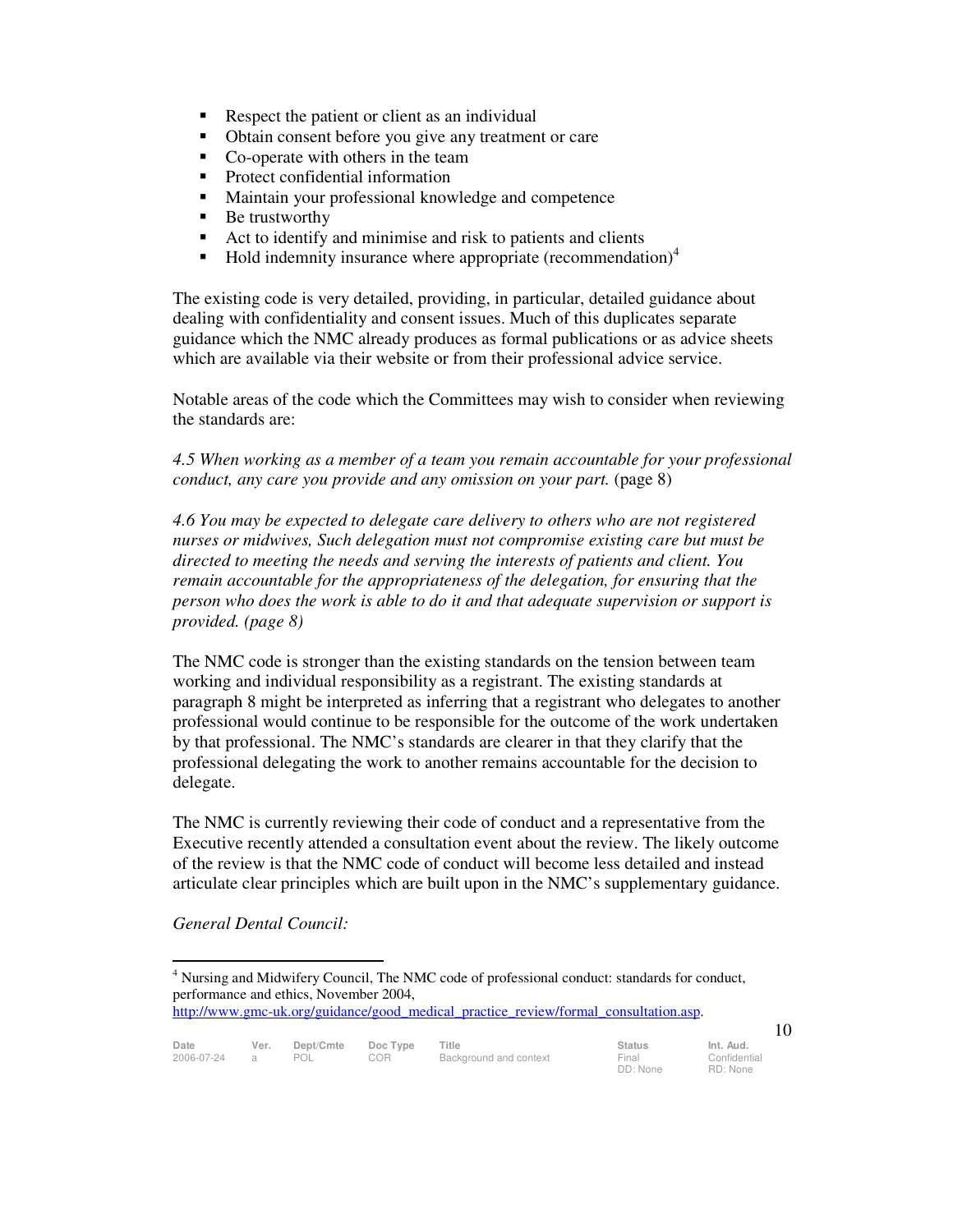- Respect the patient or client as an individual
- Obtain consent before you give any treatment or care
- Co-operate with others in the team
- Protect confidential information
- Maintain your professional knowledge and competence
- Be trustworthy
- Act to identify and minimise and risk to patients and clients
- Hold indemnity insurance where appropriate (recommendation)[4]

The existing code is very detailed, providing, in particular, detailed guidance about dealing with confidentiality and consent issues. Much of this duplicates separate guidance which the NMC already produces as formal publications or as advice sheets which are available via their website or from their professional advice service.

Notable areas of the code which the Committees may wish to consider when reviewing the standards are:

*4.5 When working as a member of a team you remain accountable for your professional conduct, any care you provide and any omission on your part.* (page 8)

*4.6 You may be expected to delegate care delivery to others who are not registered nurses or midwives, Such delegation must not compromise existing care but must be directed to meeting the needs and serving the interests of patients and client. You remain accountable for the appropriateness of the delegation, for ensuring that the person who does the work is able to do it and that adequate supervision or support is provided. (page 8)*

The NMC code is stronger than the existing standards on the tension between team working and individual responsibility as a registrant. The existing standards at paragraph 8 might be interpreted as inferring that a registrant who delegates to another professional would continue to be responsible for the outcome of the work undertaken by that professional. The NMC's standards are clearer in that they clarify that the professional delegating the work to another remains accountable for the decision to delegate.

The NMC is currently reviewing their code of conduct and a representative from the Executive recently attended a consultation event about the review. The likely outcome of the review is that the NMC code of conduct will become less detailed and instead articulate clear principles which are built upon in the NMC's supplementary guidance.

*General Dental Council:*

---

[4] Nursing and Midwifery Council, The NMC code of professional conduct: standards for conduct, performance and ethics, November 2004, http://www.gmc-uk.org/guidance/good_medical_practice_review/formal_consultation.asp.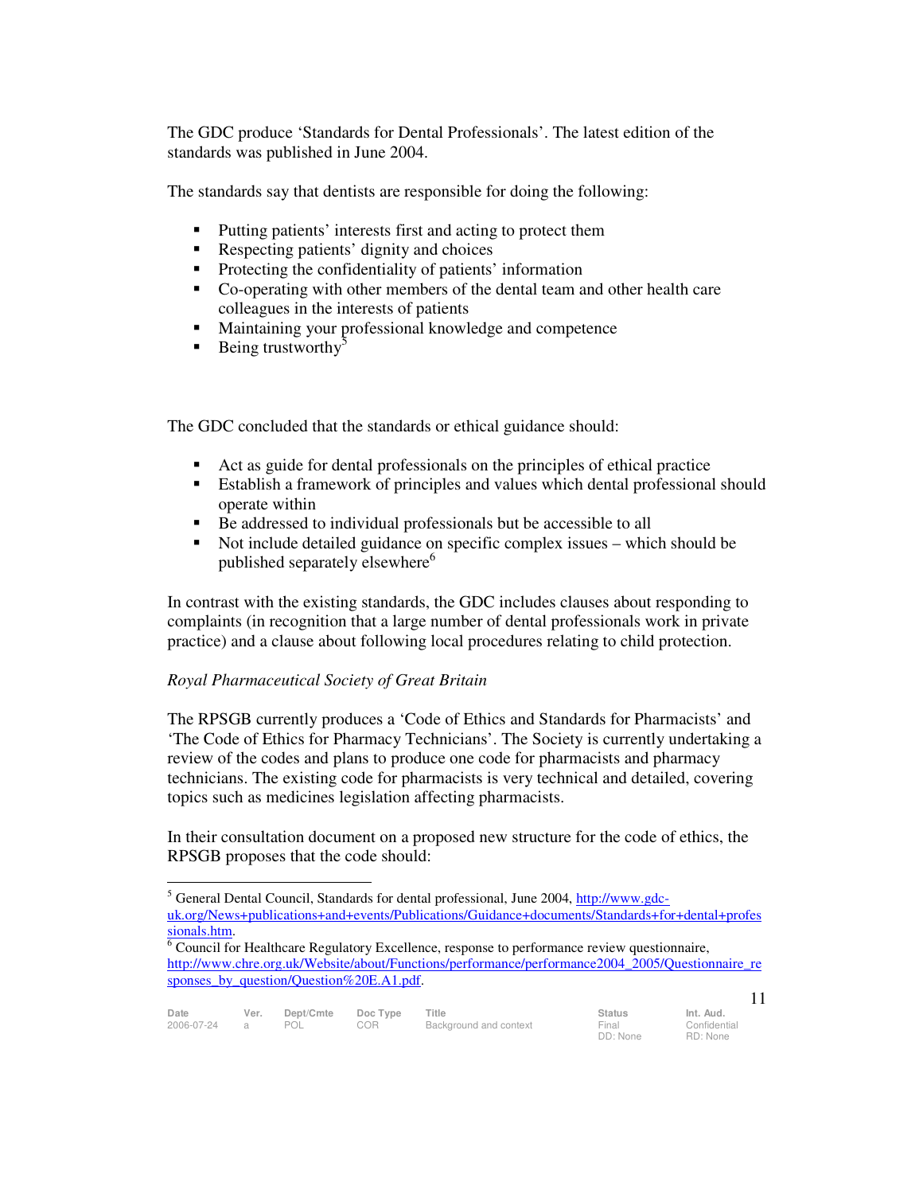The GDC produce 'Standards for Dental Professionals'. The latest edition of the standards was published in June 2004.

The standards say that dentists are responsible for doing the following:

- Putting patients' interests first and acting to protect them
- Respecting patients' dignity and choices
- Protecting the confidentiality of patients' information
- Co-operating with other members of the dental team and other health care colleagues in the interests of patients
- Maintaining your professional knowledge and competence
- Being trustworthy[5]

The GDC concluded that the standards or ethical guidance should:

- Act as guide for dental professionals on the principles of ethical practice
- Establish a framework of principles and values which dental professional should operate within
- Be addressed to individual professionals but be accessible to all
- Not include detailed guidance on specific complex issues – which should be published separately elsewhere[6]

In contrast with the existing standards, the GDC includes clauses about responding to complaints (in recognition that a large number of dental professionals work in private practice) and a clause about following local procedures relating to child protection.

*Royal Pharmaceutical Society of Great Britain*

The RPSGB currently produces a 'Code of Ethics and Standards for Pharmacists' and 'The Code of Ethics for Pharmacy Technicians'. The Society is currently undertaking a review of the codes and plans to produce one code for pharmacists and pharmacy technicians. The existing code for pharmacists is very technical and detailed, covering topics such as medicines legislation affecting pharmacists.

In their consultation document on a proposed new structure for the code of ethics, the RPSGB proposes that the code should:

---

[5] General Dental Council, Standards for dental professional, June 2004, http://www.gdc-uk.org/News+publications+and+events/Publications/Guidance+documents/Standards+for+dental+professionals.htm.

[6] Council for Healthcare Regulatory Excellence, response to performance review questionnaire, http://www.chre.org.uk/Website/about/Functions/performance/performance2004_2005/Questionnaire_responses_by_question/Question%20E.A1.pdf.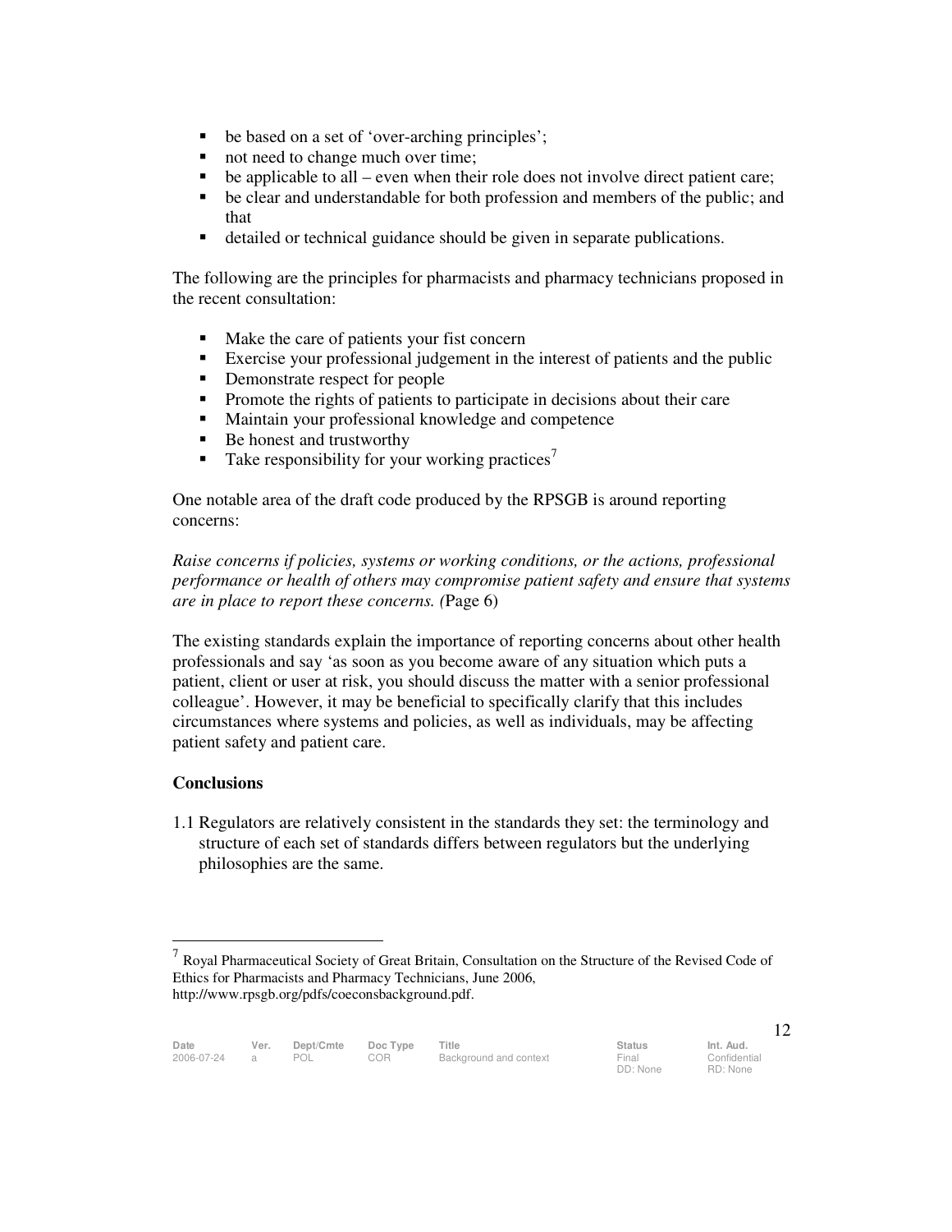- be based on a set of 'over-arching principles';
- not need to change much over time;
- be applicable to all – even when their role does not involve direct patient care;
- be clear and understandable for both profession and members of the public; and that
- detailed or technical guidance should be given in separate publications.

The following are the principles for pharmacists and pharmacy technicians proposed in the recent consultation:

- Make the care of patients your fist concern
- Exercise your professional judgement in the interest of patients and the public
- Demonstrate respect for people
- Promote the rights of patients to participate in decisions about their care
- Maintain your professional knowledge and competence
- Be honest and trustworthy
- Take responsibility for your working practices[7]

One notable area of the draft code produced by the RPSGB is around reporting concerns:

*Raise concerns if policies, systems or working conditions, or the actions, professional performance or health of others may compromise patient safety and ensure that systems are in place to report these concerns. (*Page 6)

The existing standards explain the importance of reporting concerns about other health professionals and say 'as soon as you become aware of any situation which puts a patient, client or user at risk, you should discuss the matter with a senior professional colleague'. However, it may be beneficial to specifically clarify that this includes circumstances where systems and policies, as well as individuals, may be affecting patient safety and patient care.

**Conclusions**

1.1 Regulators are relatively consistent in the standards they set: the terminology and structure of each set of standards differs between regulators but the underlying philosophies are the same.

---

[7] Royal Pharmaceutical Society of Great Britain, Consultation on the Structure of the Revised Code of Ethics for Pharmacists and Pharmacy Technicians, June 2006, http://www.rpsgb.org/pdfs/coeconsbackground.pdf.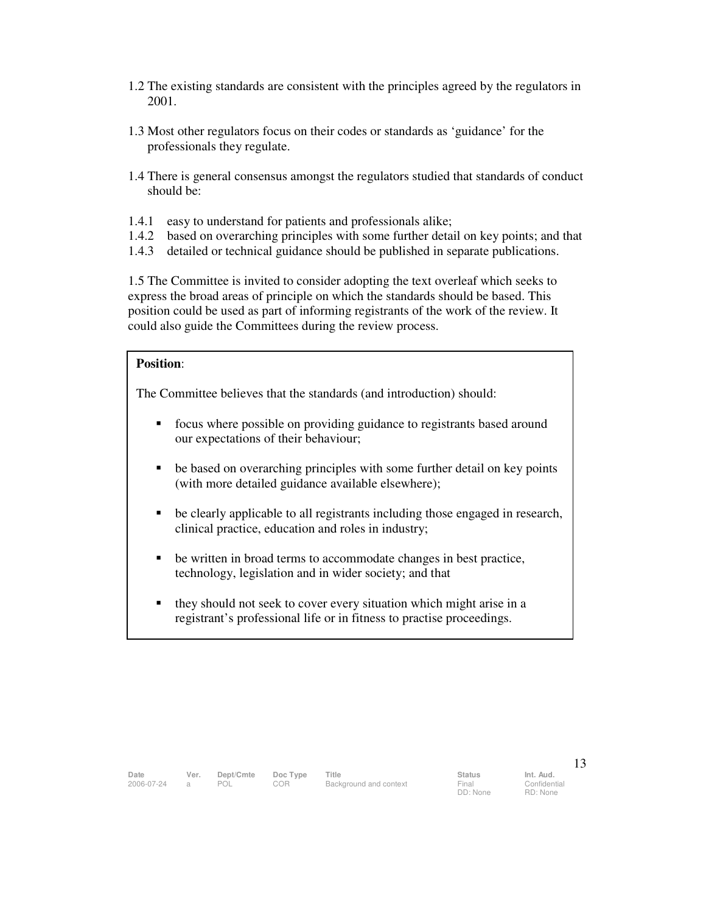1.2 The existing standards are consistent with the principles agreed by the regulators in 2001.

1.3 Most other regulators focus on their codes or standards as 'guidance' for the professionals they regulate.

1.4 There is general consensus amongst the regulators studied that standards of conduct should be:

1.4.1 easy to understand for patients and professionals alike;
1.4.2 based on overarching principles with some further detail on key points; and that
1.4.3 detailed or technical guidance should be published in separate publications.

1.5 The Committee is invited to consider adopting the text overleaf which seeks to express the broad areas of principle on which the standards should be based. This position could be used as part of informing registrants of the work of the review. It could also guide the Committees during the review process.

**Position**:

The Committee believes that the standards (and introduction) should:

- focus where possible on providing guidance to registrants based around our expectations of their behaviour;
- be based on overarching principles with some further detail on key points (with more detailed guidance available elsewhere);
- be clearly applicable to all registrants including those engaged in research, clinical practice, education and roles in industry;
- be written in broad terms to accommodate changes in best practice, technology, legislation and in wider society; and that
- they should not seek to cover every situation which might arise in a registrant's professional life or in fitness to practise proceedings.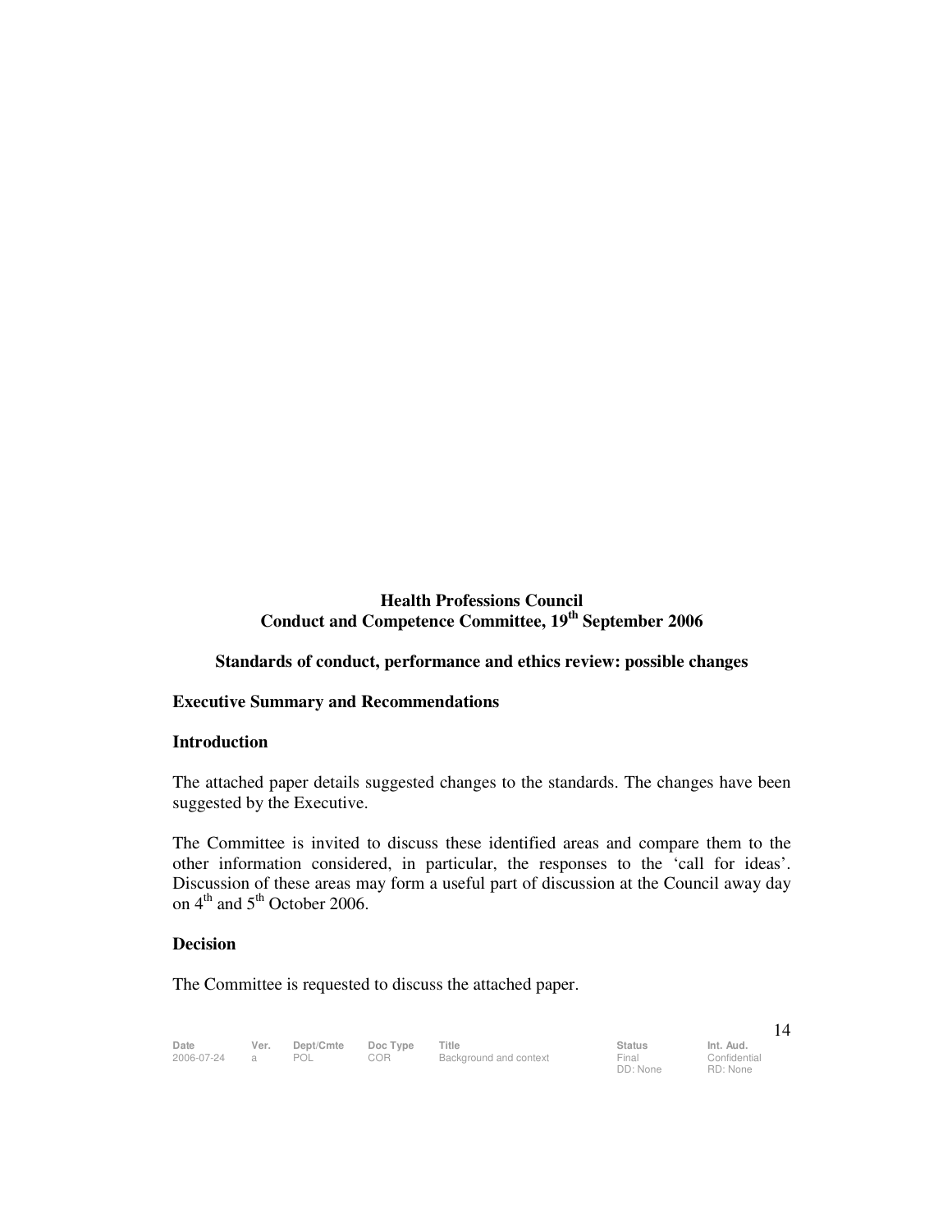# Health Professions Council
## Conduct and Competence Committee, 19th September 2006

### Standards of conduct, performance and ethics review: possible changes

**Executive Summary and Recommendations**

**Introduction**

The attached paper details suggested changes to the standards. The changes have been suggested by the Executive.

The Committee is invited to discuss these identified areas and compare them to the other information considered, in particular, the responses to the 'call for ideas'. Discussion of these areas may form a useful part of discussion at the Council away day on 4th and 5th October 2006.

**Decision**

The Committee is requested to discuss the attached paper.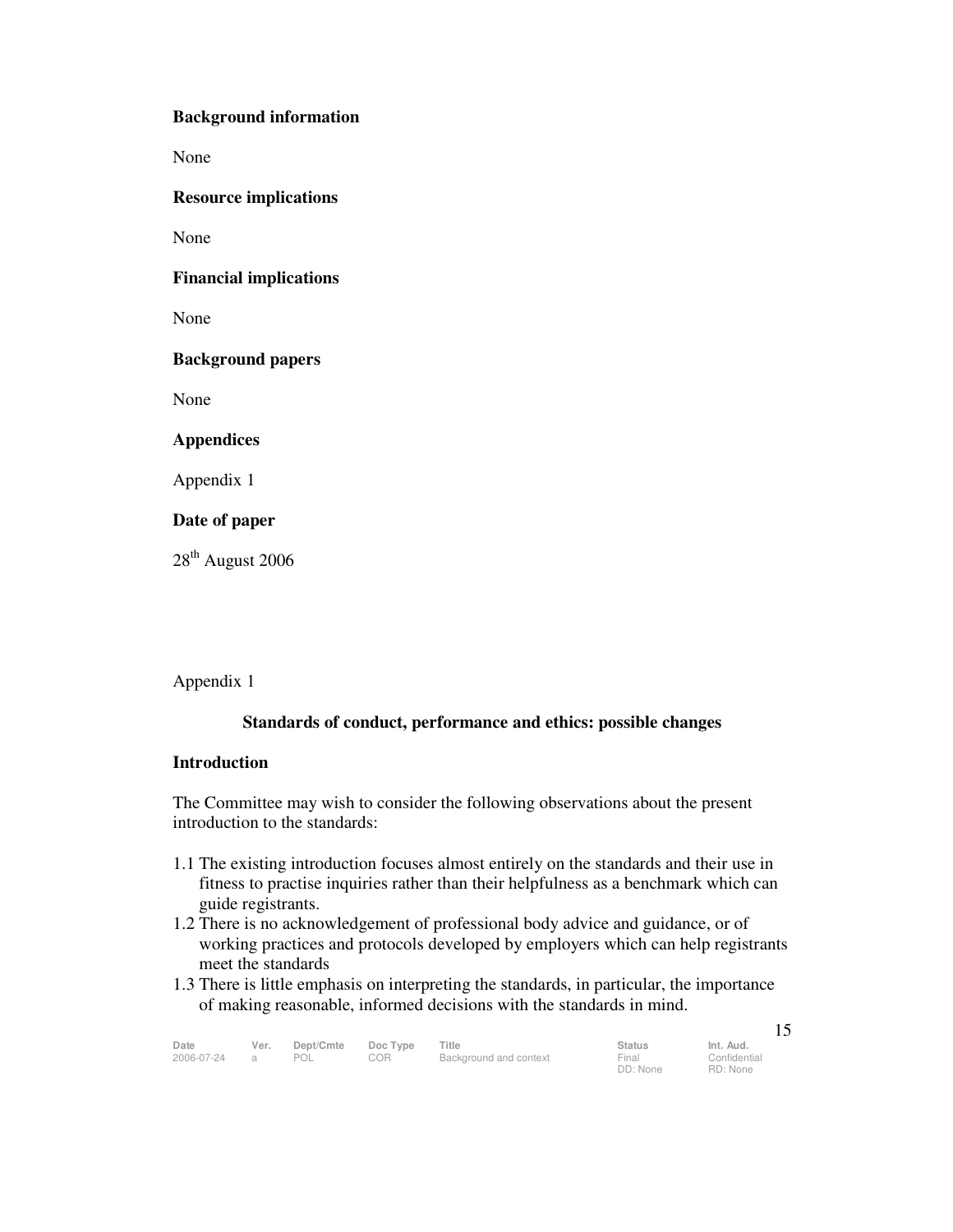**Background information**

None

**Resource implications**

None

**Financial implications**

None

**Background papers**

None

**Appendices**

Appendix 1

**Date of paper**

28th August 2006

Appendix 1

**Standards of conduct, performance and ethics: possible changes**

**Introduction**

The Committee may wish to consider the following observations about the present introduction to the standards:

1.1 The existing introduction focuses almost entirely on the standards and their use in fitness to practise inquiries rather than their helpfulness as a benchmark which can guide registrants.
1.2 There is no acknowledgement of professional body advice and guidance, or of working practices and protocols developed by employers which can help registrants meet the standards
1.3 There is little emphasis on interpreting the standards, in particular, the importance of making reasonable, informed decisions with the standards in mind.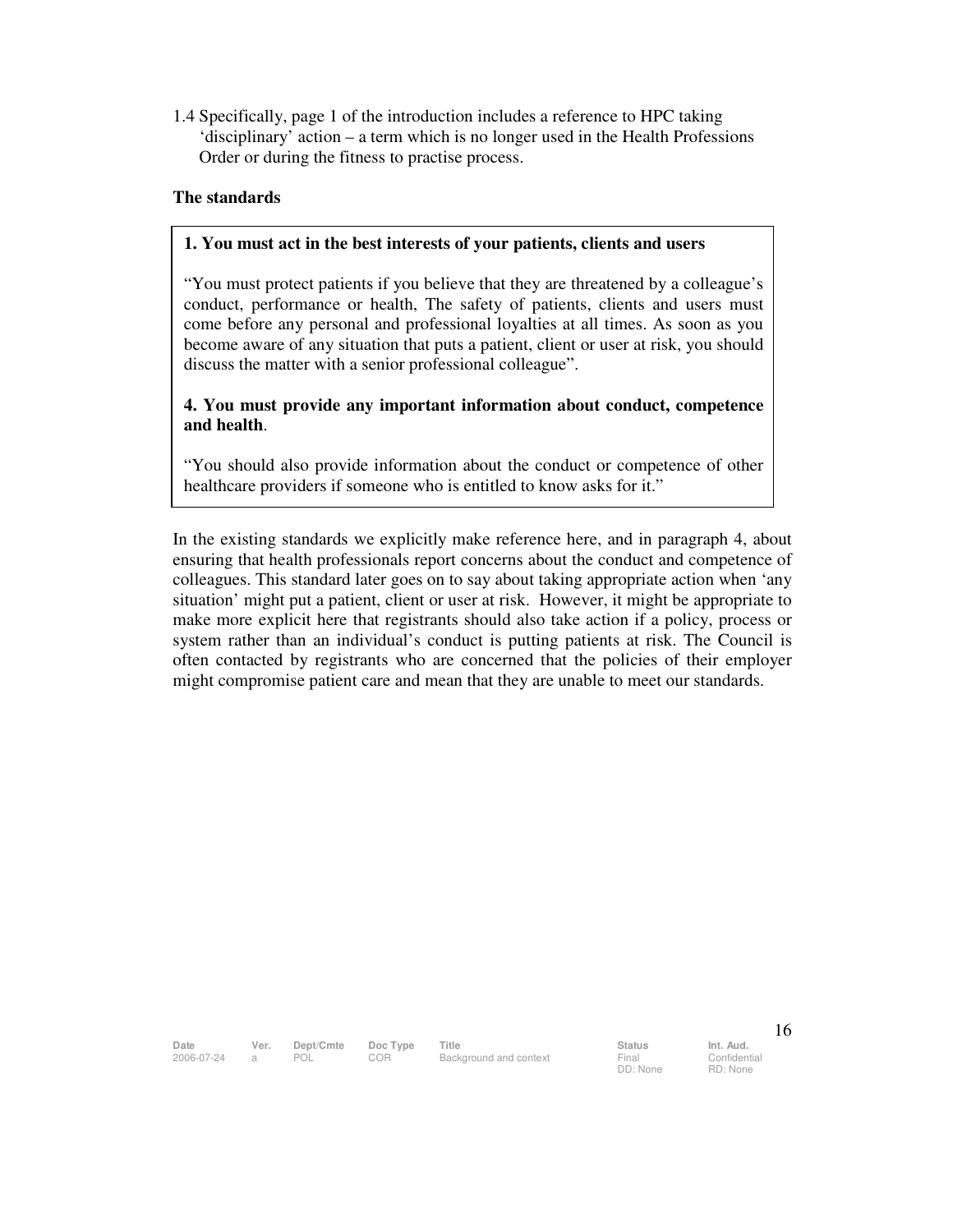1.4 Specifically, page 1 of the introduction includes a reference to HPC taking 'disciplinary' action – a term which is no longer used in the Health Professions Order or during the fitness to practise process.

**The standards**

**1. You must act in the best interests of your patients, clients and users**

"You must protect patients if you believe that they are threatened by a colleague's conduct, performance or health, The safety of patients, clients and users must come before any personal and professional loyalties at all times. As soon as you become aware of any situation that puts a patient, client or user at risk, you should discuss the matter with a senior professional colleague".

**4. You must provide any important information about conduct, competence and health**.

"You should also provide information about the conduct or competence of other healthcare providers if someone who is entitled to know asks for it."

In the existing standards we explicitly make reference here, and in paragraph 4, about ensuring that health professionals report concerns about the conduct and competence of colleagues. This standard later goes on to say about taking appropriate action when 'any situation' might put a patient, client or user at risk. However, it might be appropriate to make more explicit here that registrants should also take action if a policy, process or system rather than an individual's conduct is putting patients at risk. The Council is often contacted by registrants who are concerned that the policies of their employer might compromise patient care and mean that they are unable to meet our standards.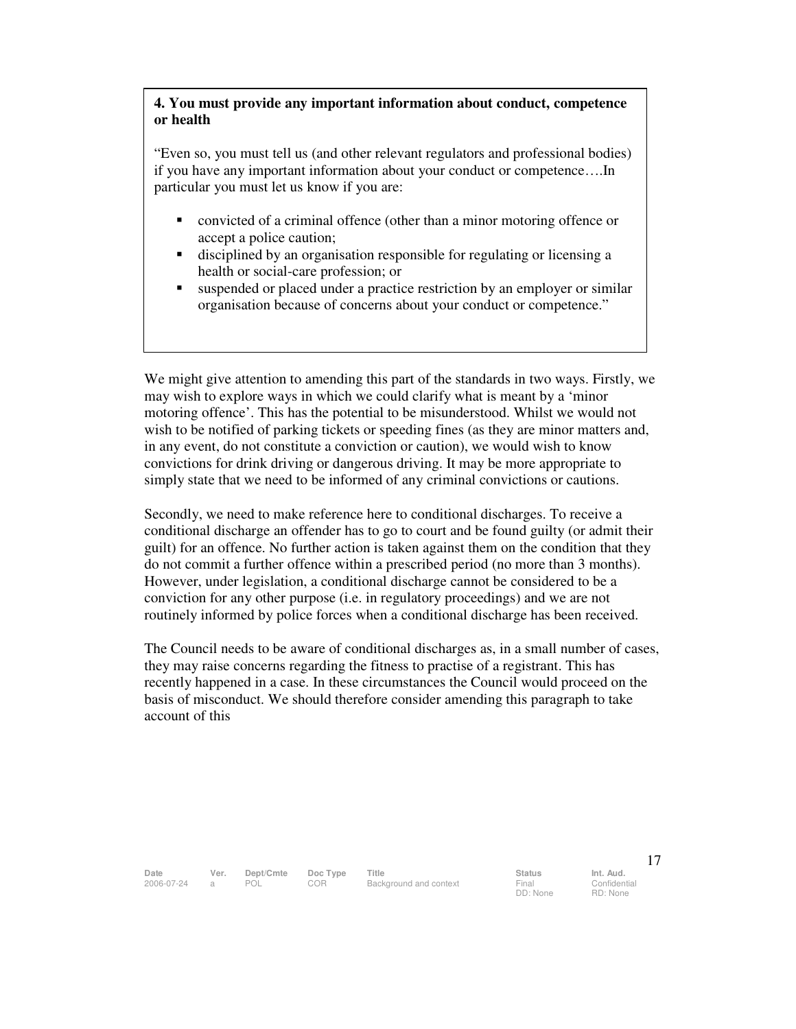**4. You must provide any important information about conduct, competence or health**

"Even so, you must tell us (and other relevant regulators and professional bodies) if you have any important information about your conduct or competence….In particular you must let us know if you are:

- convicted of a criminal offence (other than a minor motoring offence or accept a police caution;
- disciplined by an organisation responsible for regulating or licensing a health or social-care profession; or
- suspended or placed under a practice restriction by an employer or similar organisation because of concerns about your conduct or competence."

We might give attention to amending this part of the standards in two ways. Firstly, we may wish to explore ways in which we could clarify what is meant by a 'minor motoring offence'. This has the potential to be misunderstood. Whilst we would not wish to be notified of parking tickets or speeding fines (as they are minor matters and, in any event, do not constitute a conviction or caution), we would wish to know convictions for drink driving or dangerous driving. It may be more appropriate to simply state that we need to be informed of any criminal convictions or cautions.

Secondly, we need to make reference here to conditional discharges. To receive a conditional discharge an offender has to go to court and be found guilty (or admit their guilt) for an offence. No further action is taken against them on the condition that they do not commit a further offence within a prescribed period (no more than 3 months). However, under legislation, a conditional discharge cannot be considered to be a conviction for any other purpose (i.e. in regulatory proceedings) and we are not routinely informed by police forces when a conditional discharge has been received.

The Council needs to be aware of conditional discharges as, in a small number of cases, they may raise concerns regarding the fitness to practise of a registrant. This has recently happened in a case. In these circumstances the Council would proceed on the basis of misconduct. We should therefore consider amending this paragraph to take account of this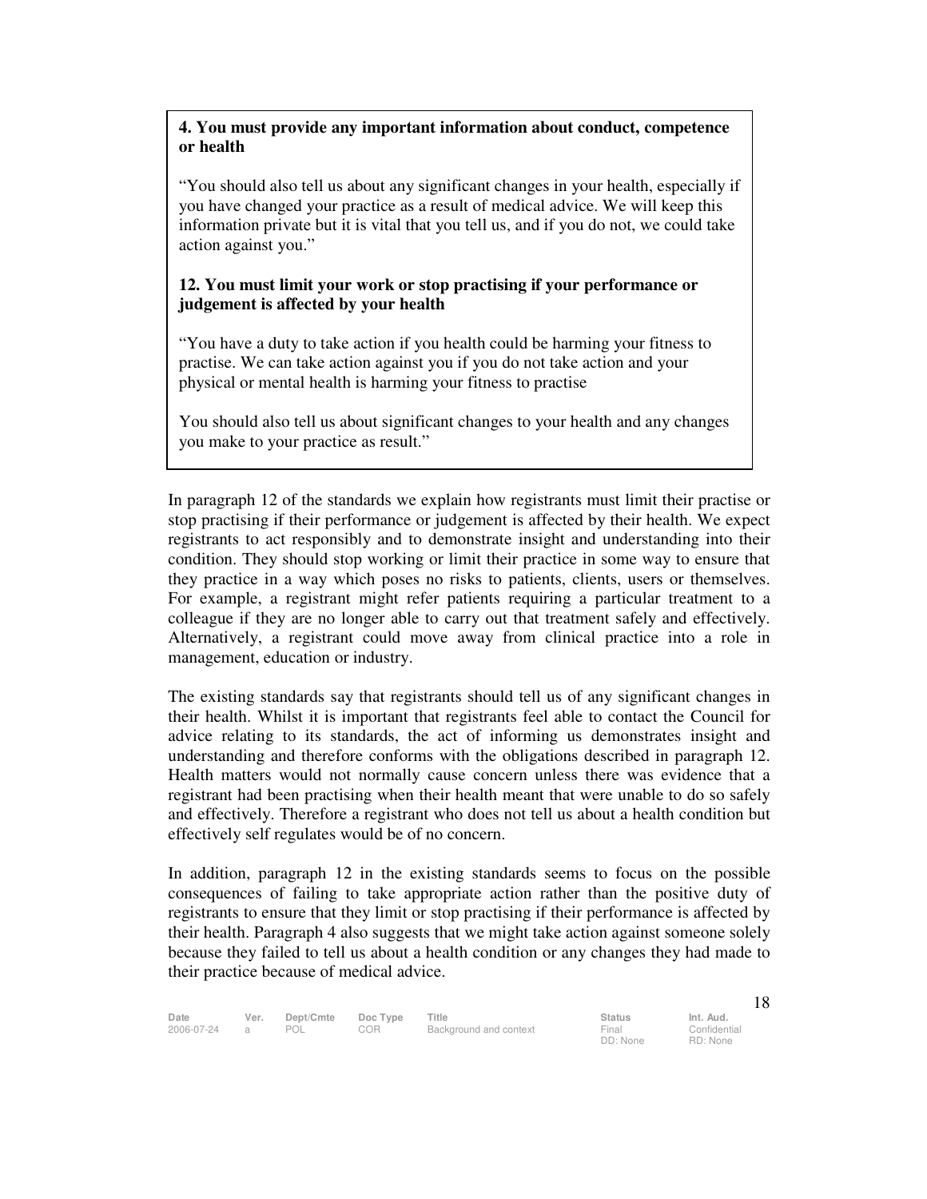**4. You must provide any important information about conduct, competence or health**

"You should also tell us about any significant changes in your health, especially if you have changed your practice as a result of medical advice. We will keep this information private but it is vital that you tell us, and if you do not, we could take action against you."

**12. You must limit your work or stop practising if your performance or judgement is affected by your health**

"You have a duty to take action if you health could be harming your fitness to practise. We can take action against you if you do not take action and your physical or mental health is harming your fitness to practise

You should also tell us about significant changes to your health and any changes you make to your practice as result."

In paragraph 12 of the standards we explain how registrants must limit their practise or stop practising if their performance or judgement is affected by their health. We expect registrants to act responsibly and to demonstrate insight and understanding into their condition. They should stop working or limit their practice in some way to ensure that they practice in a way which poses no risks to patients, clients, users or themselves. For example, a registrant might refer patients requiring a particular treatment to a colleague if they are no longer able to carry out that treatment safely and effectively. Alternatively, a registrant could move away from clinical practice into a role in management, education or industry.

The existing standards say that registrants should tell us of any significant changes in their health. Whilst it is important that registrants feel able to contact the Council for advice relating to its standards, the act of informing us demonstrates insight and understanding and therefore conforms with the obligations described in paragraph 12. Health matters would not normally cause concern unless there was evidence that a registrant had been practising when their health meant that were unable to do so safely and effectively. Therefore a registrant who does not tell us about a health condition but effectively self regulates would be of no concern.

In addition, paragraph 12 in the existing standards seems to focus on the possible consequences of failing to take appropriate action rather than the positive duty of registrants to ensure that they limit or stop practising if their performance is affected by their health. Paragraph 4 also suggests that we might take action against someone solely because they failed to tell us about a health condition or any changes they had made to their practice because of medical advice.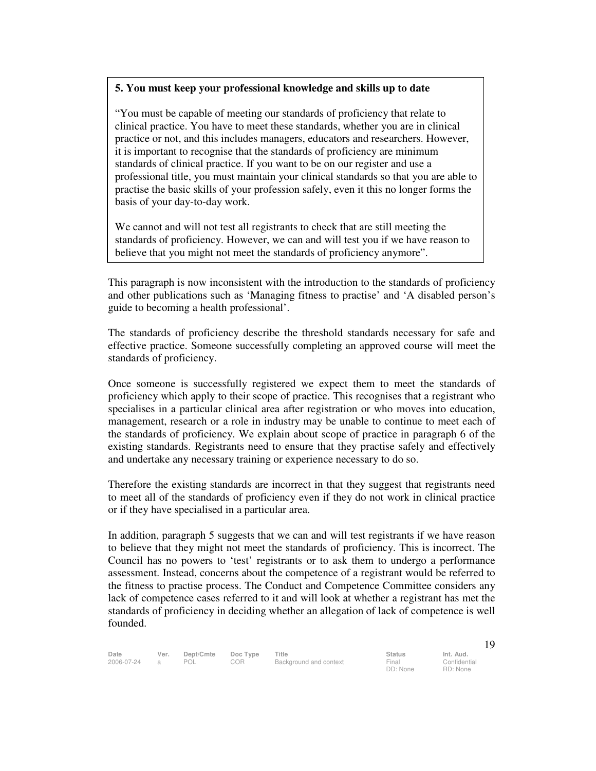**5. You must keep your professional knowledge and skills up to date**

"You must be capable of meeting our standards of proficiency that relate to clinical practice. You have to meet these standards, whether you are in clinical practice or not, and this includes managers, educators and researchers. However, it is important to recognise that the standards of proficiency are minimum standards of clinical practice. If you want to be on our register and use a professional title, you must maintain your clinical standards so that you are able to practise the basic skills of your profession safely, even it this no longer forms the basis of your day-to-day work.

We cannot and will not test all registrants to check that are still meeting the standards of proficiency. However, we can and will test you if we have reason to believe that you might not meet the standards of proficiency anymore".

This paragraph is now inconsistent with the introduction to the standards of proficiency and other publications such as 'Managing fitness to practise' and 'A disabled person's guide to becoming a health professional'.

The standards of proficiency describe the threshold standards necessary for safe and effective practice. Someone successfully completing an approved course will meet the standards of proficiency.

Once someone is successfully registered we expect them to meet the standards of proficiency which apply to their scope of practice. This recognises that a registrant who specialises in a particular clinical area after registration or who moves into education, management, research or a role in industry may be unable to continue to meet each of the standards of proficiency. We explain about scope of practice in paragraph 6 of the existing standards. Registrants need to ensure that they practise safely and effectively and undertake any necessary training or experience necessary to do so.

Therefore the existing standards are incorrect in that they suggest that registrants need to meet all of the standards of proficiency even if they do not work in clinical practice or if they have specialised in a particular area.

In addition, paragraph 5 suggests that we can and will test registrants if we have reason to believe that they might not meet the standards of proficiency. This is incorrect. The Council has no powers to 'test' registrants or to ask them to undergo a performance assessment. Instead, concerns about the competence of a registrant would be referred to the fitness to practise process. The Conduct and Competence Committee considers any lack of competence cases referred to it and will look at whether a registrant has met the standards of proficiency in deciding whether an allegation of lack of competence is well founded.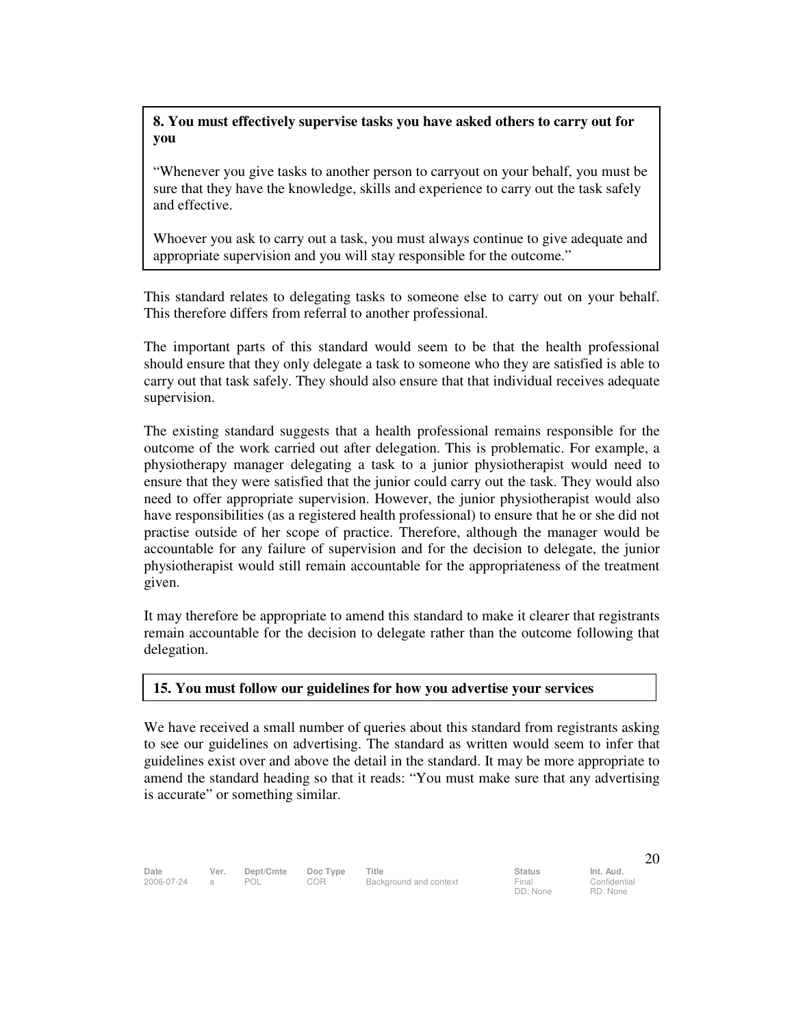**8. You must effectively supervise tasks you have asked others to carry out for you**

"Whenever you give tasks to another person to carryout on your behalf, you must be sure that they have the knowledge, skills and experience to carry out the task safely and effective.

Whoever you ask to carry out a task, you must always continue to give adequate and appropriate supervision and you will stay responsible for the outcome."

This standard relates to delegating tasks to someone else to carry out on your behalf. This therefore differs from referral to another professional.

The important parts of this standard would seem to be that the health professional should ensure that they only delegate a task to someone who they are satisfied is able to carry out that task safely. They should also ensure that that individual receives adequate supervision.

The existing standard suggests that a health professional remains responsible for the outcome of the work carried out after delegation. This is problematic. For example, a physiotherapy manager delegating a task to a junior physiotherapist would need to ensure that they were satisfied that the junior could carry out the task. They would also need to offer appropriate supervision. However, the junior physiotherapist would also have responsibilities (as a registered health professional) to ensure that he or she did not practise outside of her scope of practice. Therefore, although the manager would be accountable for any failure of supervision and for the decision to delegate, the junior physiotherapist would still remain accountable for the appropriateness of the treatment given.

It may therefore be appropriate to amend this standard to make it clearer that registrants remain accountable for the decision to delegate rather than the outcome following that delegation.

**15. You must follow our guidelines for how you advertise your services**

We have received a small number of queries about this standard from registrants asking to see our guidelines on advertising. The standard as written would seem to infer that guidelines exist over and above the detail in the standard. It may be more appropriate to amend the standard heading so that it reads: "You must make sure that any advertising is accurate" or something similar.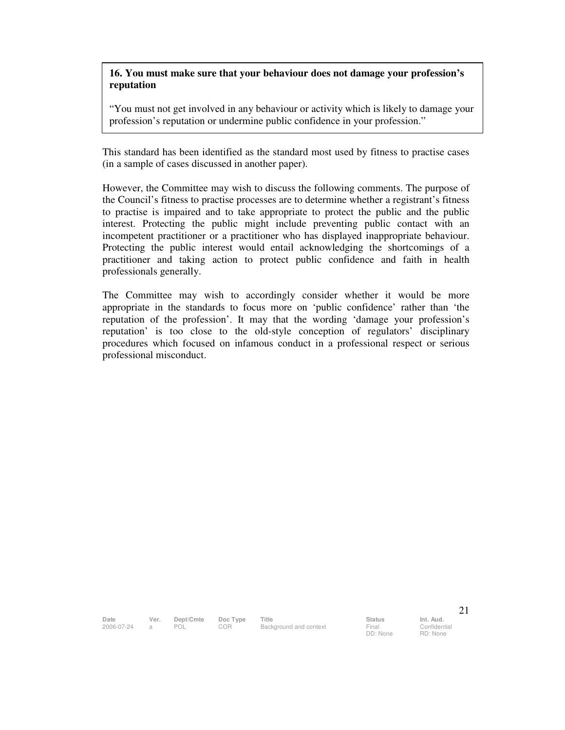**16. You must make sure that your behaviour does not damage your profession's reputation**

"You must not get involved in any behaviour or activity which is likely to damage your profession's reputation or undermine public confidence in your profession."

This standard has been identified as the standard most used by fitness to practise cases (in a sample of cases discussed in another paper).

However, the Committee may wish to discuss the following comments. The purpose of the Council's fitness to practise processes are to determine whether a registrant's fitness to practise is impaired and to take appropriate to protect the public and the public interest. Protecting the public might include preventing public contact with an incompetent practitioner or a practitioner who has displayed inappropriate behaviour. Protecting the public interest would entail acknowledging the shortcomings of a practitioner and taking action to protect public confidence and faith in health professionals generally.

The Committee may wish to accordingly consider whether it would be more appropriate in the standards to focus more on 'public confidence' rather than 'the reputation of the profession'. It may that the wording 'damage your profession's reputation' is too close to the old-style conception of regulators' disciplinary procedures which focused on infamous conduct in a professional respect or serious professional misconduct.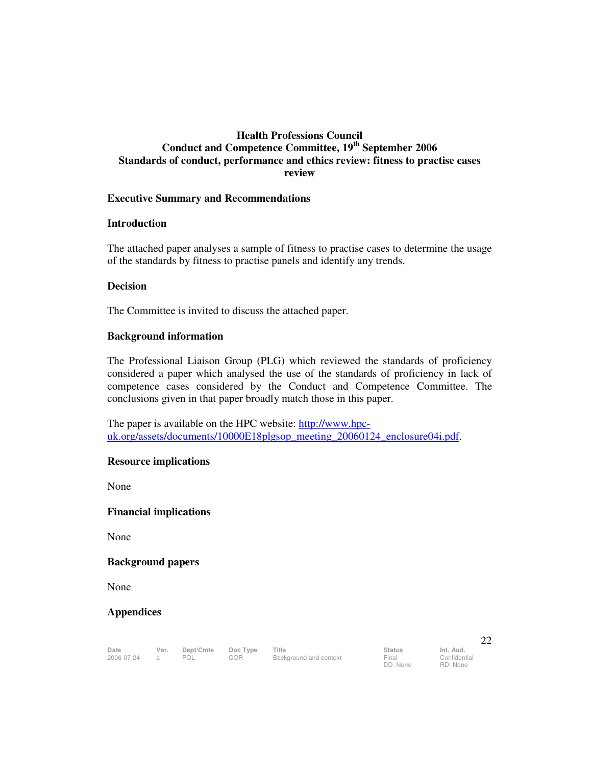**Health Professions Council**
**Conduct and Competence Committee, 19th September 2006**
**Standards of conduct, performance and ethics review: fitness to practise cases review**

## Executive Summary and Recommendations

### Introduction

The attached paper analyses a sample of fitness to practise cases to determine the usage of the standards by fitness to practise panels and identify any trends.

### Decision

The Committee is invited to discuss the attached paper.

### Background information

The Professional Liaison Group (PLG) which reviewed the standards of proficiency considered a paper which analysed the use of the standards of proficiency in lack of competence cases considered by the Conduct and Competence Committee. The conclusions given in that paper broadly match those in this paper.

The paper is available on the HPC website: [http://www.hpc-uk.org/assets/documents/10000E18plgsop_meeting_20060124_enclosure04i.pdf](http://www.hpc-uk.org/assets/documents/10000E18plgsop_meeting_20060124_enclosure04i.pdf).

### Resource implications

None

### Financial implications

None

### Background papers

None

### Appendices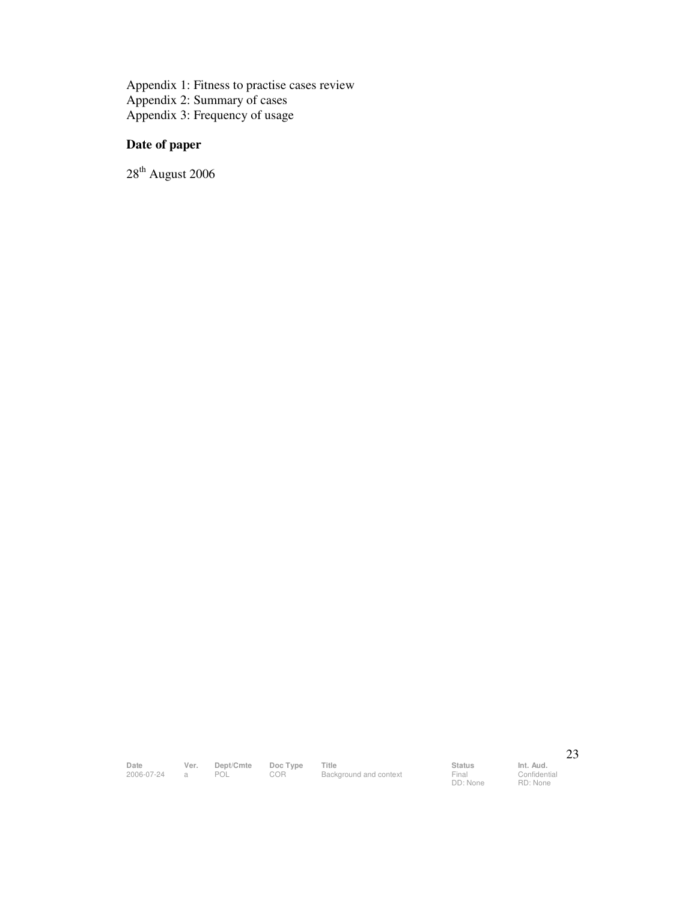Appendix 1: Fitness to practise cases review
Appendix 2: Summary of cases
Appendix 3: Frequency of usage

**Date of paper**

28th August 2006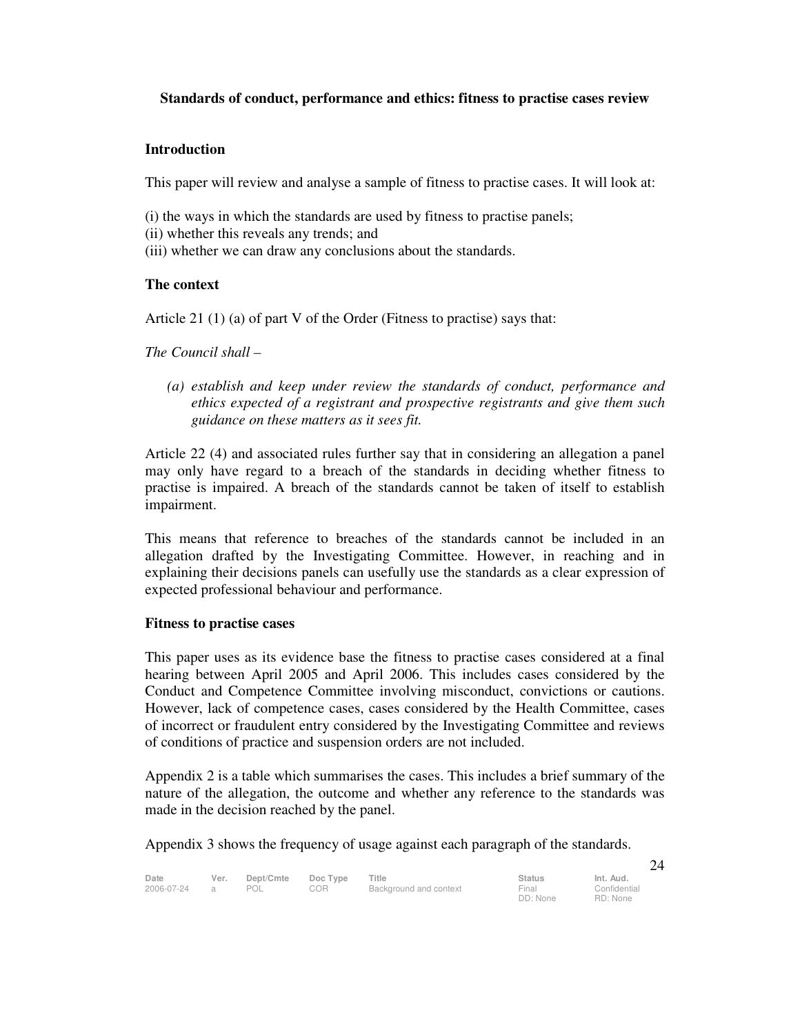**Standards of conduct, performance and ethics: fitness to practise cases review**

## Introduction

This paper will review and analyse a sample of fitness to practise cases. It will look at:

(i) the ways in which the standards are used by fitness to practise panels;
(ii) whether this reveals any trends; and
(iii) whether we can draw any conclusions about the standards.

## The context

Article 21 (1) (a) of part V of the Order (Fitness to practise) says that:

*The Council shall –*

> *(a) establish and keep under review the standards of conduct, performance and ethics expected of a registrant and prospective registrants and give them such guidance on these matters as it sees fit.*

Article 22 (4) and associated rules further say that in considering an allegation a panel may only have regard to a breach of the standards in deciding whether fitness to practise is impaired. A breach of the standards cannot be taken of itself to establish impairment.

This means that reference to breaches of the standards cannot be included in an allegation drafted by the Investigating Committee. However, in reaching and in explaining their decisions panels can usefully use the standards as a clear expression of expected professional behaviour and performance.

## Fitness to practise cases

This paper uses as its evidence base the fitness to practise cases considered at a final hearing between April 2005 and April 2006. This includes cases considered by the Conduct and Competence Committee involving misconduct, convictions or cautions. However, lack of competence cases, cases considered by the Health Committee, cases of incorrect or fraudulent entry considered by the Investigating Committee and reviews of conditions of practice and suspension orders are not included.

Appendix 2 is a table which summarises the cases. This includes a brief summary of the nature of the allegation, the outcome and whether any reference to the standards was made in the decision reached by the panel.

Appendix 3 shows the frequency of usage against each paragraph of the standards.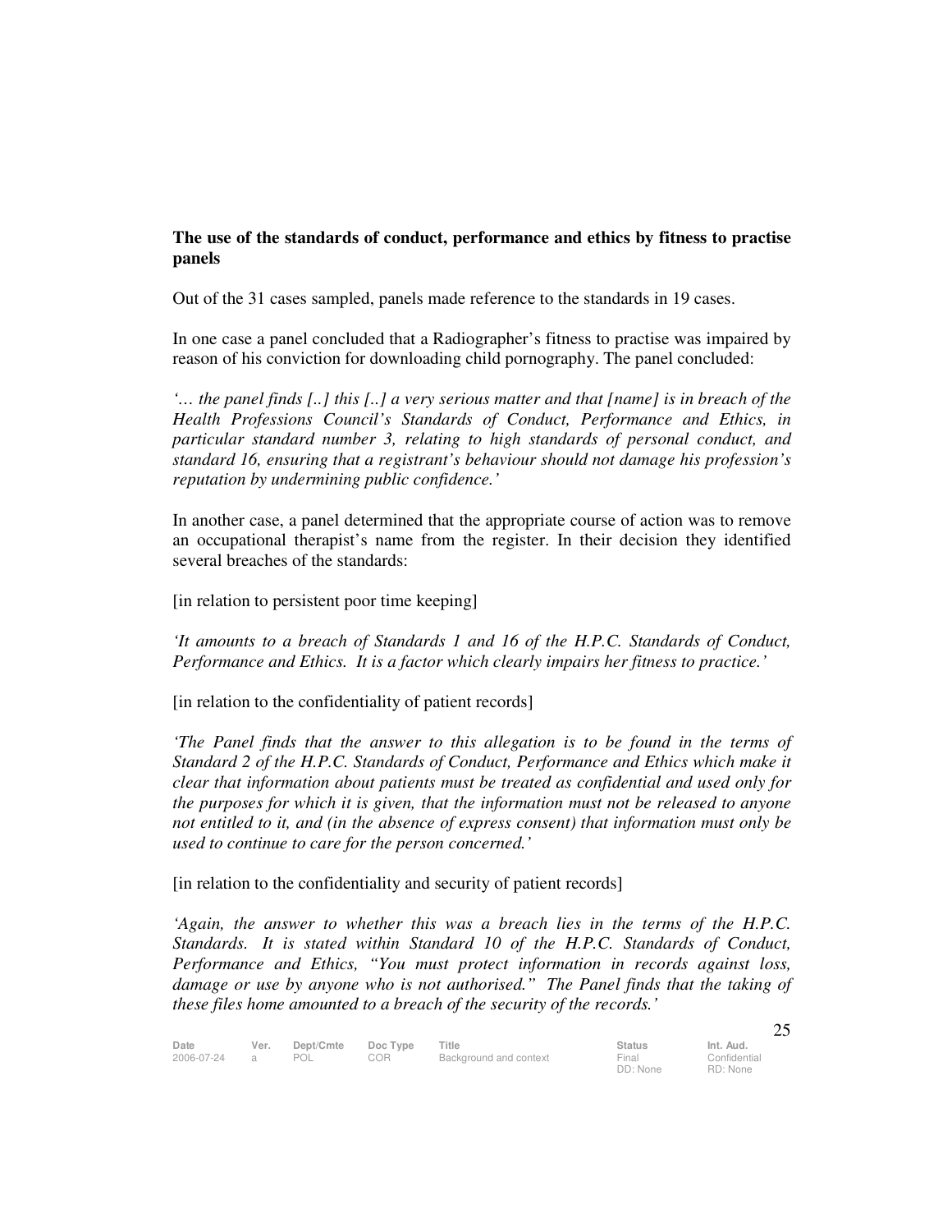**The use of the standards of conduct, performance and ethics by fitness to practise panels**

Out of the 31 cases sampled, panels made reference to the standards in 19 cases.

In one case a panel concluded that a Radiographer's fitness to practise was impaired by reason of his conviction for downloading child pornography. The panel concluded:

*'… the panel finds [..] this [..] a very serious matter and that [name] is in breach of the Health Professions Council's Standards of Conduct, Performance and Ethics, in particular standard number 3, relating to high standards of personal conduct, and standard 16, ensuring that a registrant's behaviour should not damage his profession's reputation by undermining public confidence.'*

In another case, a panel determined that the appropriate course of action was to remove an occupational therapist's name from the register. In their decision they identified several breaches of the standards:

[in relation to persistent poor time keeping]

*'It amounts to a breach of Standards 1 and 16 of the H.P.C. Standards of Conduct, Performance and Ethics. It is a factor which clearly impairs her fitness to practice.'*

[in relation to the confidentiality of patient records]

*'The Panel finds that the answer to this allegation is to be found in the terms of Standard 2 of the H.P.C. Standards of Conduct, Performance and Ethics which make it clear that information about patients must be treated as confidential and used only for the purposes for which it is given, that the information must not be released to anyone not entitled to it, and (in the absence of express consent) that information must only be used to continue to care for the person concerned.'*

[in relation to the confidentiality and security of patient records]

*'Again, the answer to whether this was a breach lies in the terms of the H.P.C. Standards. It is stated within Standard 10 of the H.P.C. Standards of Conduct, Performance and Ethics, "You must protect information in records against loss, damage or use by anyone who is not authorised." The Panel finds that the taking of these files home amounted to a breach of the security of the records.'*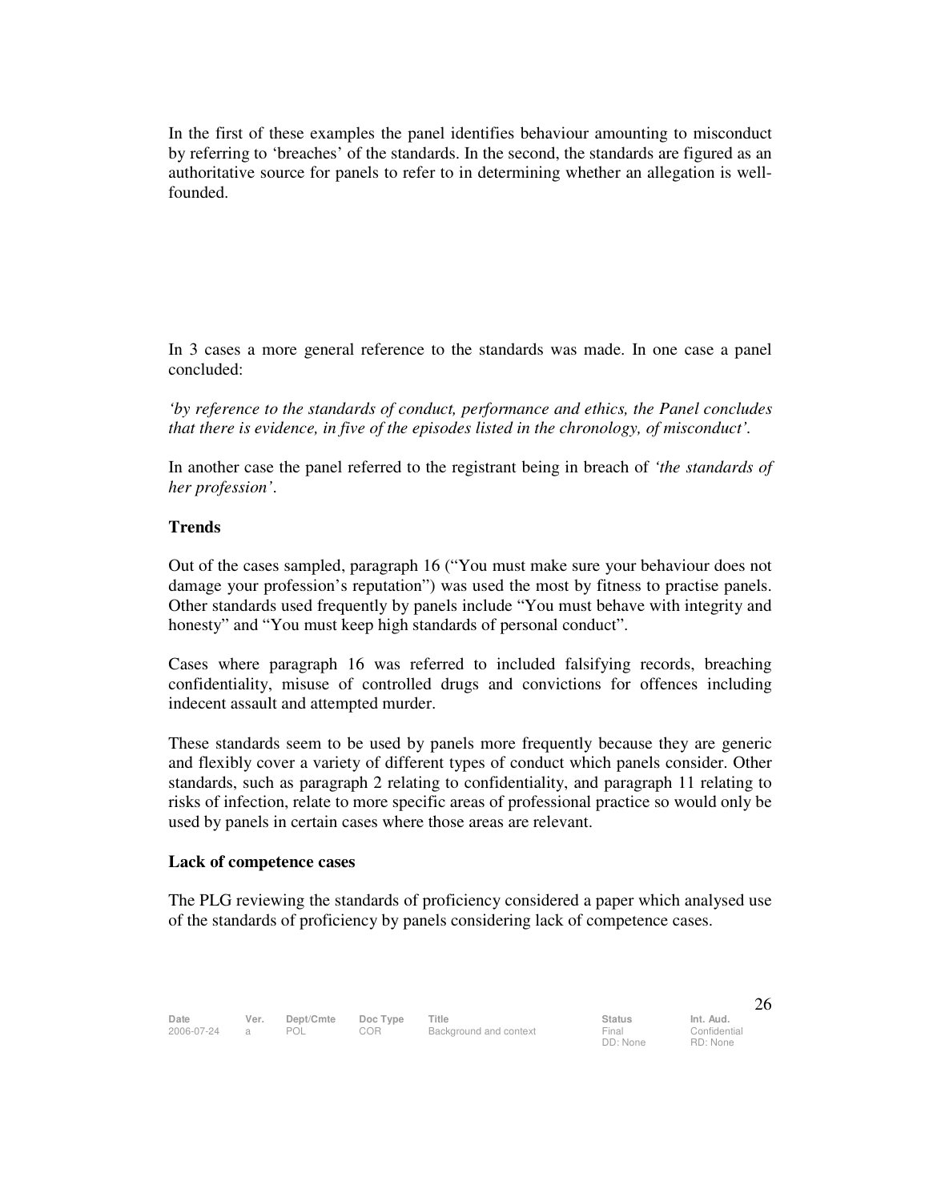In the first of these examples the panel identifies behaviour amounting to misconduct by referring to 'breaches' of the standards. In the second, the standards are figured as an authoritative source for panels to refer to in determining whether an allegation is well-founded.

In 3 cases a more general reference to the standards was made. In one case a panel concluded:

*'by reference to the standards of conduct, performance and ethics, the Panel concludes that there is evidence, in five of the episodes listed in the chronology, of misconduct'.*

In another case the panel referred to the registrant being in breach of *'the standards of her profession'*.

**Trends**

Out of the cases sampled, paragraph 16 ("You must make sure your behaviour does not damage your profession's reputation") was used the most by fitness to practise panels. Other standards used frequently by panels include "You must behave with integrity and honesty" and "You must keep high standards of personal conduct".

Cases where paragraph 16 was referred to included falsifying records, breaching confidentiality, misuse of controlled drugs and convictions for offences including indecent assault and attempted murder.

These standards seem to be used by panels more frequently because they are generic and flexibly cover a variety of different types of conduct which panels consider. Other standards, such as paragraph 2 relating to confidentiality, and paragraph 11 relating to risks of infection, relate to more specific areas of professional practice so would only be used by panels in certain cases where those areas are relevant.

**Lack of competence cases**

The PLG reviewing the standards of proficiency considered a paper which analysed use of the standards of proficiency by panels considering lack of competence cases.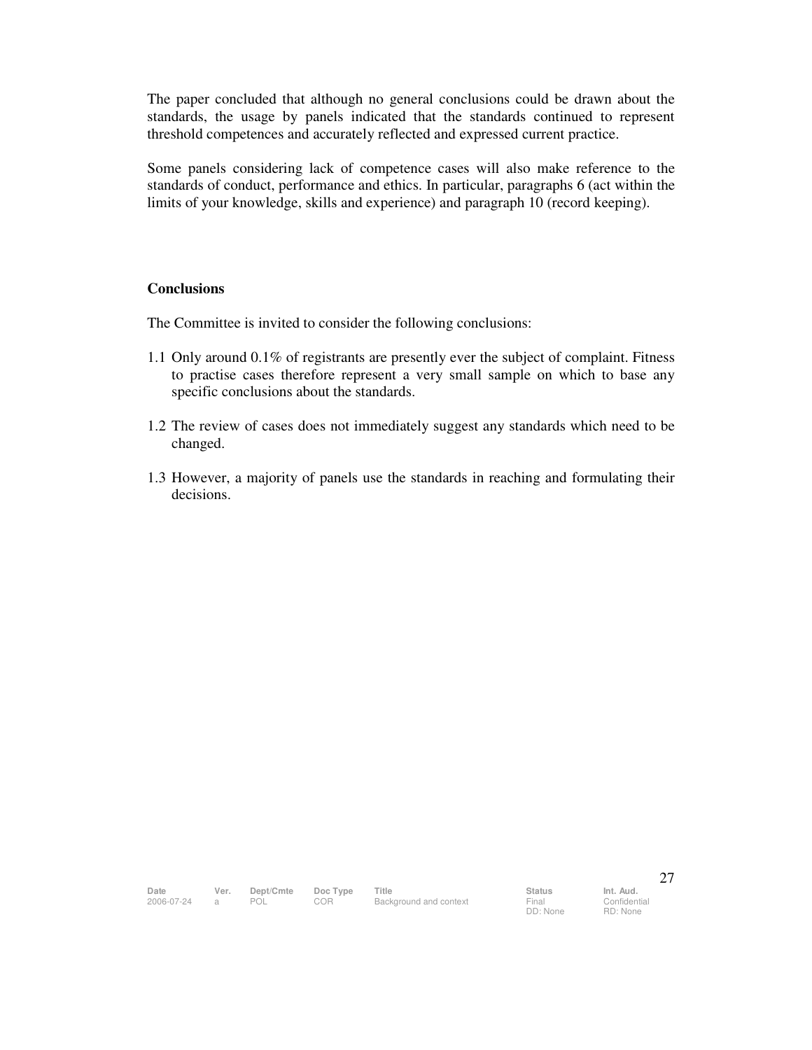The paper concluded that although no general conclusions could be drawn about the standards, the usage by panels indicated that the standards continued to represent threshold competences and accurately reflected and expressed current practice.

Some panels considering lack of competence cases will also make reference to the standards of conduct, performance and ethics. In particular, paragraphs 6 (act within the limits of your knowledge, skills and experience) and paragraph 10 (record keeping).

**Conclusions**

The Committee is invited to consider the following conclusions:

1.1 Only around 0.1% of registrants are presently ever the subject of complaint. Fitness to practise cases therefore represent a very small sample on which to base any specific conclusions about the standards.

1.2 The review of cases does not immediately suggest any standards which need to be changed.

1.3 However, a majority of panels use the standards in reaching and formulating their decisions.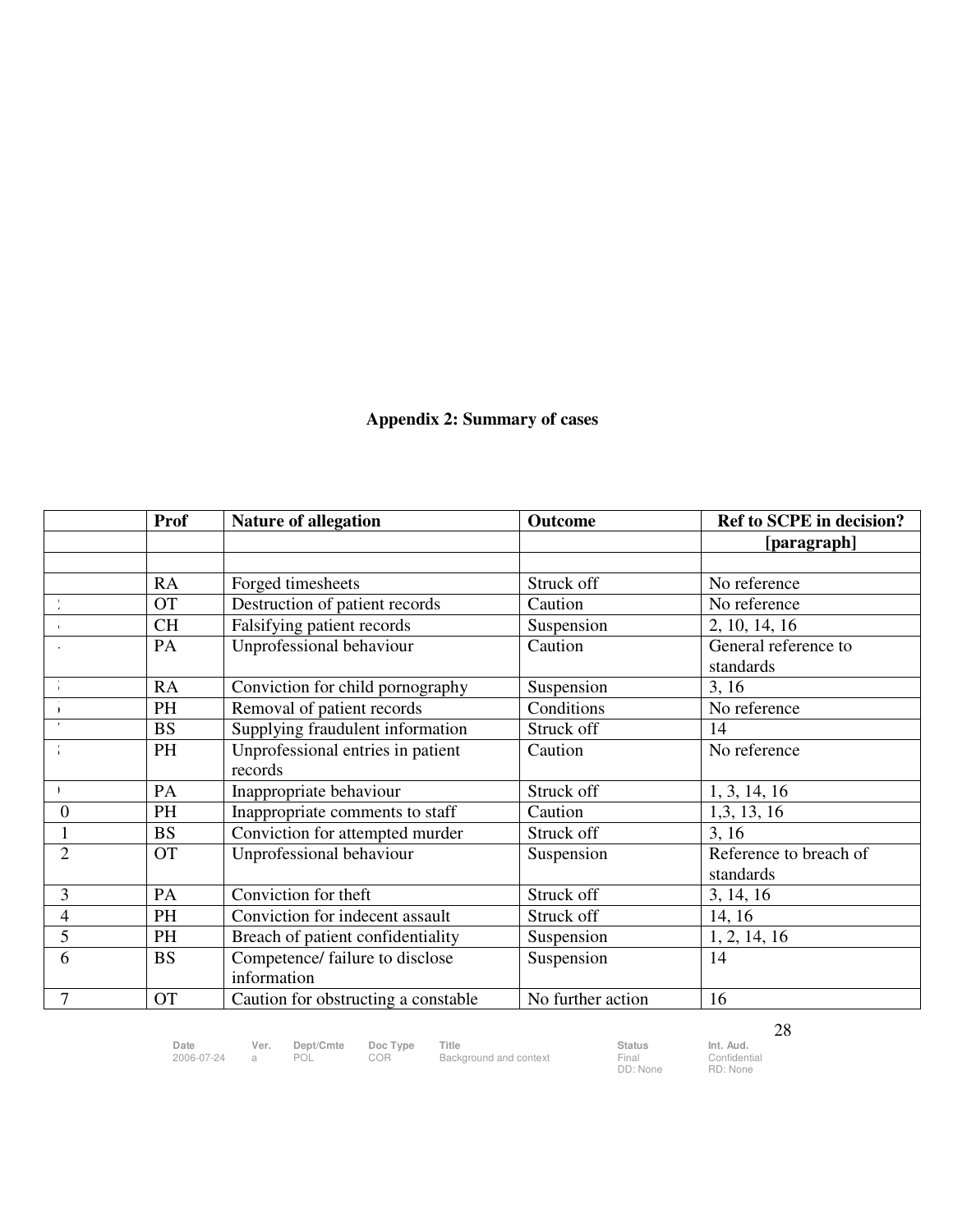## Appendix 2: Summary of cases

| | Prof | Nature of allegation | Outcome | Ref to SCPE in decision? |
|---|---|---|---|---|
| | | | | [paragraph] |
| | | | | |
| | RA | Forged timesheets | Struck off | No reference |
| 2 | OT | Destruction of patient records | Caution | No reference |
| 3 | CH | Falsifying patient records | Suspension | 2, 10, 14, 16 |
| 4 | PA | Unprofessional behaviour | Caution | General reference to standards |
| 5 | RA | Conviction for child pornography | Suspension | 3, 16 |
| 6 | PH | Removal of patient records | Conditions | No reference |
| 7 | BS | Supplying fraudulent information | Struck off | 14 |
| 8 | PH | Unprofessional entries in patient records | Caution | No reference |
| 9 | PA | Inappropriate behaviour | Struck off | 1, 3, 14, 16 |
| 0 | PH | Inappropriate comments to staff | Caution | 1,3, 13, 16 |
| 1 | BS | Conviction for attempted murder | Struck off | 3, 16 |
| 2 | OT | Unprofessional behaviour | Suspension | Reference to breach of standards |
| 3 | PA | Conviction for theft | Struck off | 3, 14, 16 |
| 4 | PH | Conviction for indecent assault | Struck off | 14, 16 |
| 5 | PH | Breach of patient confidentiality | Suspension | 1, 2, 14, 16 |
| 6 | BS | Competence/ failure to disclose information | Suspension | 14 |
| 7 | OT | Caution for obstructing a constable | No further action | 16 |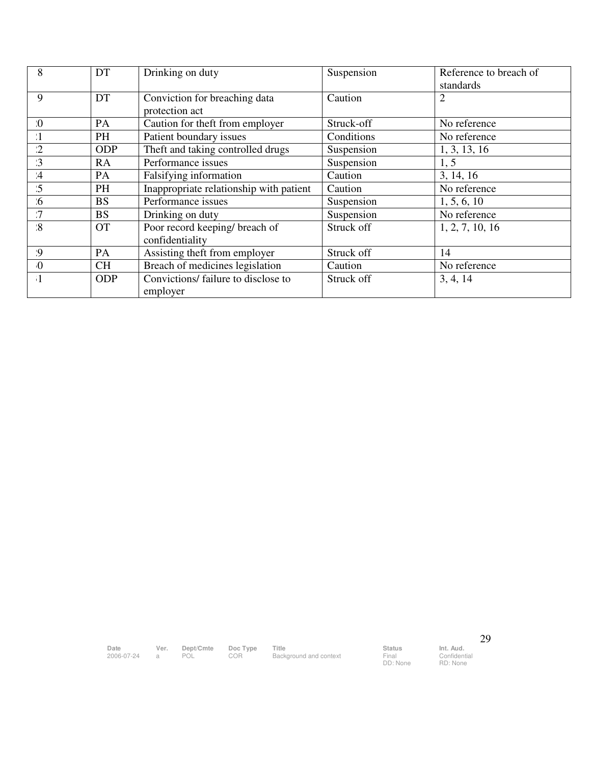| 8 | DT | Drinking on duty | Suspension | Reference to breach of standards |
|---|---|---|---|---|
| 9 | DT | Conviction for breaching data protection act | Caution | 2 |
| :0 | PA | Caution for theft from employer | Struck-off | No reference |
| :1 | PH | Patient boundary issues | Conditions | No reference |
| :2 | ODP | Theft and taking controlled drugs | Suspension | 1, 3, 13, 16 |
| :3 | RA | Performance issues | Suspension | 1, 5 |
| :4 | PA | Falsifying information | Caution | 3, 14, 16 |
| :5 | PH | Inappropriate relationship with patient | Caution | No reference |
| :6 | BS | Performance issues | Suspension | 1, 5, 6, 10 |
| :7 | BS | Drinking on duty | Suspension | No reference |
| :8 | OT | Poor record keeping/ breach of confidentiality | Struck off | 1, 2, 7, 10, 16 |
| :9 | PA | Assisting theft from employer | Struck off | 14 |
| :0 | CH | Breach of medicines legislation | Caution | No reference |
| :1 | ODP | Convictions/ failure to disclose to employer | Struck off | 3, 4, 14 |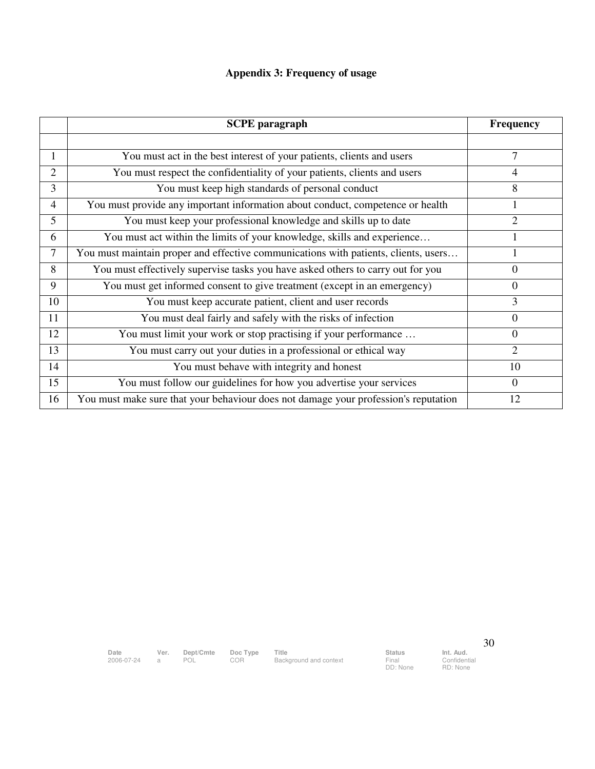**Appendix 3: Frequency of usage**

| | SCPE paragraph | Frequency |
|---|---|---|
| | | |
| 1 | You must act in the best interest of your patients, clients and users | 7 |
| 2 | You must respect the confidentiality of your patients, clients and users | 4 |
| 3 | You must keep high standards of personal conduct | 8 |
| 4 | You must provide any important information about conduct, competence or health | 1 |
| 5 | You must keep your professional knowledge and skills up to date | 2 |
| 6 | You must act within the limits of your knowledge, skills and experience… | 1 |
| 7 | You must maintain proper and effective communications with patients, clients, users… | 1 |
| 8 | You must effectively supervise tasks you have asked others to carry out for you | 0 |
| 9 | You must get informed consent to give treatment (except in an emergency) | 0 |
| 10 | You must keep accurate patient, client and user records | 3 |
| 11 | You must deal fairly and safely with the risks of infection | 0 |
| 12 | You must limit your work or stop practising if your performance … | 0 |
| 13 | You must carry out your duties in a professional or ethical way | 2 |
| 14 | You must behave with integrity and honest | 10 |
| 15 | You must follow our guidelines for how you advertise your services | 0 |
| 16 | You must make sure that your behaviour does not damage your profession's reputation | 12 |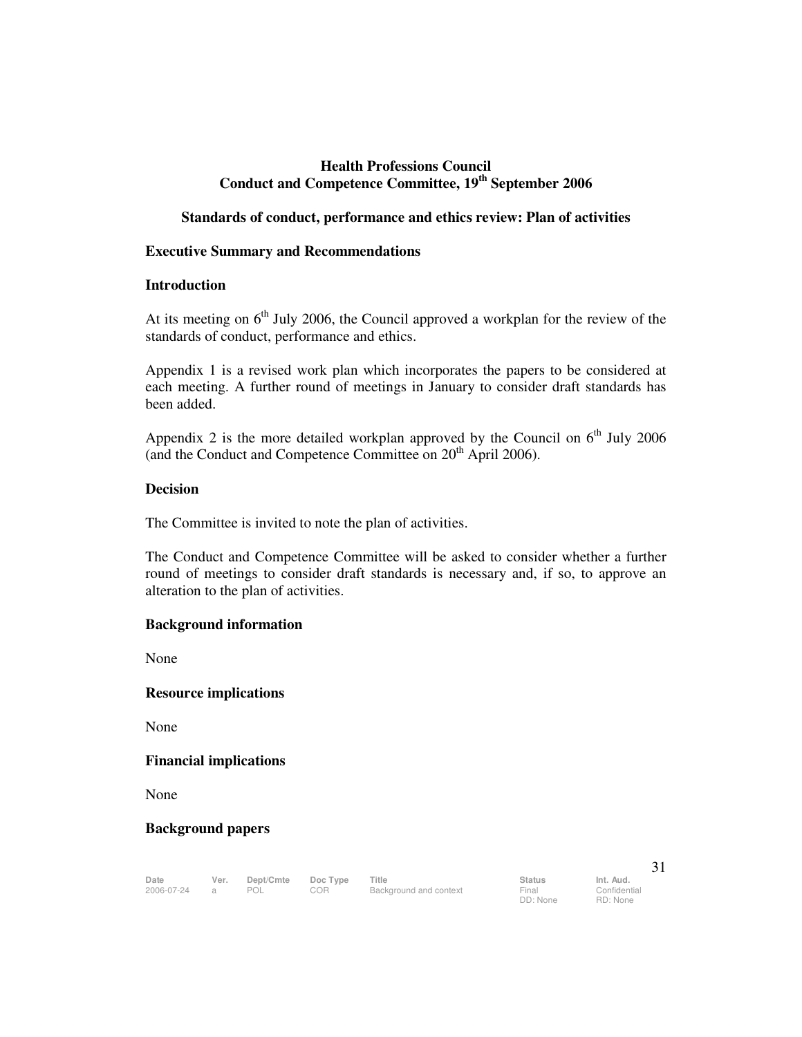**Health Professions Council**
**Conduct and Competence Committee, 19th September 2006**

**Standards of conduct, performance and ethics review: Plan of activities**

**Executive Summary and Recommendations**

**Introduction**

At its meeting on 6th July 2006, the Council approved a workplan for the review of the standards of conduct, performance and ethics.

Appendix 1 is a revised work plan which incorporates the papers to be considered at each meeting. A further round of meetings in January to consider draft standards has been added.

Appendix 2 is the more detailed workplan approved by the Council on 6th July 2006 (and the Conduct and Competence Committee on 20th April 2006).

**Decision**

The Committee is invited to note the plan of activities.

The Conduct and Competence Committee will be asked to consider whether a further round of meetings to consider draft standards is necessary and, if so, to approve an alteration to the plan of activities.

**Background information**

None

**Resource implications**

None

**Financial implications**

None

**Background papers**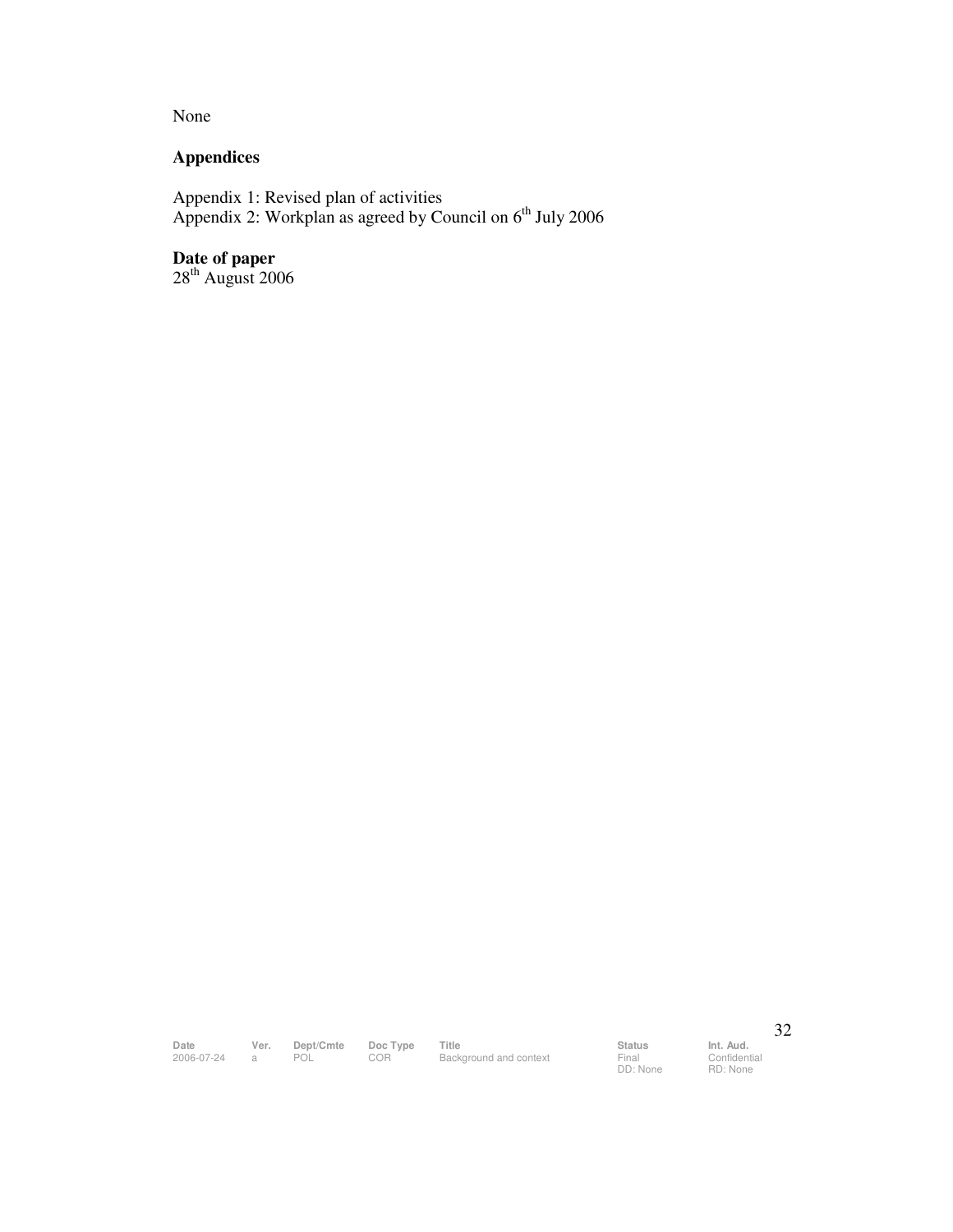None

**Appendices**

Appendix 1: Revised plan of activities
Appendix 2: Workplan as agreed by Council on 6th July 2006

**Date of paper**
28th August 2006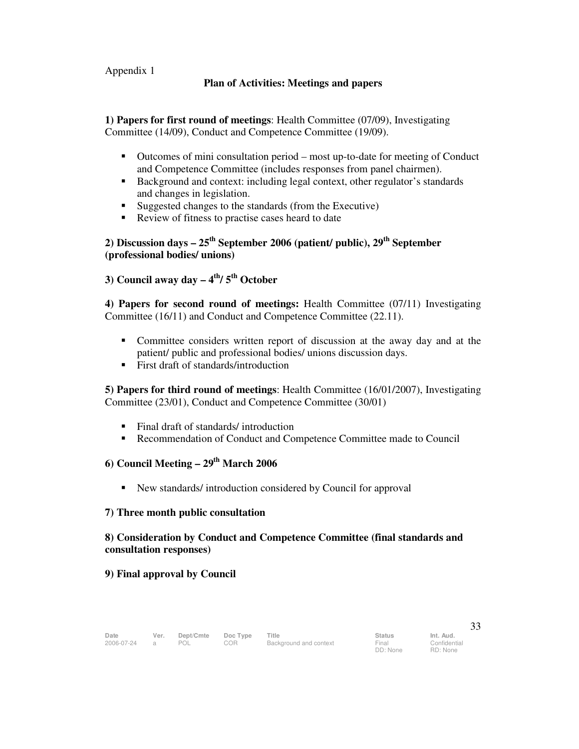Appendix 1

## Plan of Activities: Meetings and papers

**1) Papers for first round of meetings**: Health Committee (07/09), Investigating Committee (14/09), Conduct and Competence Committee (19/09).

- Outcomes of mini consultation period – most up-to-date for meeting of Conduct and Competence Committee (includes responses from panel chairmen).
- Background and context: including legal context, other regulator's standards and changes in legislation.
- Suggested changes to the standards (from the Executive)
- Review of fitness to practise cases heard to date

**2) Discussion days – 25th September 2006 (patient/ public), 29th September (professional bodies/ unions)**

**3) Council away day – 4th/ 5th October**

**4) Papers for second round of meetings:** Health Committee (07/11) Investigating Committee (16/11) and Conduct and Competence Committee (22.11).

- Committee considers written report of discussion at the away day and at the patient/ public and professional bodies/ unions discussion days.
- First draft of standards/introduction

**5) Papers for third round of meetings**: Health Committee (16/01/2007), Investigating Committee (23/01), Conduct and Competence Committee (30/01)

- Final draft of standards/ introduction
- Recommendation of Conduct and Competence Committee made to Council

**6) Council Meeting – 29th March 2006**

- New standards/ introduction considered by Council for approval

**7) Three month public consultation**

**8) Consideration by Conduct and Competence Committee (final standards and consultation responses)**

**9) Final approval by Council**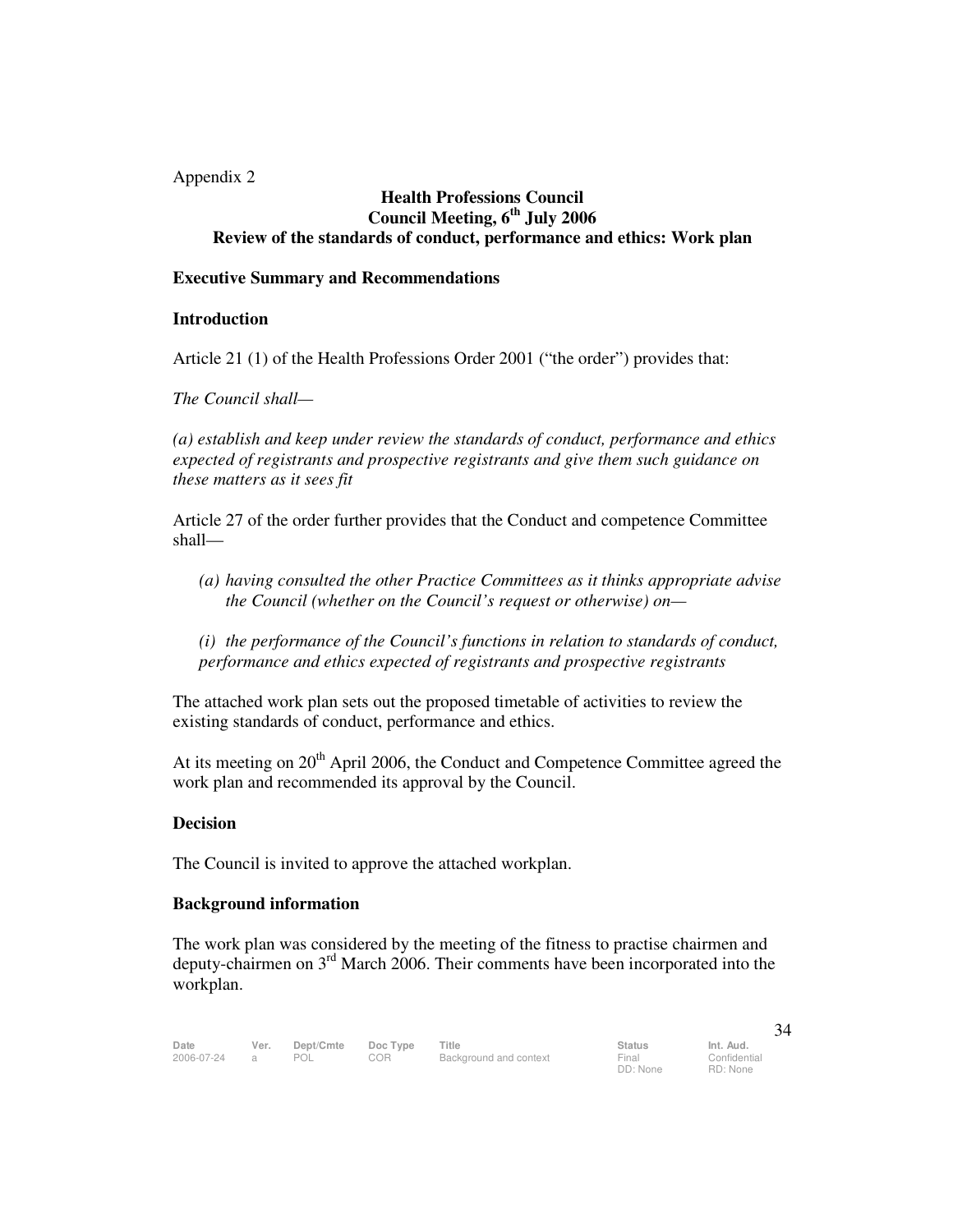Appendix 2

## Health Professions Council
## Council Meeting, 6th July 2006
## Review of the standards of conduct, performance and ethics: Work plan

**Executive Summary and Recommendations**

**Introduction**

Article 21 (1) of the Health Professions Order 2001 ("the order") provides that:

*The Council shall—*

*(a) establish and keep under review the standards of conduct, performance and ethics expected of registrants and prospective registrants and give them such guidance on these matters as it sees fit*

Article 27 of the order further provides that the Conduct and competence Committee shall—

*(a) having consulted the other Practice Committees as it thinks appropriate advise the Council (whether on the Council's request or otherwise) on—*

*(i) the performance of the Council's functions in relation to standards of conduct, performance and ethics expected of registrants and prospective registrants*

The attached work plan sets out the proposed timetable of activities to review the existing standards of conduct, performance and ethics.

At its meeting on 20th April 2006, the Conduct and Competence Committee agreed the work plan and recommended its approval by the Council.

**Decision**

The Council is invited to approve the attached workplan.

**Background information**

The work plan was considered by the meeting of the fitness to practise chairmen and deputy-chairmen on 3rd March 2006. Their comments have been incorporated into the workplan.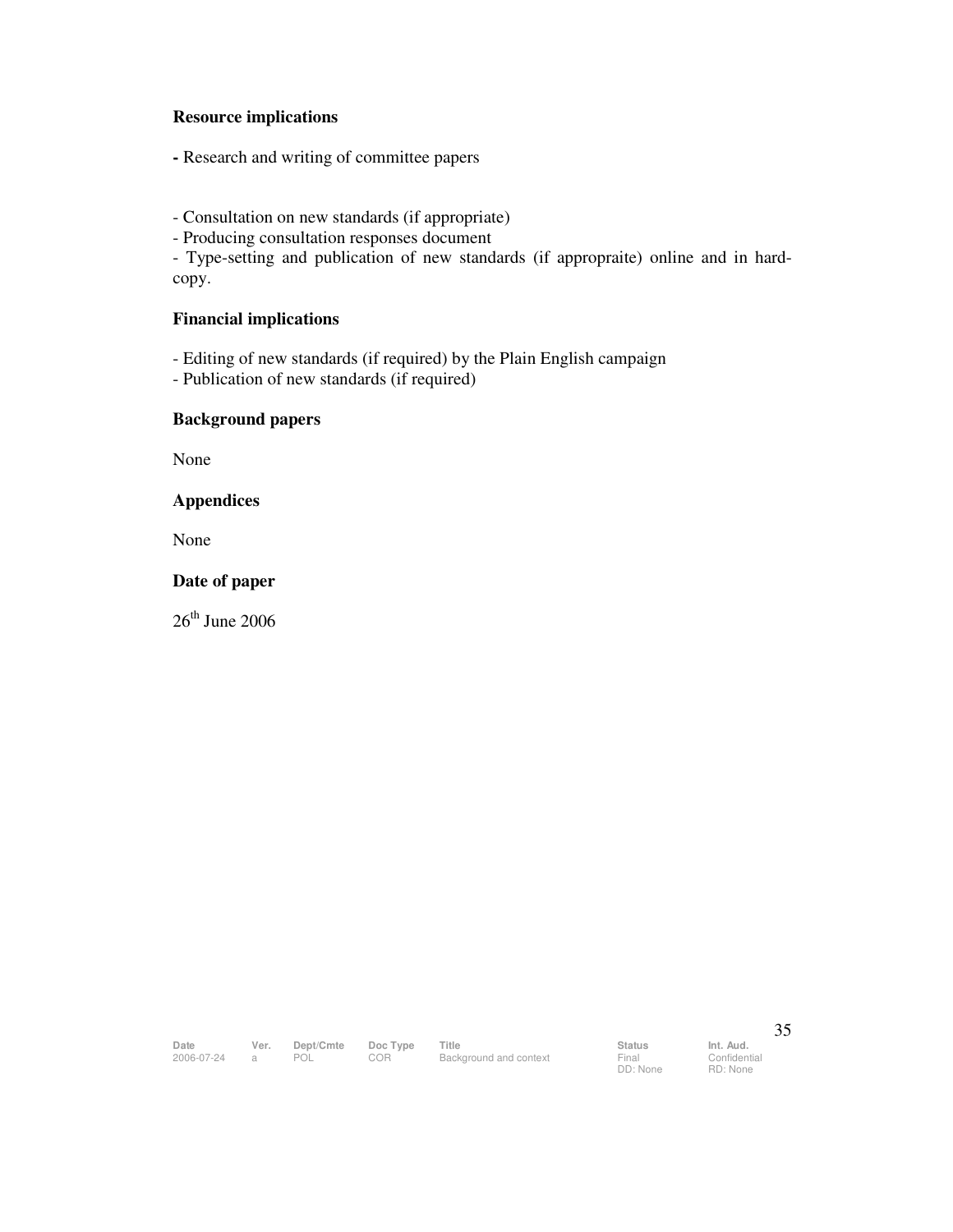**Resource implications**

- Research and writing of committee papers

- Consultation on new standards (if appropriate)
- Producing consultation responses document
- Type-setting and publication of new standards (if appropraite) online and in hard-copy.

**Financial implications**

- Editing of new standards (if required) by the Plain English campaign
- Publication of new standards (if required)

**Background papers**

None

**Appendices**

None

**Date of paper**

26th June 2006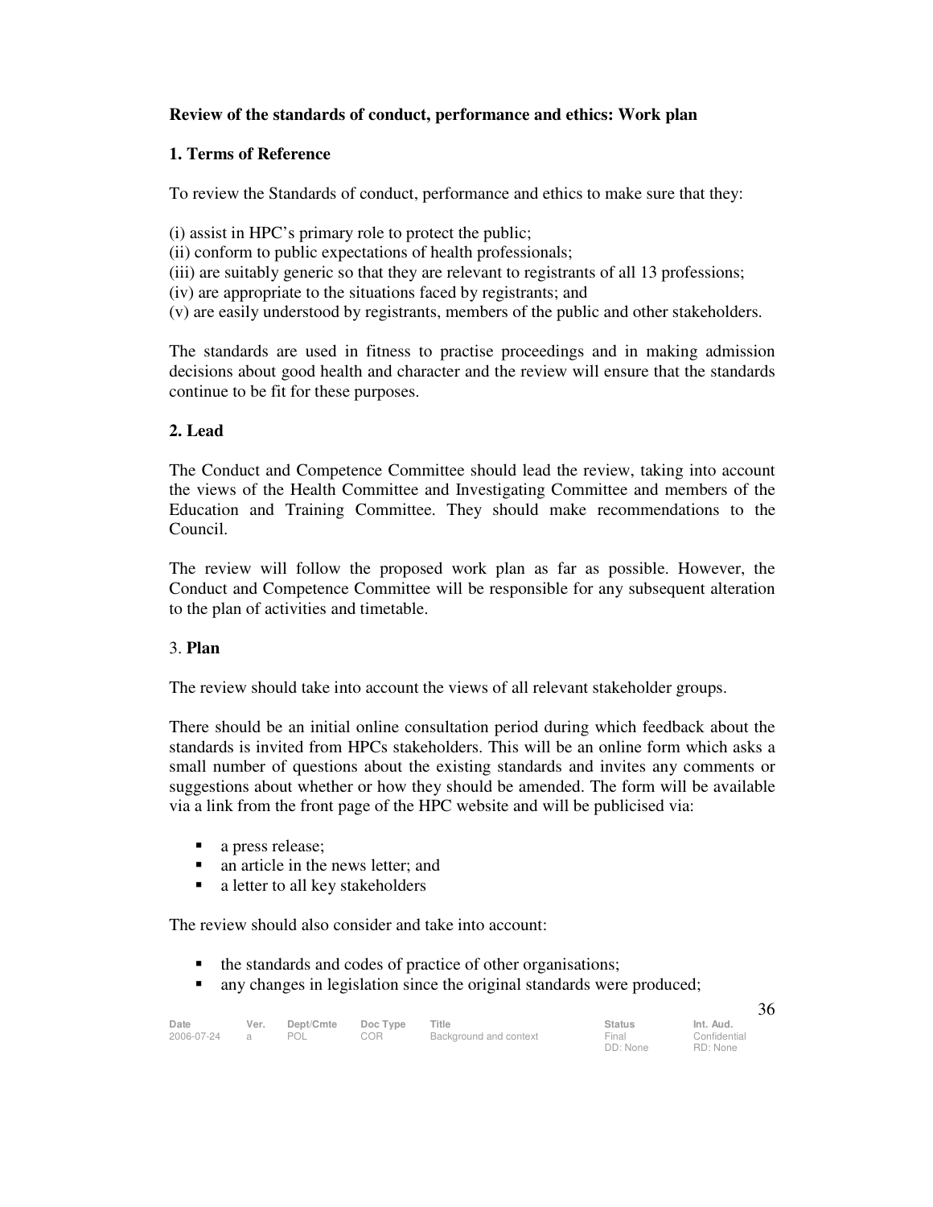**Review of the standards of conduct, performance and ethics: Work plan**

**1. Terms of Reference**

To review the Standards of conduct, performance and ethics to make sure that they:

(i) assist in HPC's primary role to protect the public;
(ii) conform to public expectations of health professionals;
(iii) are suitably generic so that they are relevant to registrants of all 13 professions;
(iv) are appropriate to the situations faced by registrants; and
(v) are easily understood by registrants, members of the public and other stakeholders.

The standards are used in fitness to practise proceedings and in making admission decisions about good health and character and the review will ensure that the standards continue to be fit for these purposes.

**2. Lead**

The Conduct and Competence Committee should lead the review, taking into account the views of the Health Committee and Investigating Committee and members of the Education and Training Committee. They should make recommendations to the Council.

The review will follow the proposed work plan as far as possible. However, the Conduct and Competence Committee will be responsible for any subsequent alteration to the plan of activities and timetable.

3. **Plan**

The review should take into account the views of all relevant stakeholder groups.

There should be an initial online consultation period during which feedback about the standards is invited from HPCs stakeholders. This will be an online form which asks a small number of questions about the existing standards and invites any comments or suggestions about whether or how they should be amended. The form will be available via a link from the front page of the HPC website and will be publicised via:

- a press release;
- an article in the news letter; and
- a letter to all key stakeholders

The review should also consider and take into account:

- the standards and codes of practice of other organisations;
- any changes in legislation since the original standards were produced;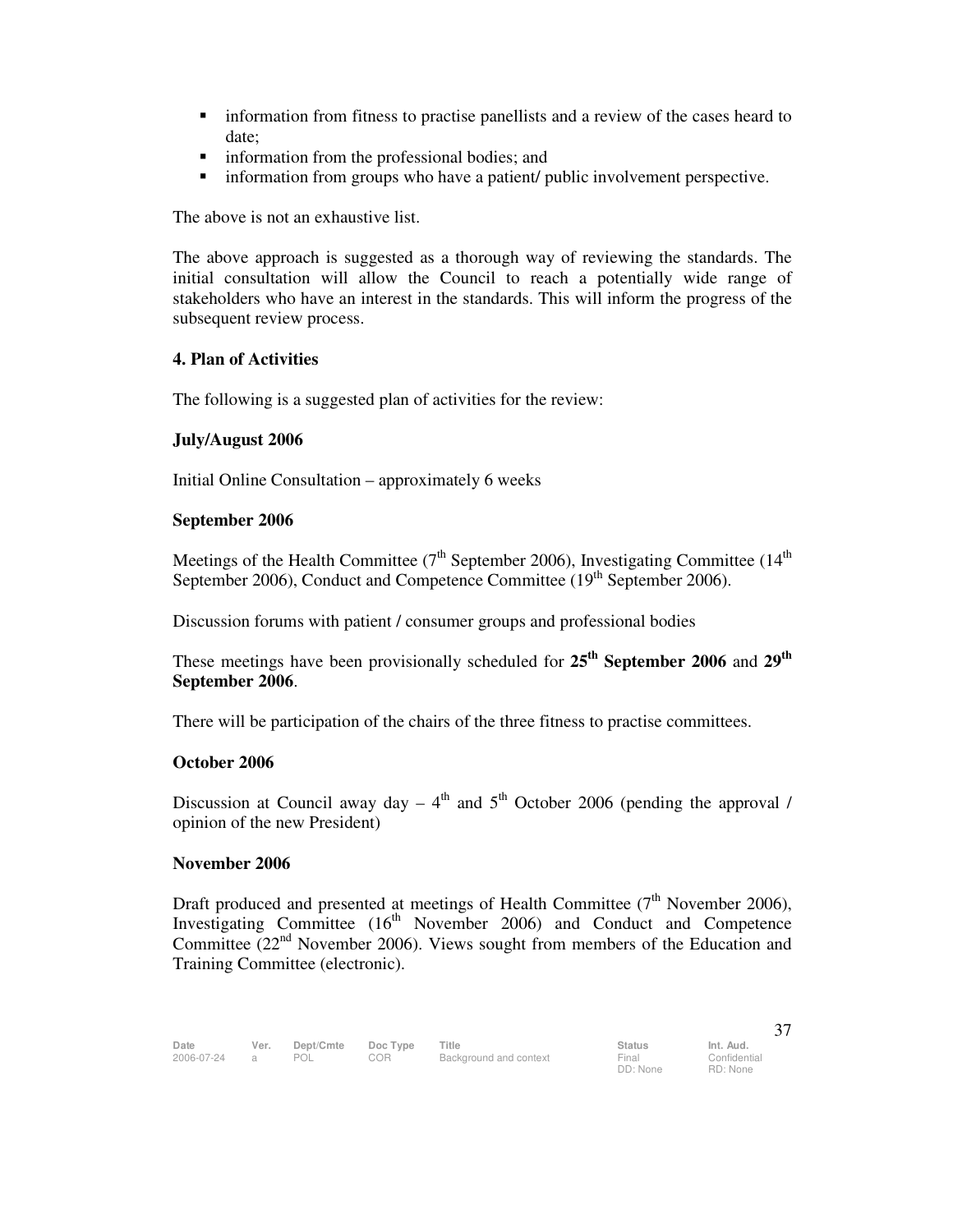- information from fitness to practise panellists and a review of the cases heard to date;
- information from the professional bodies; and
- information from groups who have a patient/ public involvement perspective.

The above is not an exhaustive list.

The above approach is suggested as a thorough way of reviewing the standards. The initial consultation will allow the Council to reach a potentially wide range of stakeholders who have an interest in the standards. This will inform the progress of the subsequent review process.

**4. Plan of Activities**

The following is a suggested plan of activities for the review:

**July/August 2006**

Initial Online Consultation – approximately 6 weeks

**September 2006**

Meetings of the Health Committee (7th September 2006), Investigating Committee (14th September 2006), Conduct and Competence Committee (19th September 2006).

Discussion forums with patient / consumer groups and professional bodies

These meetings have been provisionally scheduled for **25th September 2006** and **29th September 2006**.

There will be participation of the chairs of the three fitness to practise committees.

**October 2006**

Discussion at Council away day – 4th and 5th October 2006 (pending the approval / opinion of the new President)

**November 2006**

Draft produced and presented at meetings of Health Committee (7th November 2006), Investigating Committee (16th November 2006) and Conduct and Competence Committee (22nd November 2006). Views sought from members of the Education and Training Committee (electronic).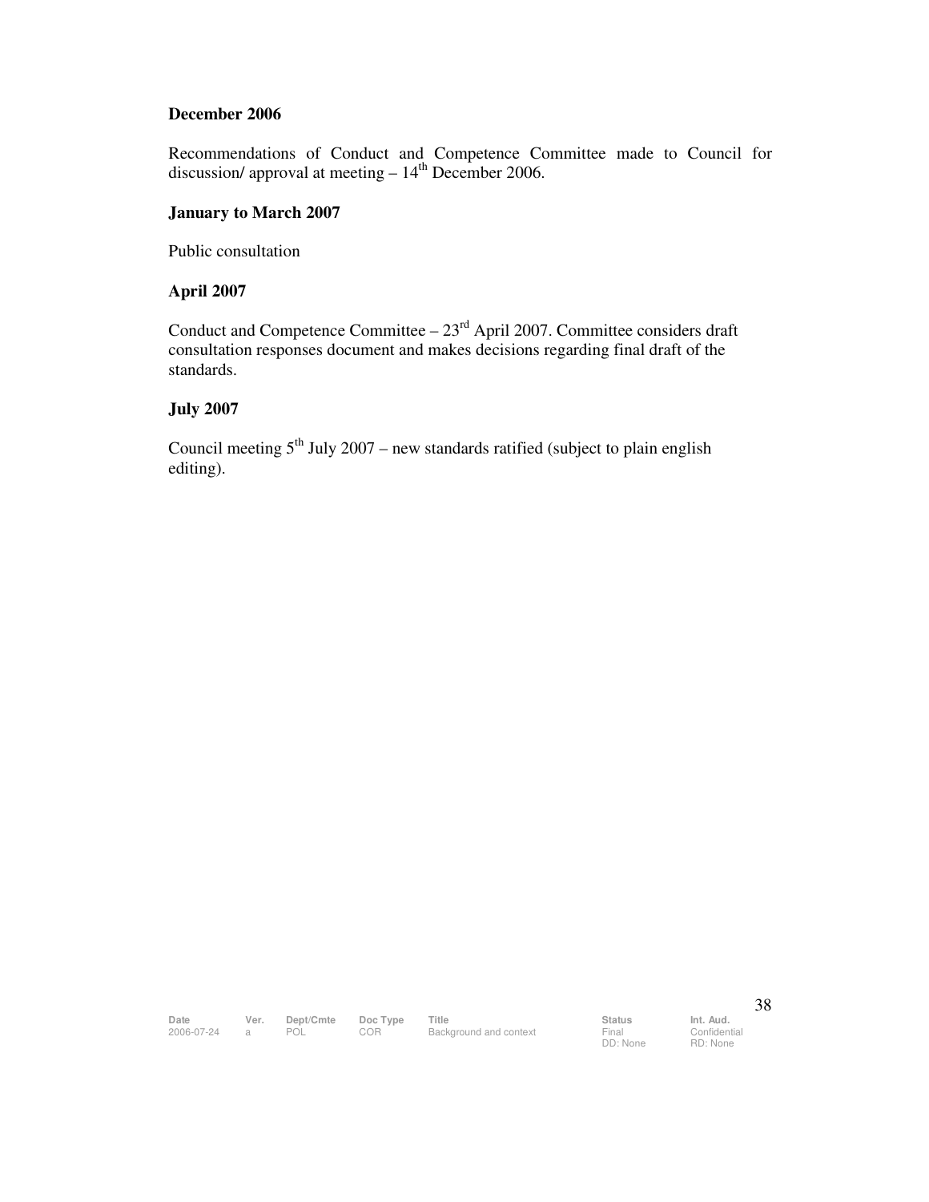**December 2006**

Recommendations of Conduct and Competence Committee made to Council for discussion/ approval at meeting – 14th December 2006.

**January to March 2007**

Public consultation

**April 2007**

Conduct and Competence Committee – 23rd April 2007. Committee considers draft consultation responses document and makes decisions regarding final draft of the standards.

**July 2007**

Council meeting 5th July 2007 – new standards ratified (subject to plain english editing).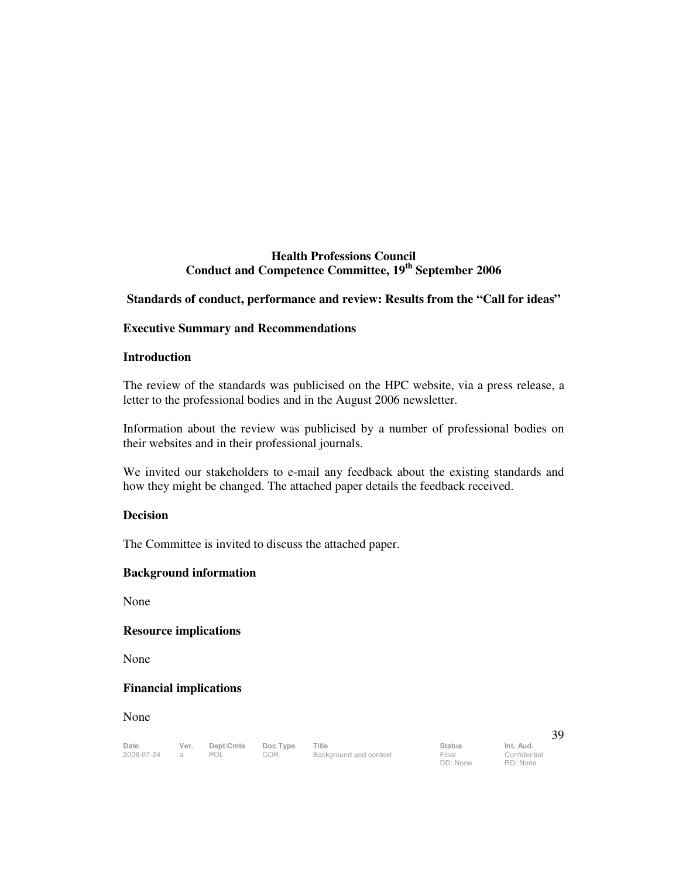**Health Professions Council**
**Conduct and Competence Committee, 19th September 2006**

**Standards of conduct, performance and review: Results from the "Call for ideas"**

**Executive Summary and Recommendations**

**Introduction**

The review of the standards was publicised on the HPC website, via a press release, a letter to the professional bodies and in the August 2006 newsletter.

Information about the review was publicised by a number of professional bodies on their websites and in their professional journals.

We invited our stakeholders to e-mail any feedback about the existing standards and how they might be changed. The attached paper details the feedback received.

**Decision**

The Committee is invited to discuss the attached paper.

**Background information**

None

**Resource implications**

None

**Financial implications**

None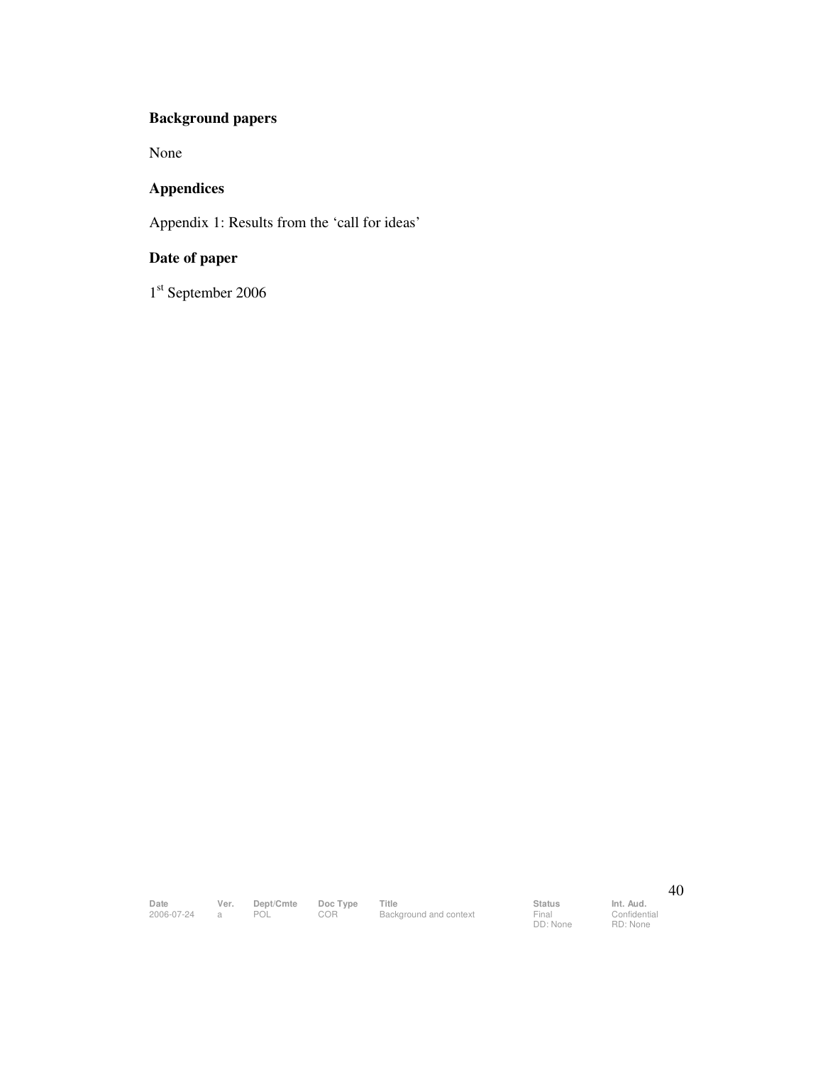**Background papers**

None

**Appendices**

Appendix 1: Results from the 'call for ideas'

**Date of paper**

1st September 2006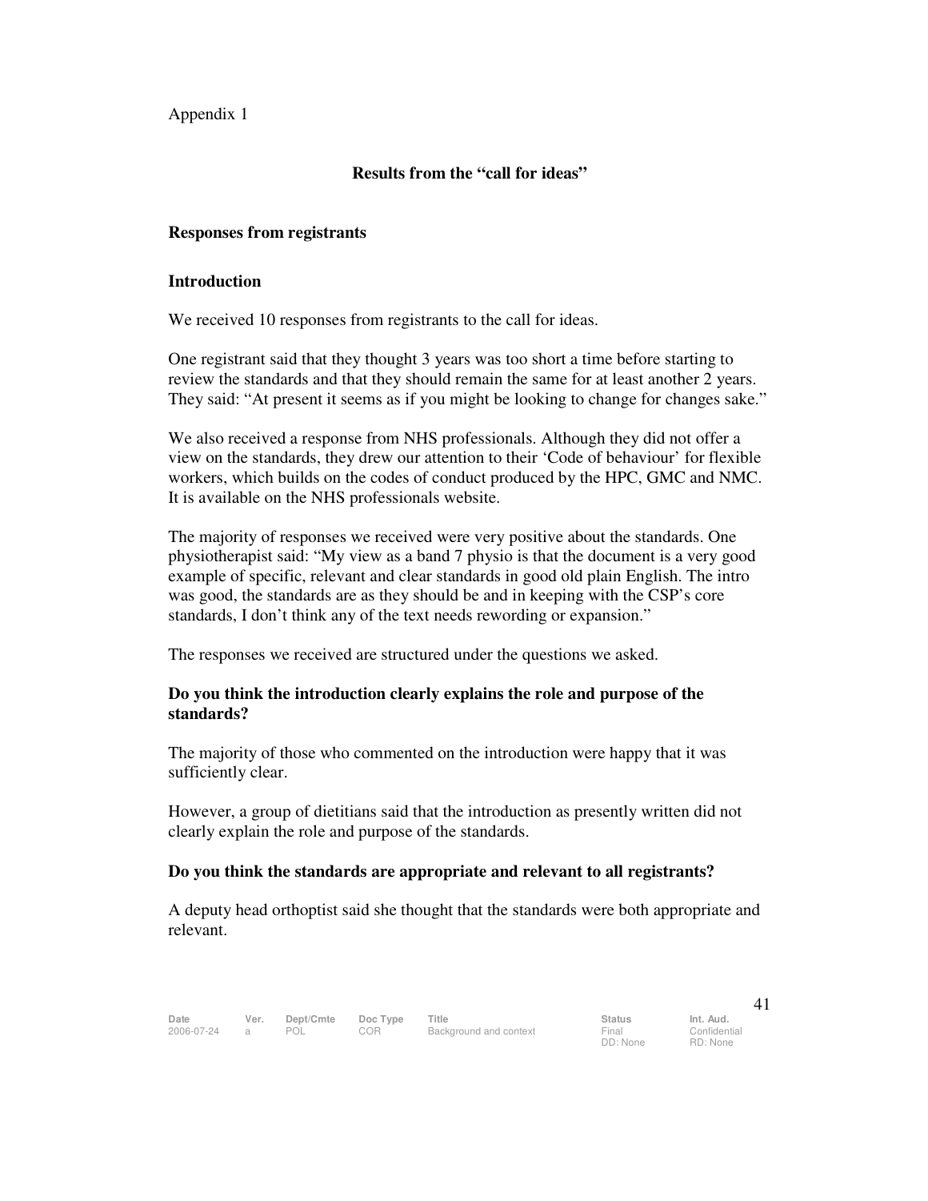Appendix 1

## Results from the "call for ideas"

### Responses from registrants

### Introduction

We received 10 responses from registrants to the call for ideas.

One registrant said that they thought 3 years was too short a time before starting to review the standards and that they should remain the same for at least another 2 years. They said: "At present it seems as if you might be looking to change for changes sake."

We also received a response from NHS professionals. Although they did not offer a view on the standards, they drew our attention to their 'Code of behaviour' for flexible workers, which builds on the codes of conduct produced by the HPC, GMC and NMC. It is available on the NHS professionals website.

The majority of responses we received were very positive about the standards. One physiotherapist said: "My view as a band 7 physio is that the document is a very good example of specific, relevant and clear standards in good old plain English. The intro was good, the standards are as they should be and in keeping with the CSP's core standards, I don't think any of the text needs rewording or expansion."

The responses we received are structured under the questions we asked.

### Do you think the introduction clearly explains the role and purpose of the standards?

The majority of those who commented on the introduction were happy that it was sufficiently clear.

However, a group of dietitians said that the introduction as presently written did not clearly explain the role and purpose of the standards.

### Do you think the standards are appropriate and relevant to all registrants?

A deputy head orthoptist said she thought that the standards were both appropriate and relevant.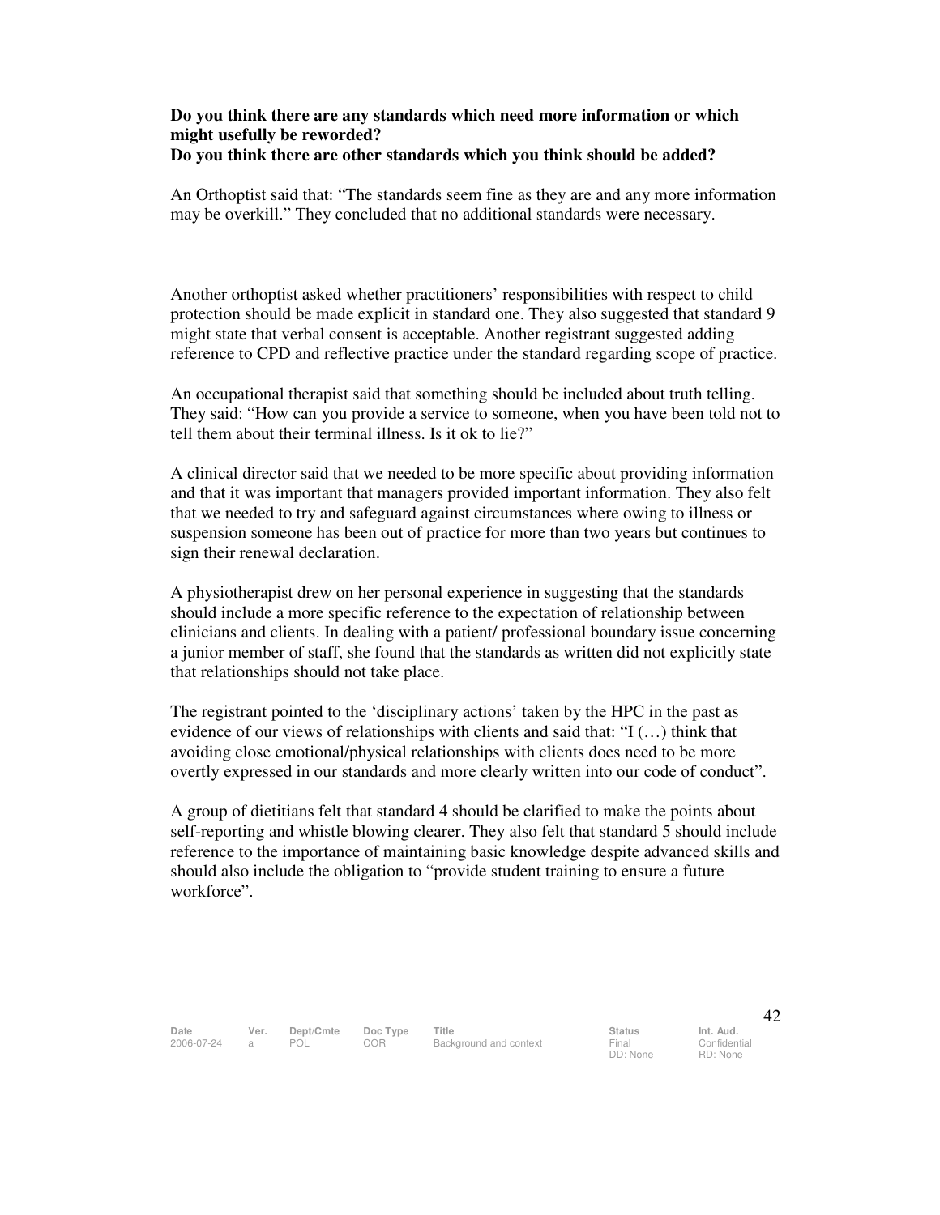**Do you think there are any standards which need more information or which might usefully be reworded?**
**Do you think there are other standards which you think should be added?**

An Orthoptist said that: "The standards seem fine as they are and any more information may be overkill." They concluded that no additional standards were necessary.

Another orthoptist asked whether practitioners' responsibilities with respect to child protection should be made explicit in standard one. They also suggested that standard 9 might state that verbal consent is acceptable. Another registrant suggested adding reference to CPD and reflective practice under the standard regarding scope of practice.

An occupational therapist said that something should be included about truth telling. They said: "How can you provide a service to someone, when you have been told not to tell them about their terminal illness. Is it ok to lie?"

A clinical director said that we needed to be more specific about providing information and that it was important that managers provided important information. They also felt that we needed to try and safeguard against circumstances where owing to illness or suspension someone has been out of practice for more than two years but continues to sign their renewal declaration.

A physiotherapist drew on her personal experience in suggesting that the standards should include a more specific reference to the expectation of relationship between clinicians and clients. In dealing with a patient/ professional boundary issue concerning a junior member of staff, she found that the standards as written did not explicitly state that relationships should not take place.

The registrant pointed to the 'disciplinary actions' taken by the HPC in the past as evidence of our views of relationships with clients and said that: "I (…) think that avoiding close emotional/physical relationships with clients does need to be more overtly expressed in our standards and more clearly written into our code of conduct".

A group of dietitians felt that standard 4 should be clarified to make the points about self-reporting and whistle blowing clearer. They also felt that standard 5 should include reference to the importance of maintaining basic knowledge despite advanced skills and should also include the obligation to "provide student training to ensure a future workforce".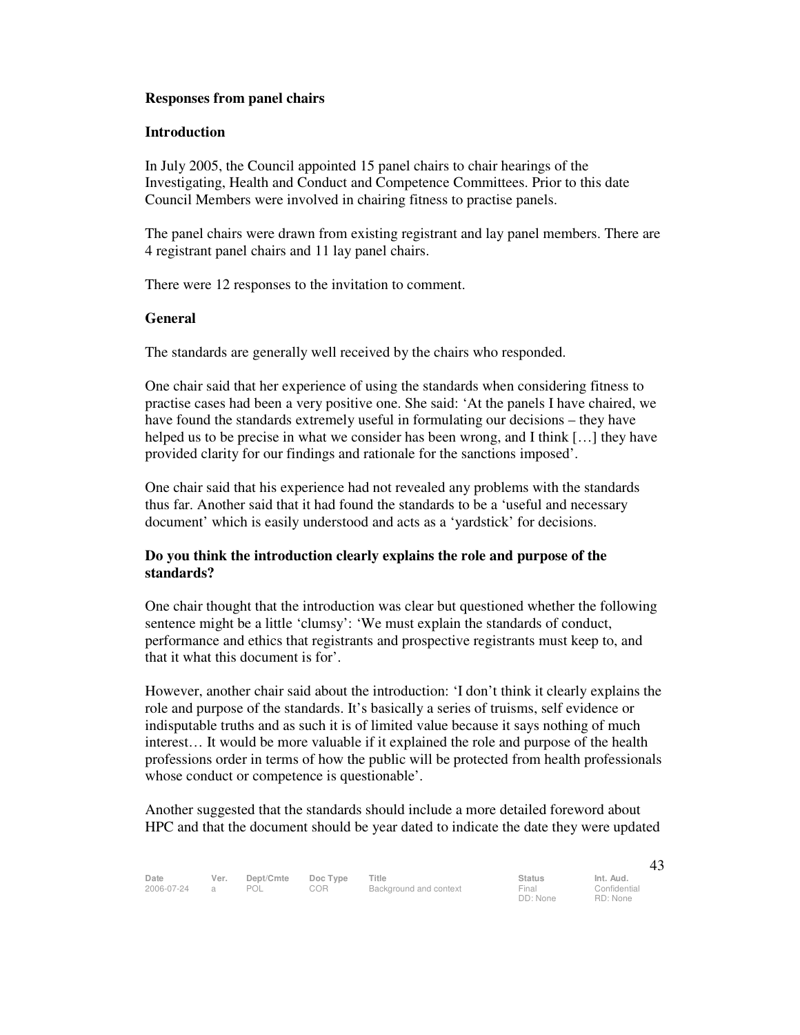**Responses from panel chairs**

**Introduction**

In July 2005, the Council appointed 15 panel chairs to chair hearings of the Investigating, Health and Conduct and Competence Committees. Prior to this date Council Members were involved in chairing fitness to practise panels.

The panel chairs were drawn from existing registrant and lay panel members. There are 4 registrant panel chairs and 11 lay panel chairs.

There were 12 responses to the invitation to comment.

**General**

The standards are generally well received by the chairs who responded.

One chair said that her experience of using the standards when considering fitness to practise cases had been a very positive one. She said: 'At the panels I have chaired, we have found the standards extremely useful in formulating our decisions – they have helped us to be precise in what we consider has been wrong, and I think […] they have provided clarity for our findings and rationale for the sanctions imposed'.

One chair said that his experience had not revealed any problems with the standards thus far. Another said that it had found the standards to be a 'useful and necessary document' which is easily understood and acts as a 'yardstick' for decisions.

**Do you think the introduction clearly explains the role and purpose of the standards?**

One chair thought that the introduction was clear but questioned whether the following sentence might be a little 'clumsy': 'We must explain the standards of conduct, performance and ethics that registrants and prospective registrants must keep to, and that it what this document is for'.

However, another chair said about the introduction: 'I don't think it clearly explains the role and purpose of the standards. It's basically a series of truisms, self evidence or indisputable truths and as such it is of limited value because it says nothing of much interest… It would be more valuable if it explained the role and purpose of the health professions order in terms of how the public will be protected from health professionals whose conduct or competence is questionable'.

Another suggested that the standards should include a more detailed foreword about HPC and that the document should be year dated to indicate the date they were updated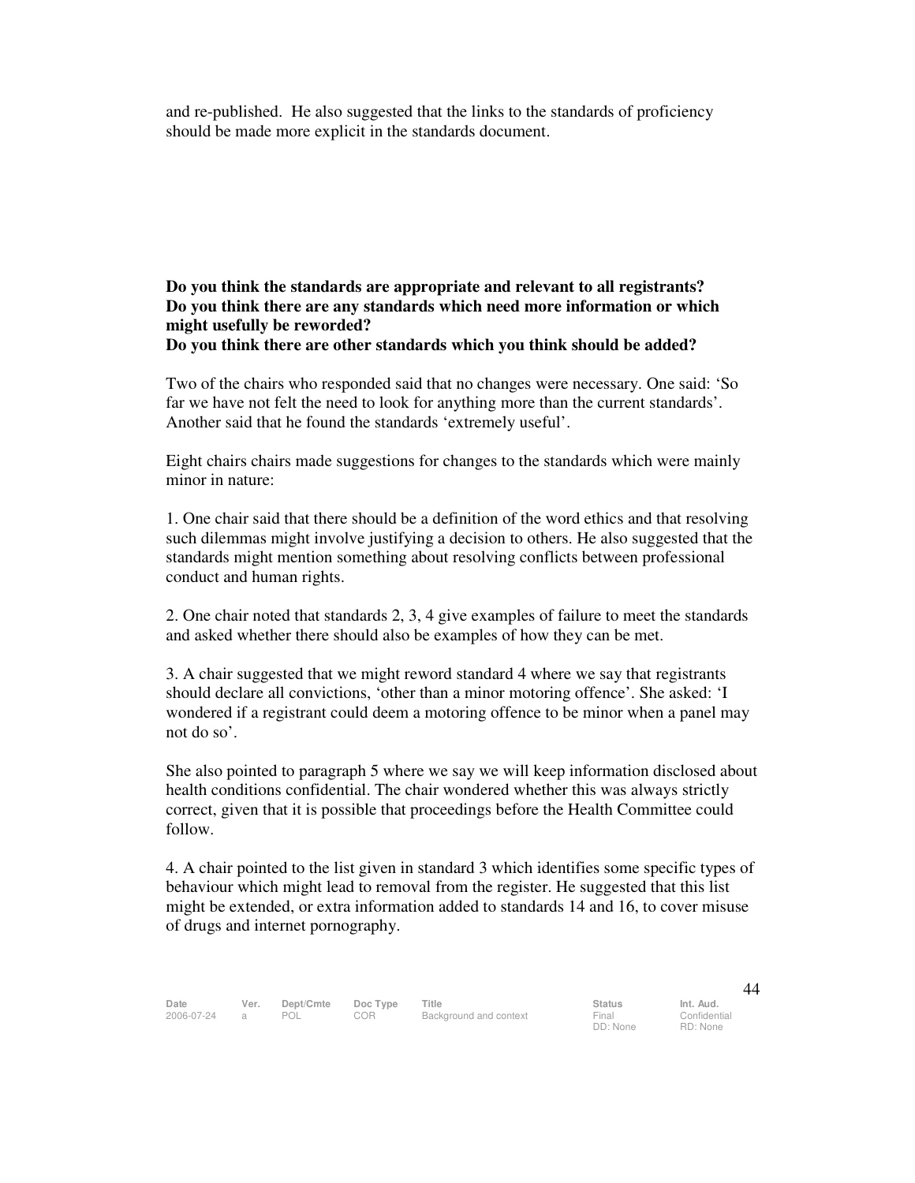and re-published. He also suggested that the links to the standards of proficiency should be made more explicit in the standards document.

**Do you think the standards are appropriate and relevant to all registrants?**
**Do you think there are any standards which need more information or which might usefully be reworded?**
**Do you think there are other standards which you think should be added?**

Two of the chairs who responded said that no changes were necessary. One said: 'So far we have not felt the need to look for anything more than the current standards'. Another said that he found the standards 'extremely useful'.

Eight chairs chairs made suggestions for changes to the standards which were mainly minor in nature:

1. One chair said that there should be a definition of the word ethics and that resolving such dilemmas might involve justifying a decision to others. He also suggested that the standards might mention something about resolving conflicts between professional conduct and human rights.

2. One chair noted that standards 2, 3, 4 give examples of failure to meet the standards and asked whether there should also be examples of how they can be met.

3. A chair suggested that we might reword standard 4 where we say that registrants should declare all convictions, 'other than a minor motoring offence'. She asked: 'I wondered if a registrant could deem a motoring offence to be minor when a panel may not do so'.

She also pointed to paragraph 5 where we say we will keep information disclosed about health conditions confidential. The chair wondered whether this was always strictly correct, given that it is possible that proceedings before the Health Committee could follow.

4. A chair pointed to the list given in standard 3 which identifies some specific types of behaviour which might lead to removal from the register. He suggested that this list might be extended, or extra information added to standards 14 and 16, to cover misuse of drugs and internet pornography.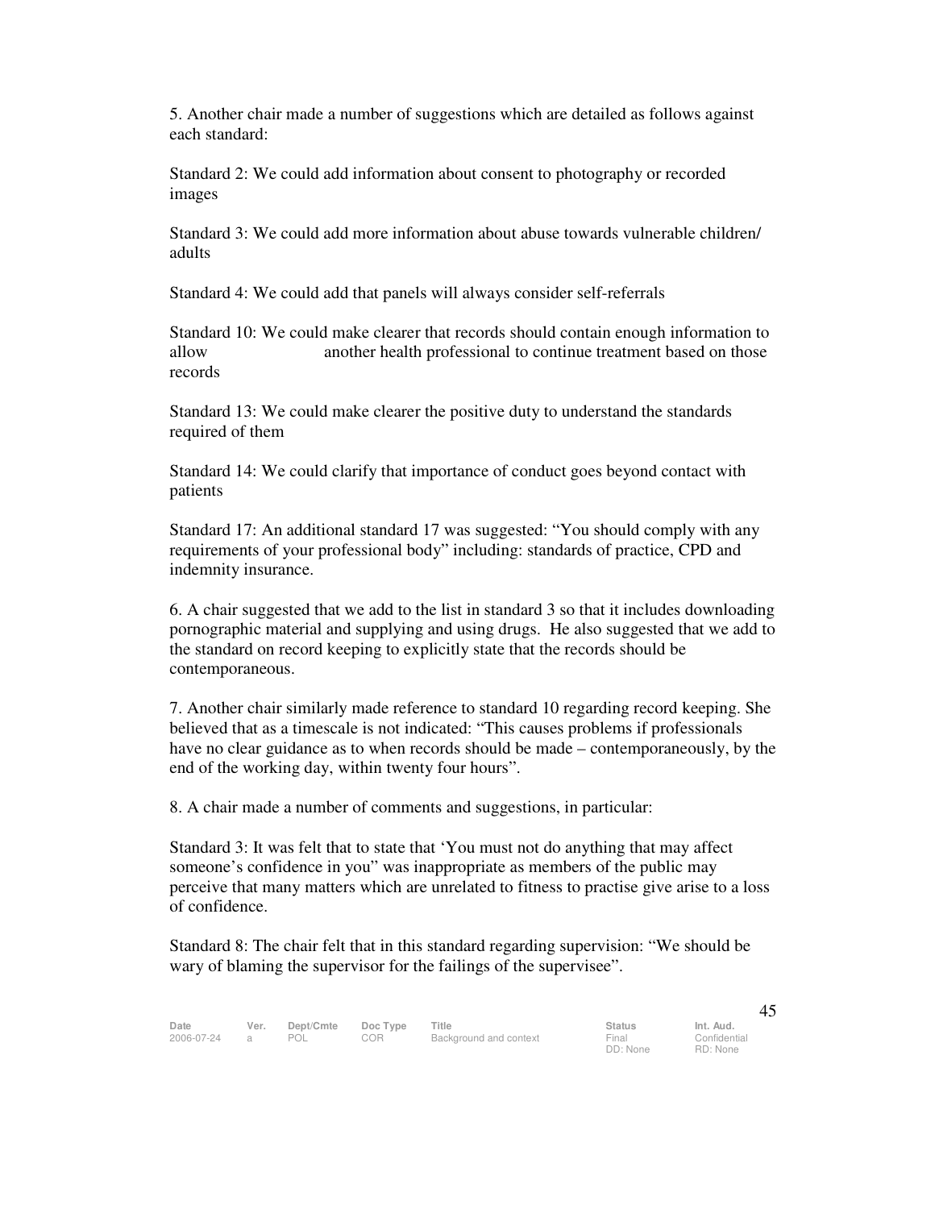5. Another chair made a number of suggestions which are detailed as follows against each standard:

Standard 2: We could add information about consent to photography or recorded images

Standard 3: We could add more information about abuse towards vulnerable children/ adults

Standard 4: We could add that panels will always consider self-referrals

Standard 10: We could make clearer that records should contain enough information to allow another health professional to continue treatment based on those records

Standard 13: We could make clearer the positive duty to understand the standards required of them

Standard 14: We could clarify that importance of conduct goes beyond contact with patients

Standard 17: An additional standard 17 was suggested: "You should comply with any requirements of your professional body" including: standards of practice, CPD and indemnity insurance.

6. A chair suggested that we add to the list in standard 3 so that it includes downloading pornographic material and supplying and using drugs. He also suggested that we add to the standard on record keeping to explicitly state that the records should be contemporaneous.

7. Another chair similarly made reference to standard 10 regarding record keeping. She believed that as a timescale is not indicated: "This causes problems if professionals have no clear guidance as to when records should be made – contemporaneously, by the end of the working day, within twenty four hours".

8. A chair made a number of comments and suggestions, in particular:

Standard 3: It was felt that to state that 'You must not do anything that may affect someone's confidence in you" was inappropriate as members of the public may perceive that many matters which are unrelated to fitness to practise give arise to a loss of confidence.

Standard 8: The chair felt that in this standard regarding supervision: "We should be wary of blaming the supervisor for the failings of the supervisee".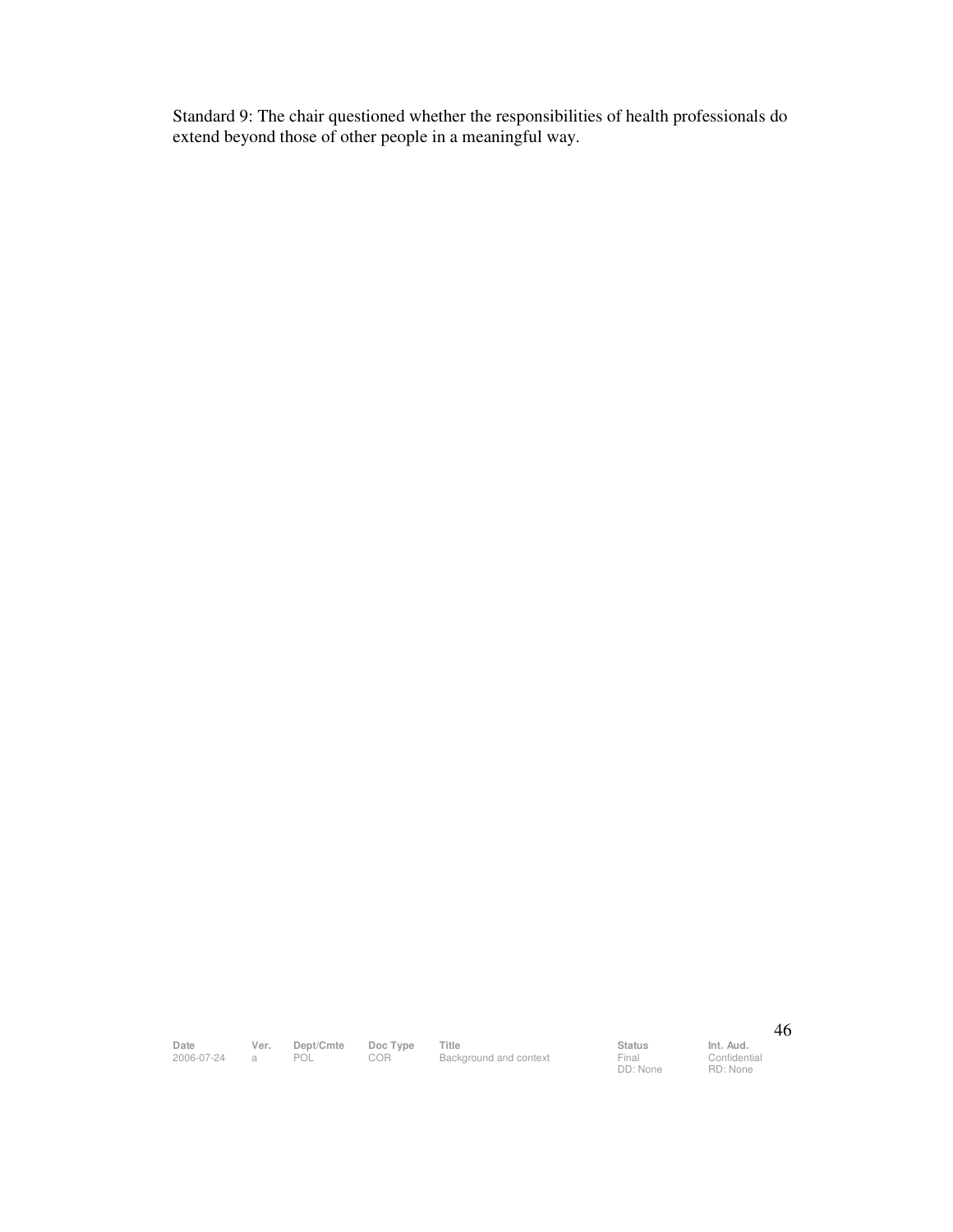Standard 9: The chair questioned whether the responsibilities of health professionals do extend beyond those of other people in a meaningful way.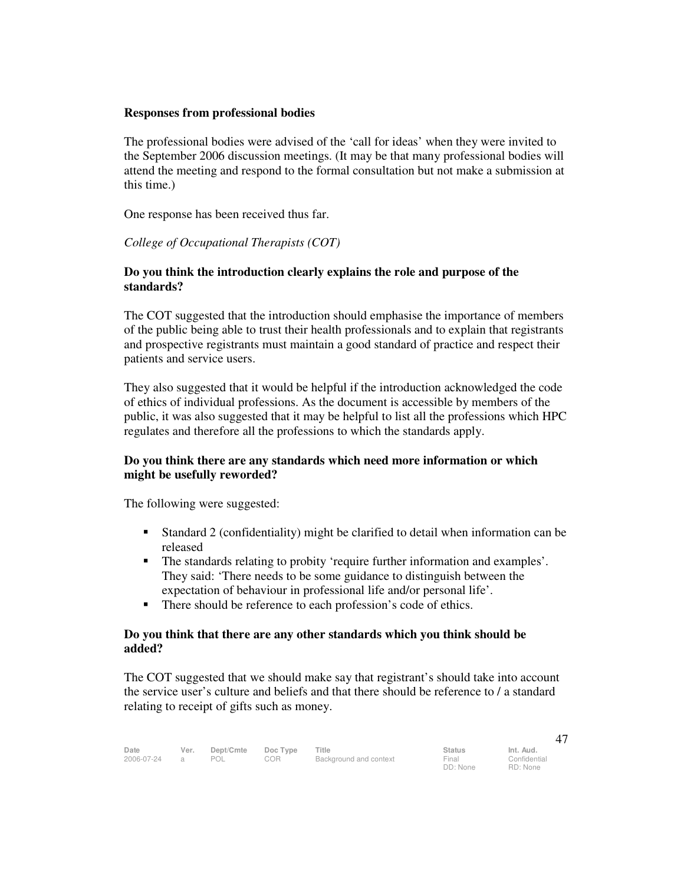**Responses from professional bodies**

The professional bodies were advised of the 'call for ideas' when they were invited to the September 2006 discussion meetings. (It may be that many professional bodies will attend the meeting and respond to the formal consultation but not make a submission at this time.)

One response has been received thus far.

*College of Occupational Therapists (COT)*

**Do you think the introduction clearly explains the role and purpose of the standards?**

The COT suggested that the introduction should emphasise the importance of members of the public being able to trust their health professionals and to explain that registrants and prospective registrants must maintain a good standard of practice and respect their patients and service users.

They also suggested that it would be helpful if the introduction acknowledged the code of ethics of individual professions. As the document is accessible by members of the public, it was also suggested that it may be helpful to list all the professions which HPC regulates and therefore all the professions to which the standards apply.

**Do you think there are any standards which need more information or which might be usefully reworded?**

The following were suggested:

- Standard 2 (confidentiality) might be clarified to detail when information can be released
- The standards relating to probity 'require further information and examples'. They said: 'There needs to be some guidance to distinguish between the expectation of behaviour in professional life and/or personal life'.
- There should be reference to each profession's code of ethics.

**Do you think that there are any other standards which you think should be added?**

The COT suggested that we should make say that registrant's should take into account the service user's culture and beliefs and that there should be reference to / a standard relating to receipt of gifts such as money.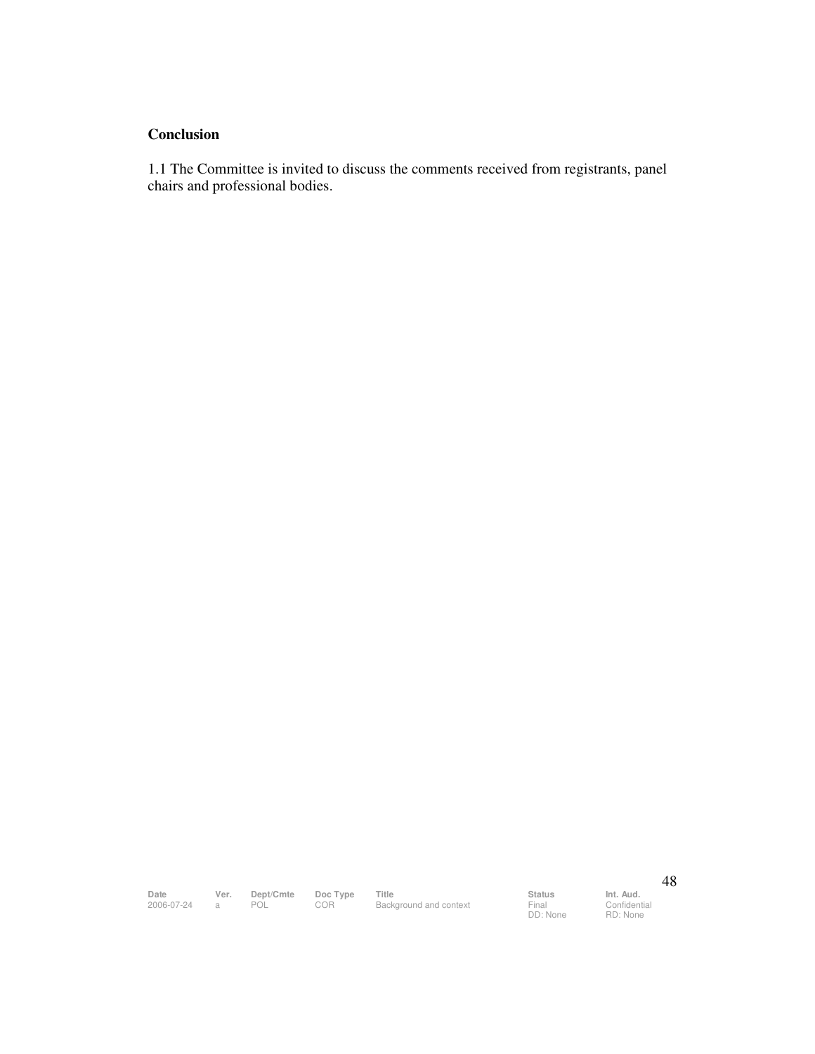**Conclusion**

1.1 The Committee is invited to discuss the comments received from registrants, panel chairs and professional bodies.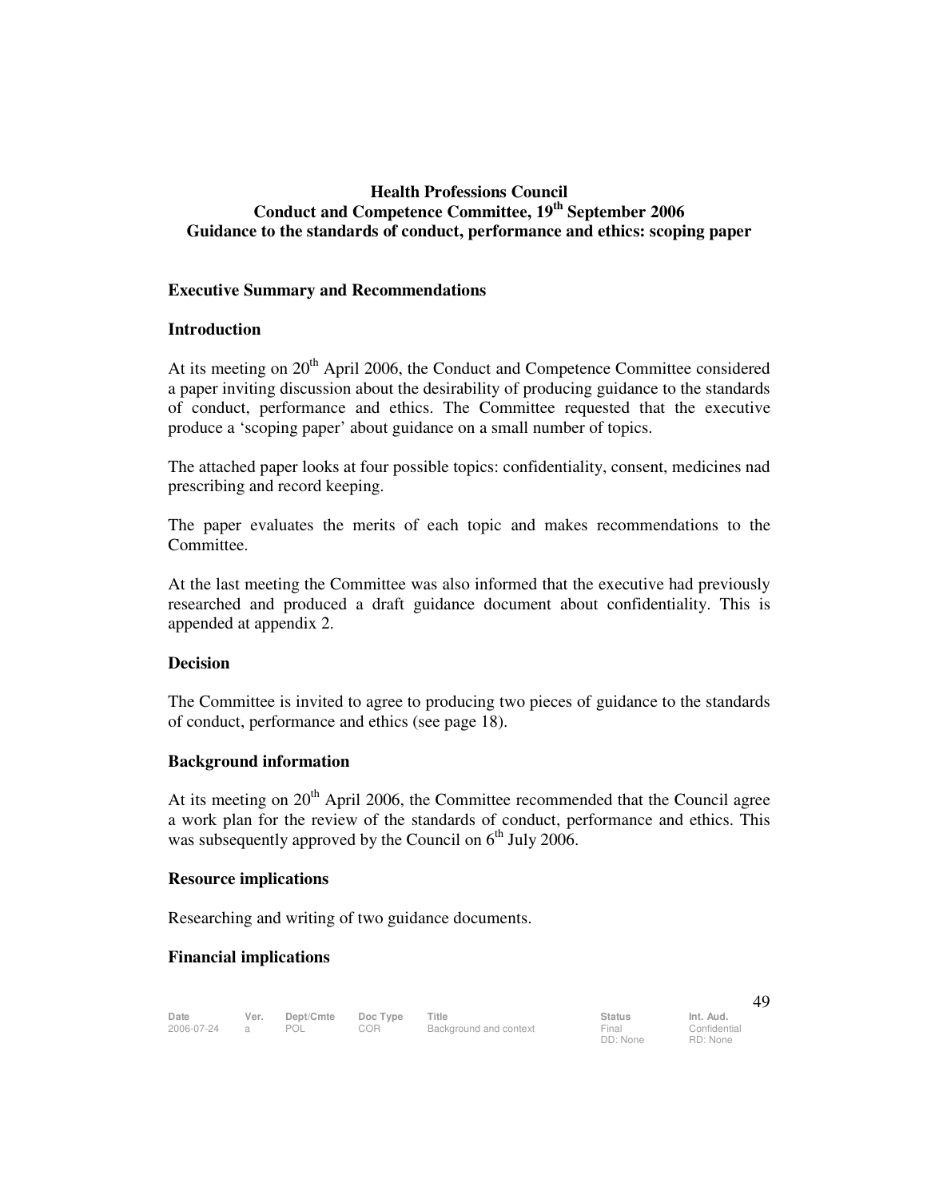**Health Professions Council**
**Conduct and Competence Committee, 19th September 2006**
**Guidance to the standards of conduct, performance and ethics: scoping paper**

**Executive Summary and Recommendations**

**Introduction**

At its meeting on 20th April 2006, the Conduct and Competence Committee considered a paper inviting discussion about the desirability of producing guidance to the standards of conduct, performance and ethics. The Committee requested that the executive produce a 'scoping paper' about guidance on a small number of topics.

The attached paper looks at four possible topics: confidentiality, consent, medicines nad prescribing and record keeping.

The paper evaluates the merits of each topic and makes recommendations to the Committee.

At the last meeting the Committee was also informed that the executive had previously researched and produced a draft guidance document about confidentiality. This is appended at appendix 2.

**Decision**

The Committee is invited to agree to producing two pieces of guidance to the standards of conduct, performance and ethics (see page 18).

**Background information**

At its meeting on 20th April 2006, the Committee recommended that the Council agree a work plan for the review of the standards of conduct, performance and ethics. This was subsequently approved by the Council on 6th July 2006.

**Resource implications**

Researching and writing of two guidance documents.

**Financial implications**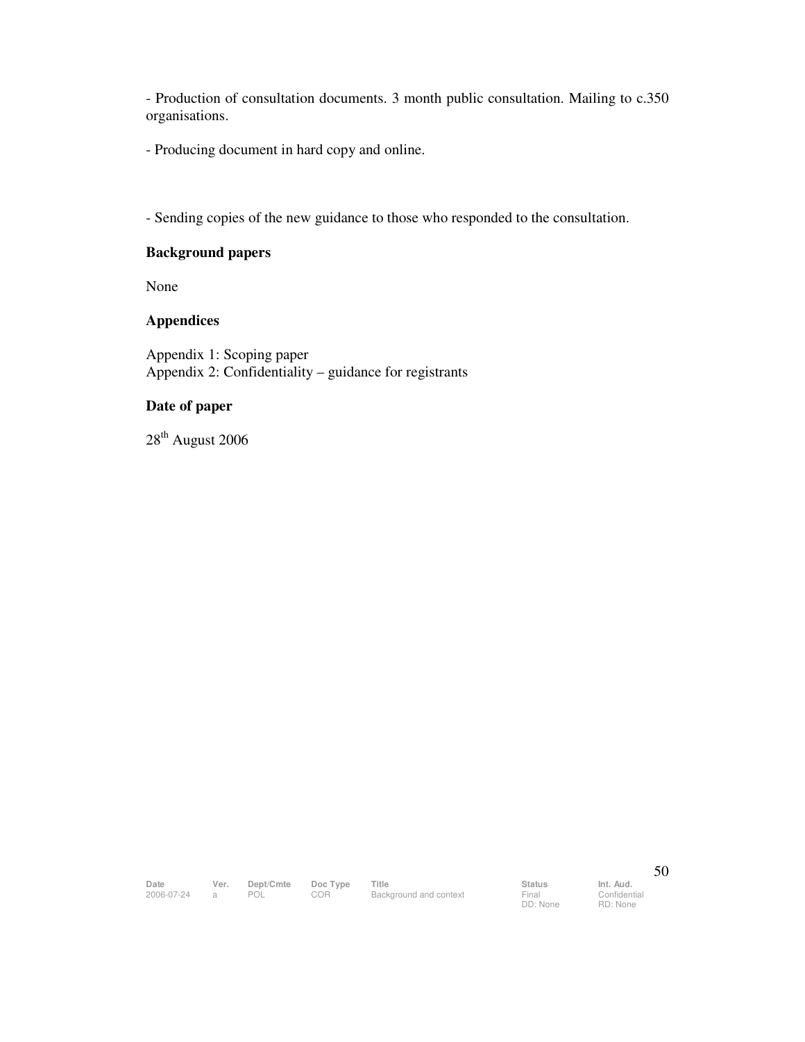- Production of consultation documents. 3 month public consultation. Mailing to c.350 organisations.

- Producing document in hard copy and online.

- Sending copies of the new guidance to those who responded to the consultation.

**Background papers**

None

**Appendices**

Appendix 1: Scoping paper
Appendix 2: Confidentiality – guidance for registrants

**Date of paper**

28th August 2006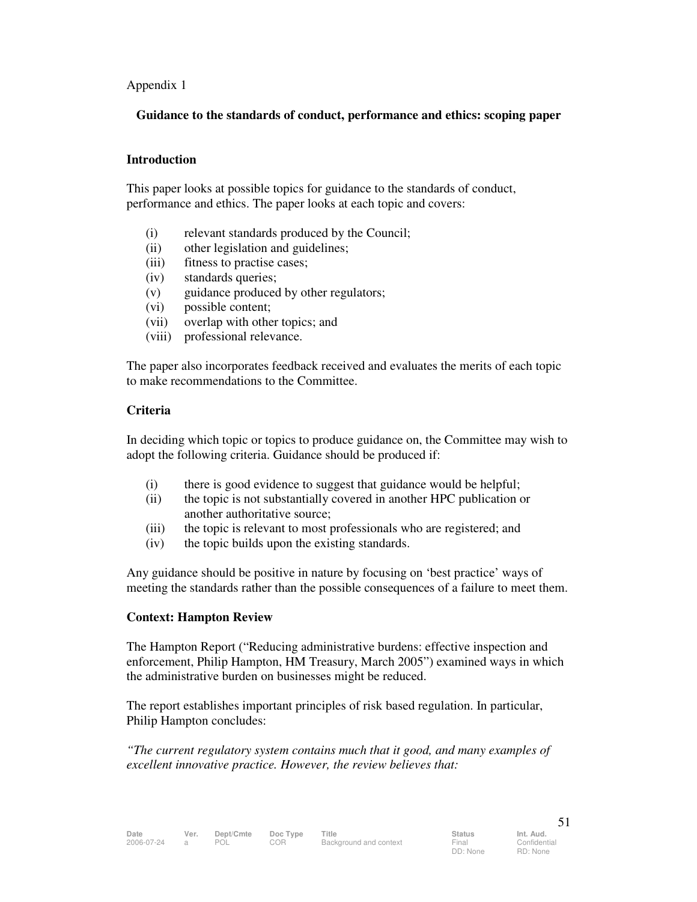Appendix 1

## Guidance to the standards of conduct, performance and ethics: scoping paper

### Introduction

This paper looks at possible topics for guidance to the standards of conduct, performance and ethics. The paper looks at each topic and covers:

- (i) relevant standards produced by the Council;
- (ii) other legislation and guidelines;
- (iii) fitness to practise cases;
- (iv) standards queries;
- (v) guidance produced by other regulators;
- (vi) possible content;
- (vii) overlap with other topics; and
- (viii) professional relevance.

The paper also incorporates feedback received and evaluates the merits of each topic to make recommendations to the Committee.

### Criteria

In deciding which topic or topics to produce guidance on, the Committee may wish to adopt the following criteria. Guidance should be produced if:

- (i) there is good evidence to suggest that guidance would be helpful;
- (ii) the topic is not substantially covered in another HPC publication or another authoritative source;
- (iii) the topic is relevant to most professionals who are registered; and
- (iv) the topic builds upon the existing standards.

Any guidance should be positive in nature by focusing on 'best practice' ways of meeting the standards rather than the possible consequences of a failure to meet them.

### Context: Hampton Review

The Hampton Report ("Reducing administrative burdens: effective inspection and enforcement, Philip Hampton, HM Treasury, March 2005") examined ways in which the administrative burden on businesses might be reduced.

The report establishes important principles of risk based regulation. In particular, Philip Hampton concludes:

*"The current regulatory system contains much that it good, and many examples of excellent innovative practice. However, the review believes that:*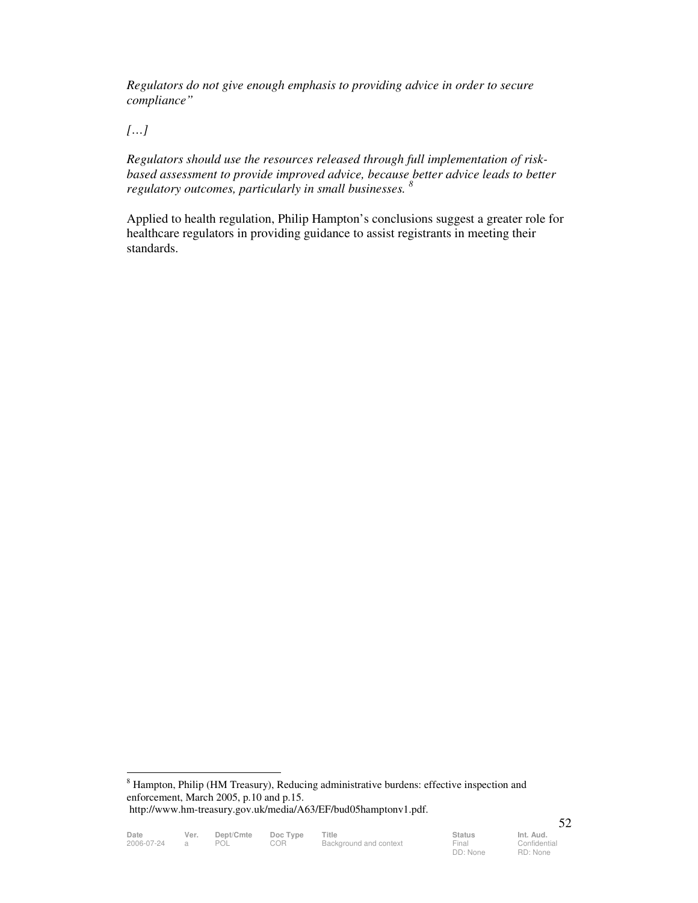*Regulators do not give enough emphasis to providing advice in order to secure compliance"*

*[…]*

*Regulators should use the resources released through full implementation of risk-based assessment to provide improved advice, because better advice leads to better regulatory outcomes, particularly in small businesses.* [8]

Applied to health regulation, Philip Hampton's conclusions suggest a greater role for healthcare regulators in providing guidance to assist registrants in meeting their standards.

---

[8] Hampton, Philip (HM Treasury), Reducing administrative burdens: effective inspection and enforcement, March 2005, p.10 and p.15.
http://www.hm-treasury.gov.uk/media/A63/EF/bud05hamptonv1.pdf.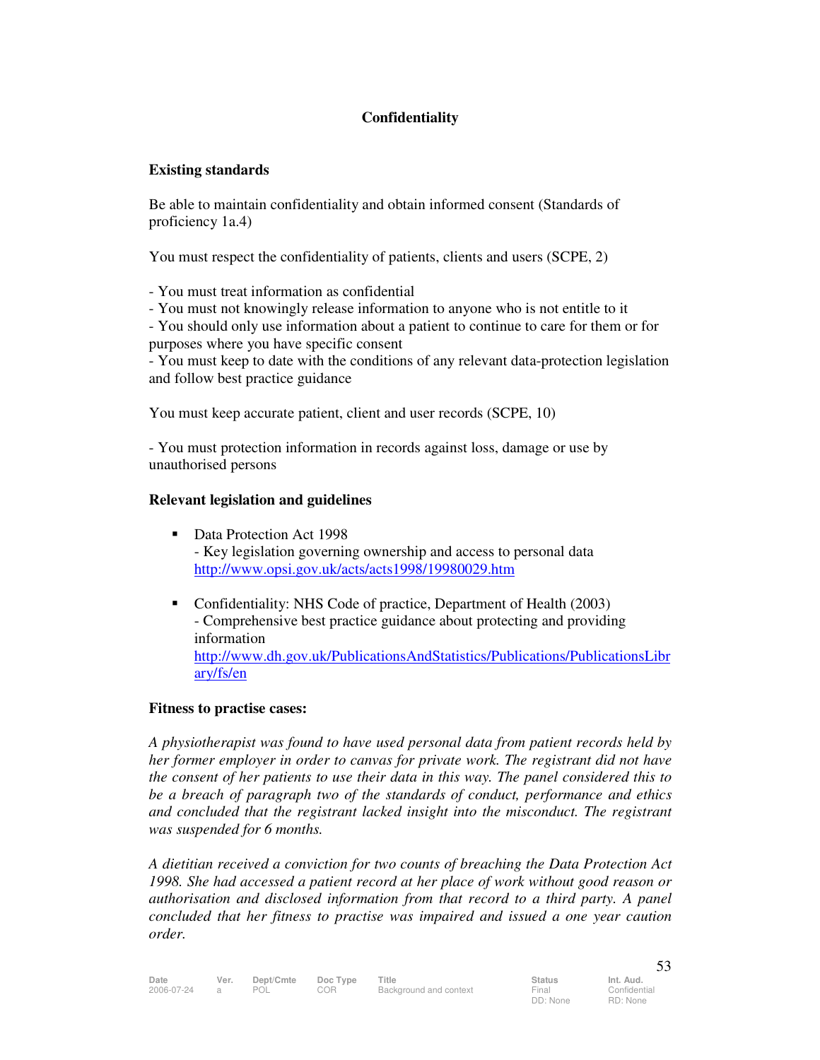# Confidentiality

## Existing standards

Be able to maintain confidentiality and obtain informed consent (Standards of proficiency 1a.4)

You must respect the confidentiality of patients, clients and users (SCPE, 2)

- You must treat information as confidential
- You must not knowingly release information to anyone who is not entitle to it
- You should only use information about a patient to continue to care for them or for purposes where you have specific consent
- You must keep to date with the conditions of any relevant data-protection legislation and follow best practice guidance

You must keep accurate patient, client and user records (SCPE, 10)

- You must protection information in records against loss, damage or use by unauthorised persons

## Relevant legislation and guidelines

- Data Protection Act 1998
  - Key legislation governing ownership and access to personal data
  http://www.opsi.gov.uk/acts/acts1998/19980029.htm

- Confidentiality: NHS Code of practice, Department of Health (2003)
  - Comprehensive best practice guidance about protecting and providing information
  http://www.dh.gov.uk/PublicationsAndStatistics/Publications/PublicationsLibrary/fs/en

## Fitness to practise cases:

*A physiotherapist was found to have used personal data from patient records held by her former employer in order to canvas for private work. The registrant did not have the consent of her patients to use their data in this way. The panel considered this to be a breach of paragraph two of the standards of conduct, performance and ethics and concluded that the registrant lacked insight into the misconduct. The registrant was suspended for 6 months.*

*A dietitian received a conviction for two counts of breaching the Data Protection Act 1998. She had accessed a patient record at her place of work without good reason or authorisation and disclosed information from that record to a third party. A panel concluded that her fitness to practise was impaired and issued a one year caution order.*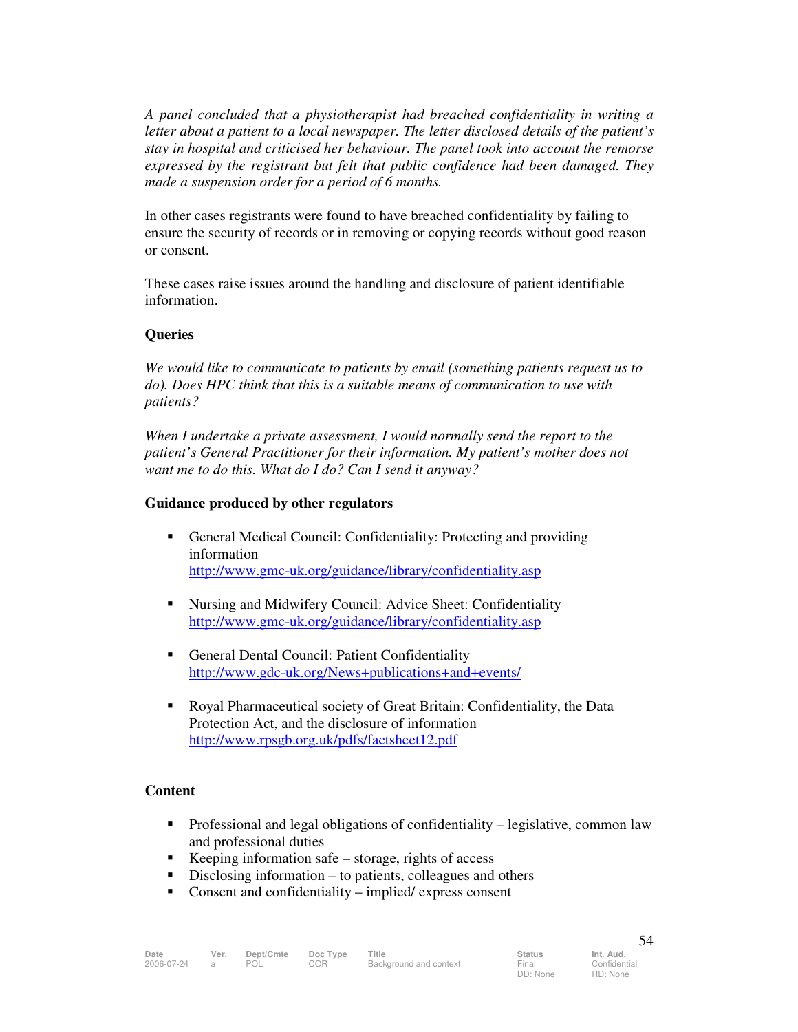*A panel concluded that a physiotherapist had breached confidentiality in writing a letter about a patient to a local newspaper. The letter disclosed details of the patient's stay in hospital and criticised her behaviour. The panel took into account the remorse expressed by the registrant but felt that public confidence had been damaged. They made a suspension order for a period of 6 months.*

In other cases registrants were found to have breached confidentiality by failing to ensure the security of records or in removing or copying records without good reason or consent.

These cases raise issues around the handling and disclosure of patient identifiable information.

**Queries**

*We would like to communicate to patients by email (something patients request us to do). Does HPC think that this is a suitable means of communication to use with patients?*

*When I undertake a private assessment, I would normally send the report to the patient's General Practitioner for their information. My patient's mother does not want me to do this. What do I do? Can I send it anyway?*

**Guidance produced by other regulators**

- General Medical Council: Confidentiality: Protecting and providing information
  http://www.gmc-uk.org/guidance/library/confidentiality.asp

- Nursing and Midwifery Council: Advice Sheet: Confidentiality
  http://www.gmc-uk.org/guidance/library/confidentiality.asp

- General Dental Council: Patient Confidentiality
  http://www.gdc-uk.org/News+publications+and+events/

- Royal Pharmaceutical society of Great Britain: Confidentiality, the Data Protection Act, and the disclosure of information
  http://www.rpsgb.org.uk/pdfs/factsheet12.pdf

**Content**

- Professional and legal obligations of confidentiality – legislative, common law and professional duties
- Keeping information safe – storage, rights of access
- Disclosing information – to patients, colleagues and others
- Consent and confidentiality – implied/ express consent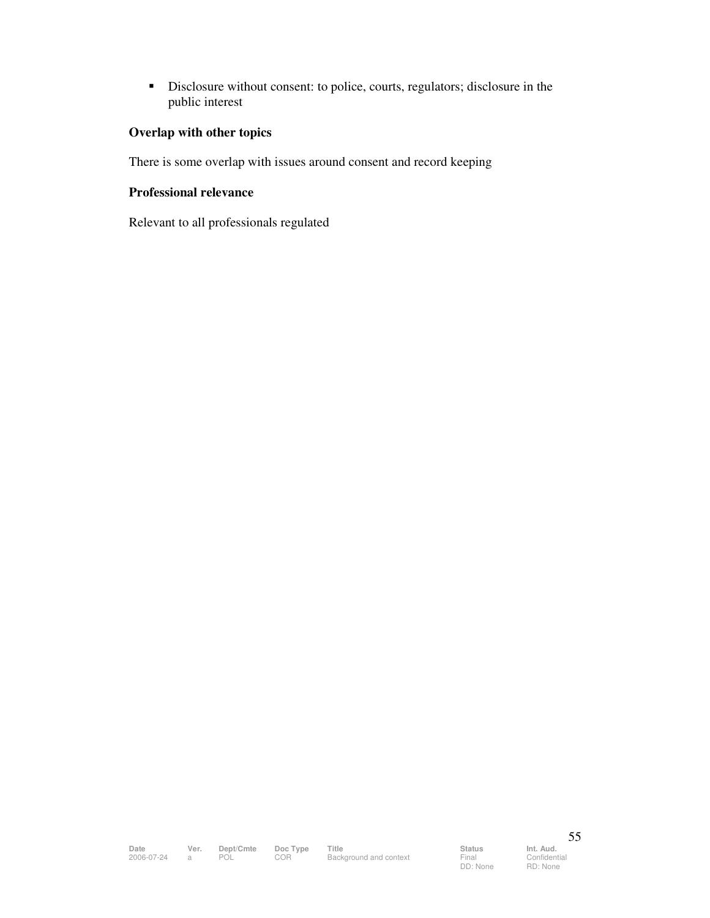- Disclosure without consent: to police, courts, regulators; disclosure in the public interest

**Overlap with other topics**

There is some overlap with issues around consent and record keeping

**Professional relevance**

Relevant to all professionals regulated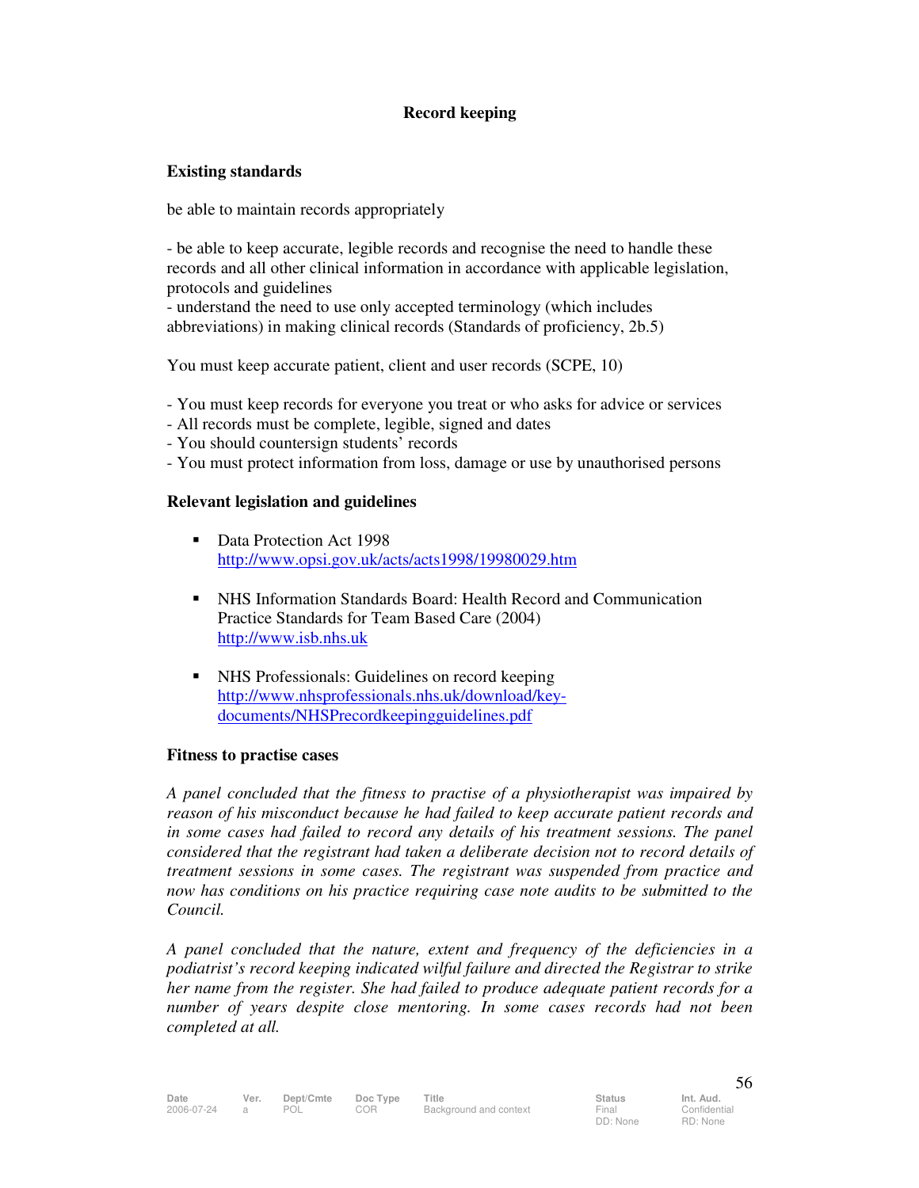## Record keeping

### Existing standards

be able to maintain records appropriately

- be able to keep accurate, legible records and recognise the need to handle these records and all other clinical information in accordance with applicable legislation, protocols and guidelines
- understand the need to use only accepted terminology (which includes abbreviations) in making clinical records (Standards of proficiency, 2b.5)

You must keep accurate patient, client and user records (SCPE, 10)

- You must keep records for everyone you treat or who asks for advice or services
- All records must be complete, legible, signed and dates
- You should countersign students' records
- You must protect information from loss, damage or use by unauthorised persons

### Relevant legislation and guidelines

- Data Protection Act 1998
  http://www.opsi.gov.uk/acts/acts1998/19980029.htm

- NHS Information Standards Board: Health Record and Communication Practice Standards for Team Based Care (2004)
  http://www.isb.nhs.uk

- NHS Professionals: Guidelines on record keeping
  http://www.nhsprofessionals.nhs.uk/download/key-documents/NHSPrecordkeepingguidelines.pdf

### Fitness to practise cases

*A panel concluded that the fitness to practise of a physiotherapist was impaired by reason of his misconduct because he had failed to keep accurate patient records and in some cases had failed to record any details of his treatment sessions. The panel considered that the registrant had taken a deliberate decision not to record details of treatment sessions in some cases. The registrant was suspended from practice and now has conditions on his practice requiring case note audits to be submitted to the Council.*

*A panel concluded that the nature, extent and frequency of the deficiencies in a podiatrist's record keeping indicated wilful failure and directed the Registrar to strike her name from the register. She had failed to produce adequate patient records for a number of years despite close mentoring. In some cases records had not been completed at all.*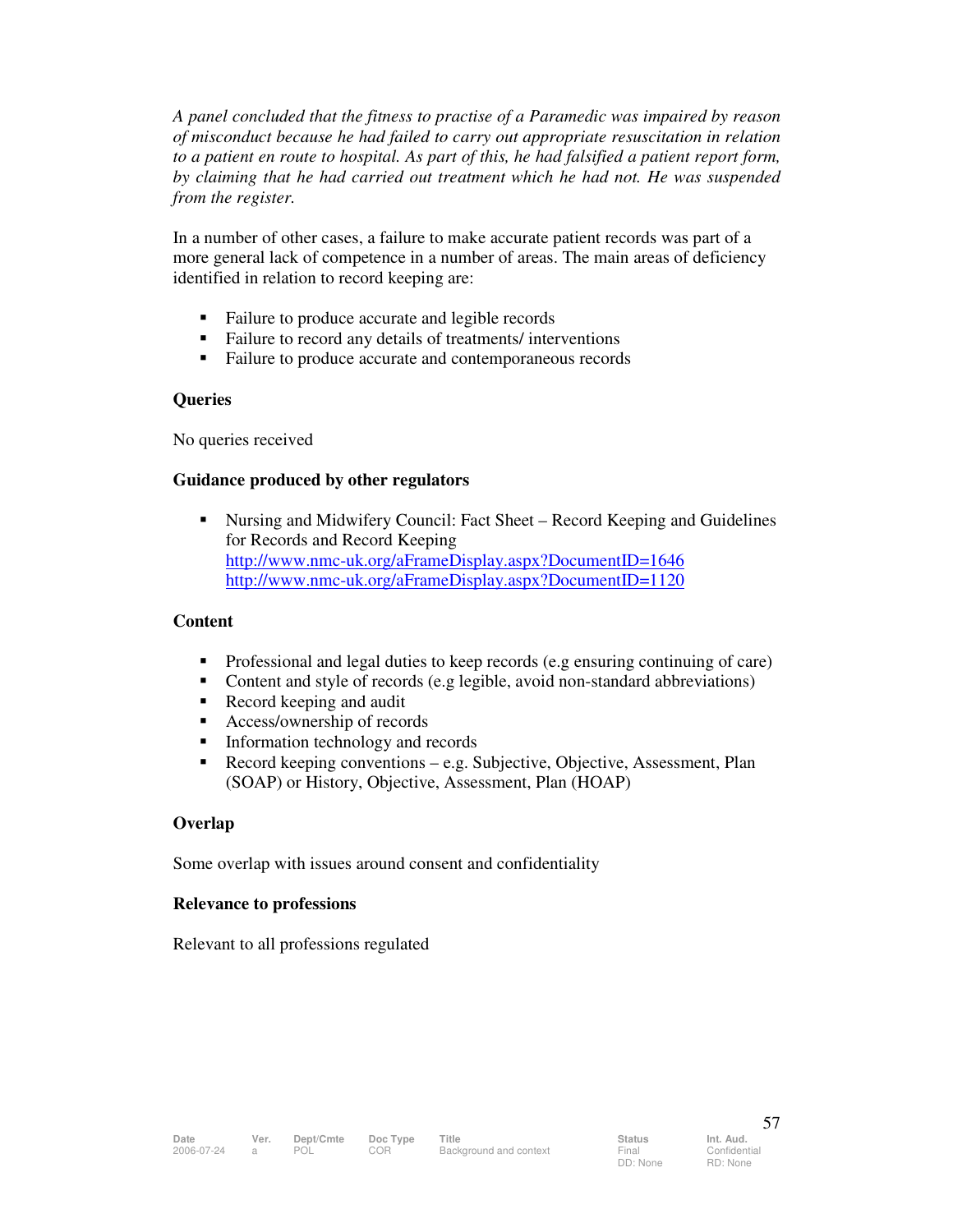*A panel concluded that the fitness to practise of a Paramedic was impaired by reason of misconduct because he had failed to carry out appropriate resuscitation in relation to a patient en route to hospital. As part of this, he had falsified a patient report form, by claiming that he had carried out treatment which he had not. He was suspended from the register.*

In a number of other cases, a failure to make accurate patient records was part of a more general lack of competence in a number of areas. The main areas of deficiency identified in relation to record keeping are:

- Failure to produce accurate and legible records
- Failure to record any details of treatments/ interventions
- Failure to produce accurate and contemporaneous records

**Queries**

No queries received

**Guidance produced by other regulators**

- Nursing and Midwifery Council: Fact Sheet – Record Keeping and Guidelines for Records and Record Keeping
  http://www.nmc-uk.org/aFrameDisplay.aspx?DocumentID=1646
  http://www.nmc-uk.org/aFrameDisplay.aspx?DocumentID=1120

**Content**

- Professional and legal duties to keep records (e.g ensuring continuing of care)
- Content and style of records (e.g legible, avoid non-standard abbreviations)
- Record keeping and audit
- Access/ownership of records
- Information technology and records
- Record keeping conventions – e.g. Subjective, Objective, Assessment, Plan (SOAP) or History, Objective, Assessment, Plan (HOAP)

**Overlap**

Some overlap with issues around consent and confidentiality

**Relevance to professions**

Relevant to all professions regulated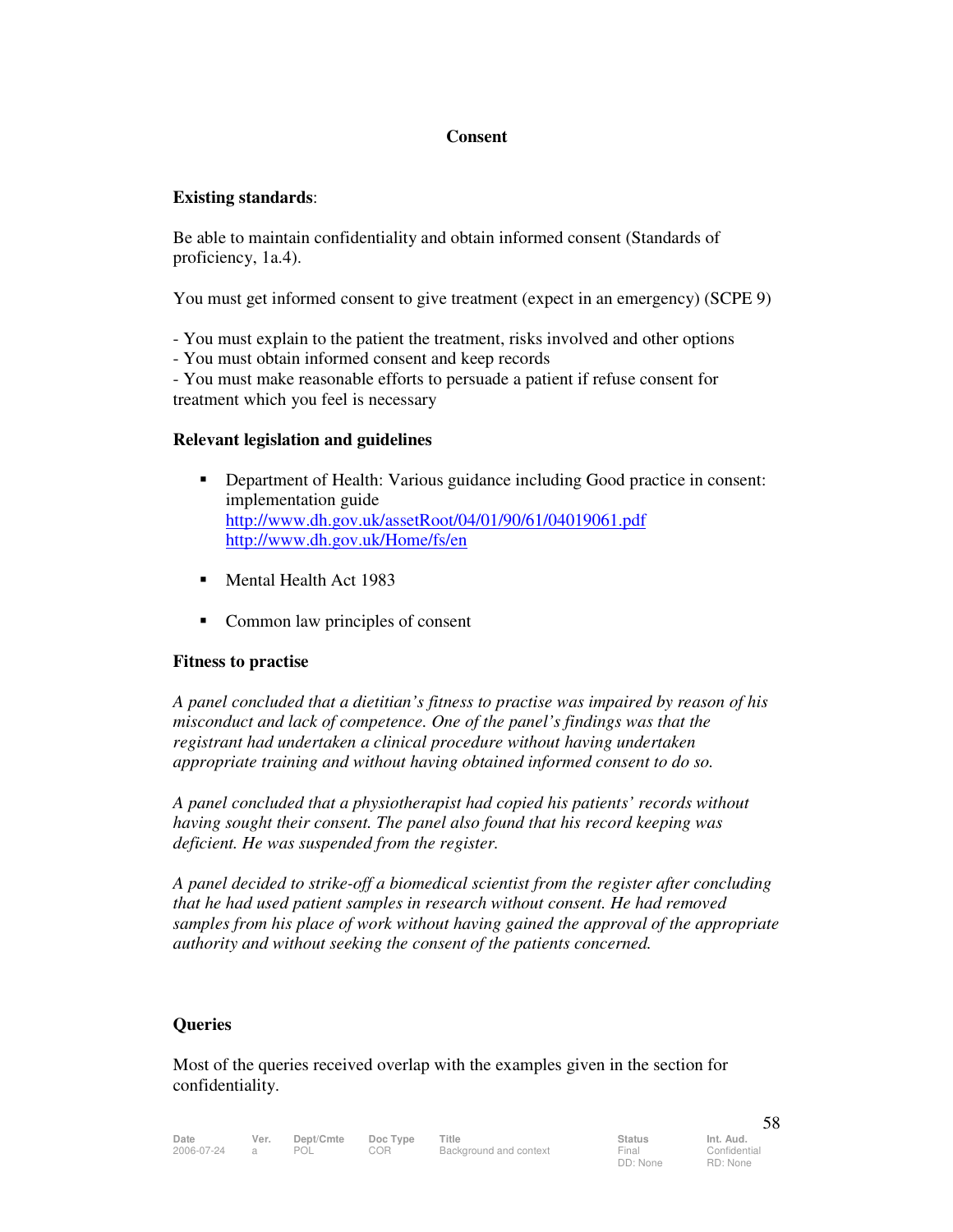## Consent

**Existing standards**:

Be able to maintain confidentiality and obtain informed consent (Standards of proficiency, 1a.4).

You must get informed consent to give treatment (expect in an emergency) (SCPE 9)

- You must explain to the patient the treatment, risks involved and other options
- You must obtain informed consent and keep records
- You must make reasonable efforts to persuade a patient if refuse consent for treatment which you feel is necessary

**Relevant legislation and guidelines**

- Department of Health: Various guidance including Good practice in consent: implementation guide
  http://www.dh.gov.uk/assetRoot/04/01/90/61/04019061.pdf
  http://www.dh.gov.uk/Home/fs/en

- Mental Health Act 1983

- Common law principles of consent

**Fitness to practise**

*A panel concluded that a dietitian's fitness to practise was impaired by reason of his misconduct and lack of competence. One of the panel's findings was that the registrant had undertaken a clinical procedure without having undertaken appropriate training and without having obtained informed consent to do so.*

*A panel concluded that a physiotherapist had copied his patients' records without having sought their consent. The panel also found that his record keeping was deficient. He was suspended from the register.*

*A panel decided to strike-off a biomedical scientist from the register after concluding that he had used patient samples in research without consent. He had removed samples from his place of work without having gained the approval of the appropriate authority and without seeking the consent of the patients concerned.*

**Queries**

Most of the queries received overlap with the examples given in the section for confidentiality.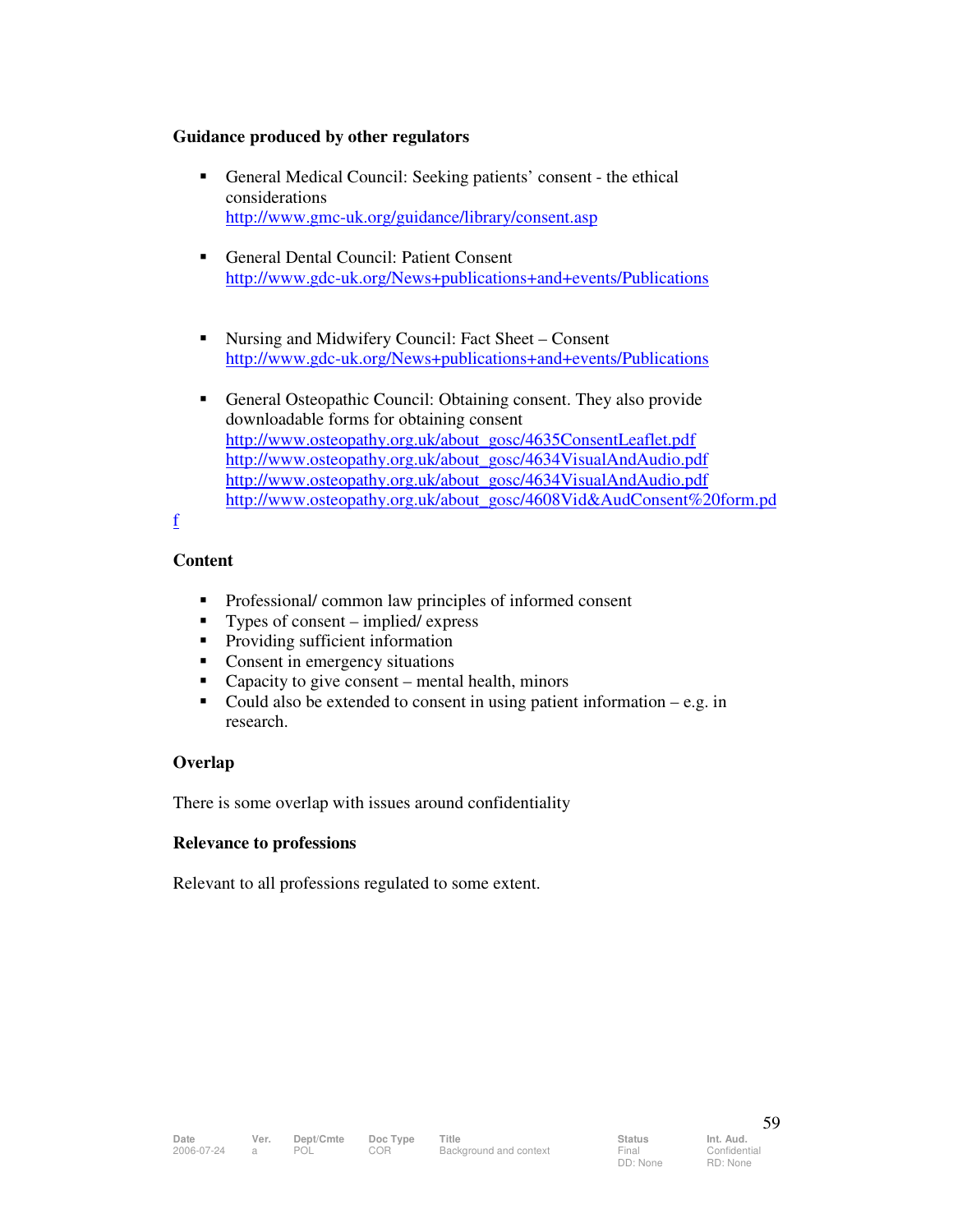**Guidance produced by other regulators**

- General Medical Council: Seeking patients' consent - the ethical considerations
  http://www.gmc-uk.org/guidance/library/consent.asp

- General Dental Council: Patient Consent
  http://www.gdc-uk.org/News+publications+and+events/Publications

- Nursing and Midwifery Council: Fact Sheet – Consent
  http://www.gdc-uk.org/News+publications+and+events/Publications

- General Osteopathic Council: Obtaining consent. They also provide downloadable forms for obtaining consent
  http://www.osteopathy.org.uk/about_gosc/4635ConsentLeaflet.pdf
  http://www.osteopathy.org.uk/about_gosc/4634VisualAndAudio.pdf
  http://www.osteopathy.org.uk/about_gosc/4634VisualAndAudio.pdf
  http://www.osteopathy.org.uk/about_gosc/4608Vid&AudConsent%20form.pdf

**Content**

- Professional/ common law principles of informed consent
- Types of consent – implied/ express
- Providing sufficient information
- Consent in emergency situations
- Capacity to give consent – mental health, minors
- Could also be extended to consent in using patient information – e.g. in research.

**Overlap**

There is some overlap with issues around confidentiality

**Relevance to professions**

Relevant to all professions regulated to some extent.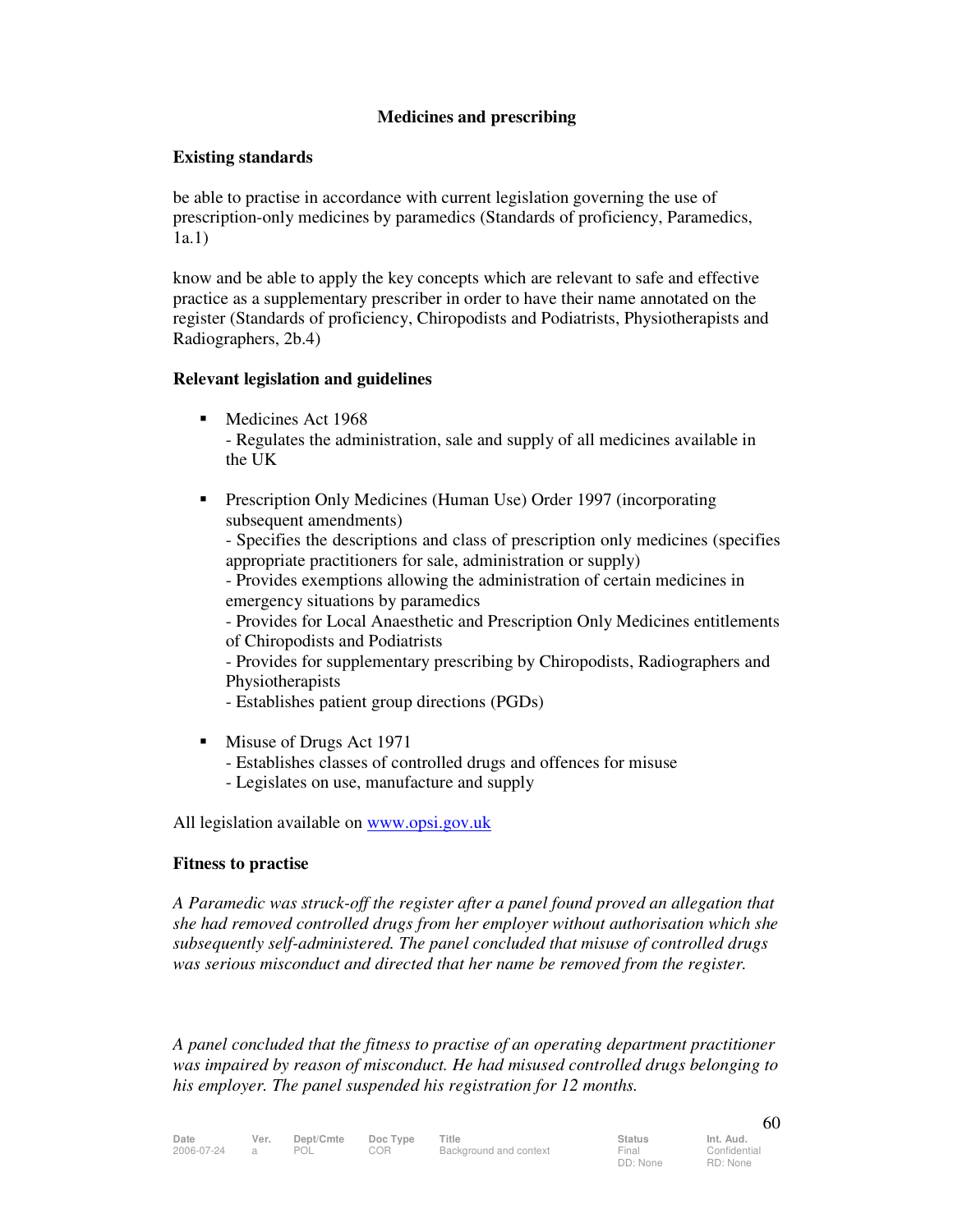## Medicines and prescribing

### Existing standards

be able to practise in accordance with current legislation governing the use of prescription-only medicines by paramedics (Standards of proficiency, Paramedics, 1a.1)

know and be able to apply the key concepts which are relevant to safe and effective practice as a supplementary prescriber in order to have their name annotated on the register (Standards of proficiency, Chiropodists and Podiatrists, Physiotherapists and Radiographers, 2b.4)

### Relevant legislation and guidelines

- Medicines Act 1968
  - Regulates the administration, sale and supply of all medicines available in the UK

- Prescription Only Medicines (Human Use) Order 1997 (incorporating subsequent amendments)
  - Specifies the descriptions and class of prescription only medicines (specifies appropriate practitioners for sale, administration or supply)
  - Provides exemptions allowing the administration of certain medicines in emergency situations by paramedics
  - Provides for Local Anaesthetic and Prescription Only Medicines entitlements of Chiropodists and Podiatrists
  - Provides for supplementary prescribing by Chiropodists, Radiographers and Physiotherapists
  - Establishes patient group directions (PGDs)

- Misuse of Drugs Act 1971
  - Establishes classes of controlled drugs and offences for misuse
  - Legislates on use, manufacture and supply

All legislation available on [www.opsi.gov.uk](http://www.opsi.gov.uk)

### Fitness to practise

*A Paramedic was struck-off the register after a panel found proved an allegation that she had removed controlled drugs from her employer without authorisation which she subsequently self-administered. The panel concluded that misuse of controlled drugs was serious misconduct and directed that her name be removed from the register.*

*A panel concluded that the fitness to practise of an operating department practitioner was impaired by reason of misconduct. He had misused controlled drugs belonging to his employer. The panel suspended his registration for 12 months.*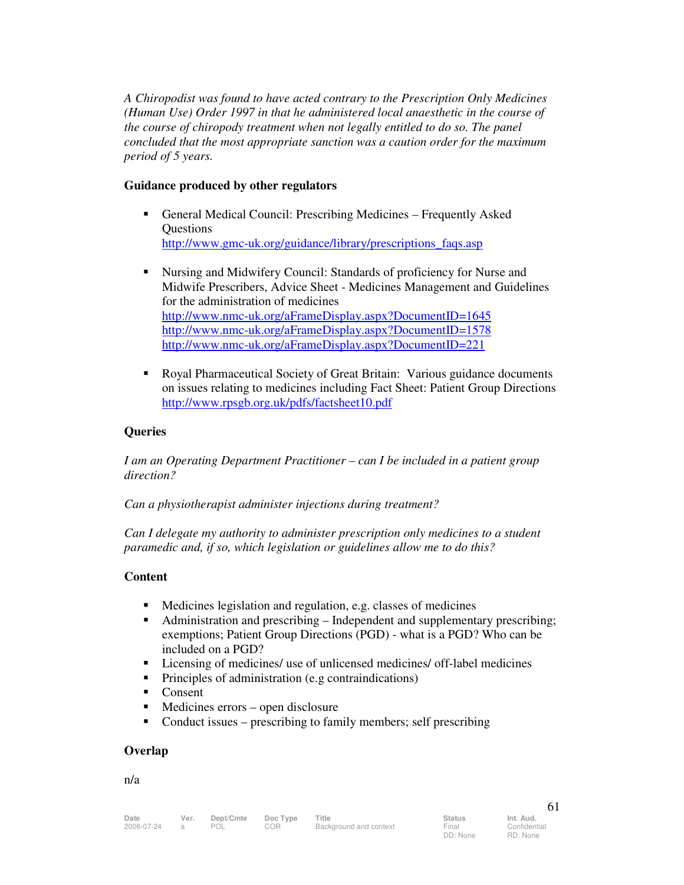*A Chiropodist was found to have acted contrary to the Prescription Only Medicines (Human Use) Order 1997 in that he administered local anaesthetic in the course of the course of chiropody treatment when not legally entitled to do so. The panel concluded that the most appropriate sanction was a caution order for the maximum period of 5 years.*

**Guidance produced by other regulators**

- General Medical Council: Prescribing Medicines – Frequently Asked Questions
  http://www.gmc-uk.org/guidance/library/prescriptions_faqs.asp

- Nursing and Midwifery Council: Standards of proficiency for Nurse and Midwife Prescribers, Advice Sheet - Medicines Management and Guidelines for the administration of medicines
  http://www.nmc-uk.org/aFrameDisplay.aspx?DocumentID=1645
  http://www.nmc-uk.org/aFrameDisplay.aspx?DocumentID=1578
  http://www.nmc-uk.org/aFrameDisplay.aspx?DocumentID=221

- Royal Pharmaceutical Society of Great Britain: Various guidance documents on issues relating to medicines including Fact Sheet: Patient Group Directions
  http://www.rpsgb.org.uk/pdfs/factsheet10.pdf

**Queries**

*I am an Operating Department Practitioner – can I be included in a patient group direction?*

*Can a physiotherapist administer injections during treatment?*

*Can I delegate my authority to administer prescription only medicines to a student paramedic and, if so, which legislation or guidelines allow me to do this?*

**Content**

- Medicines legislation and regulation, e.g. classes of medicines
- Administration and prescribing – Independent and supplementary prescribing; exemptions; Patient Group Directions (PGD) - what is a PGD? Who can be included on a PGD?
- Licensing of medicines/ use of unlicensed medicines/ off-label medicines
- Principles of administration (e.g contraindications)
- Consent
- Medicines errors – open disclosure
- Conduct issues – prescribing to family members; self prescribing

**Overlap**

n/a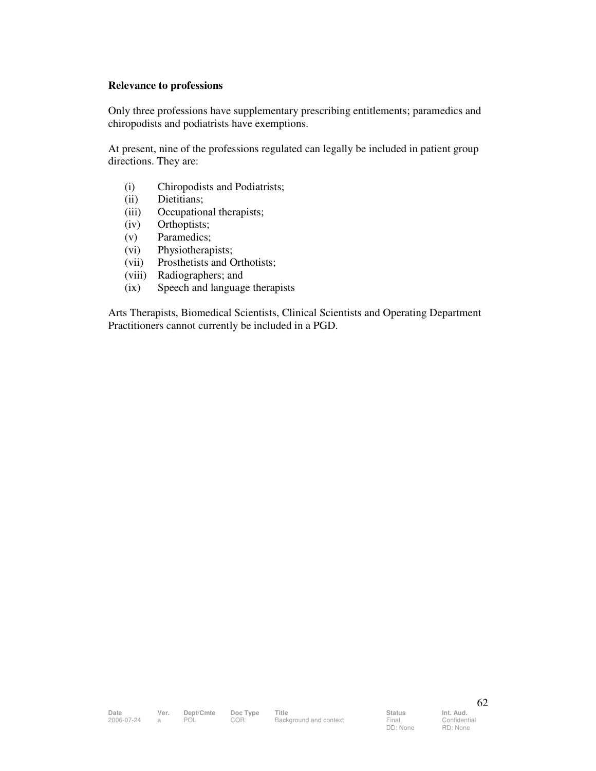**Relevance to professions**

Only three professions have supplementary prescribing entitlements; paramedics and chiropodists and podiatrists have exemptions.

At present, nine of the professions regulated can legally be included in patient group directions. They are:

(i) Chiropodists and Podiatrists;
(ii) Dietitians;
(iii) Occupational therapists;
(iv) Orthoptists;
(v) Paramedics;
(vi) Physiotherapists;
(vii) Prosthetists and Orthotists;
(viii) Radiographers; and
(ix) Speech and language therapists

Arts Therapists, Biomedical Scientists, Clinical Scientists and Operating Department Practitioners cannot currently be included in a PGD.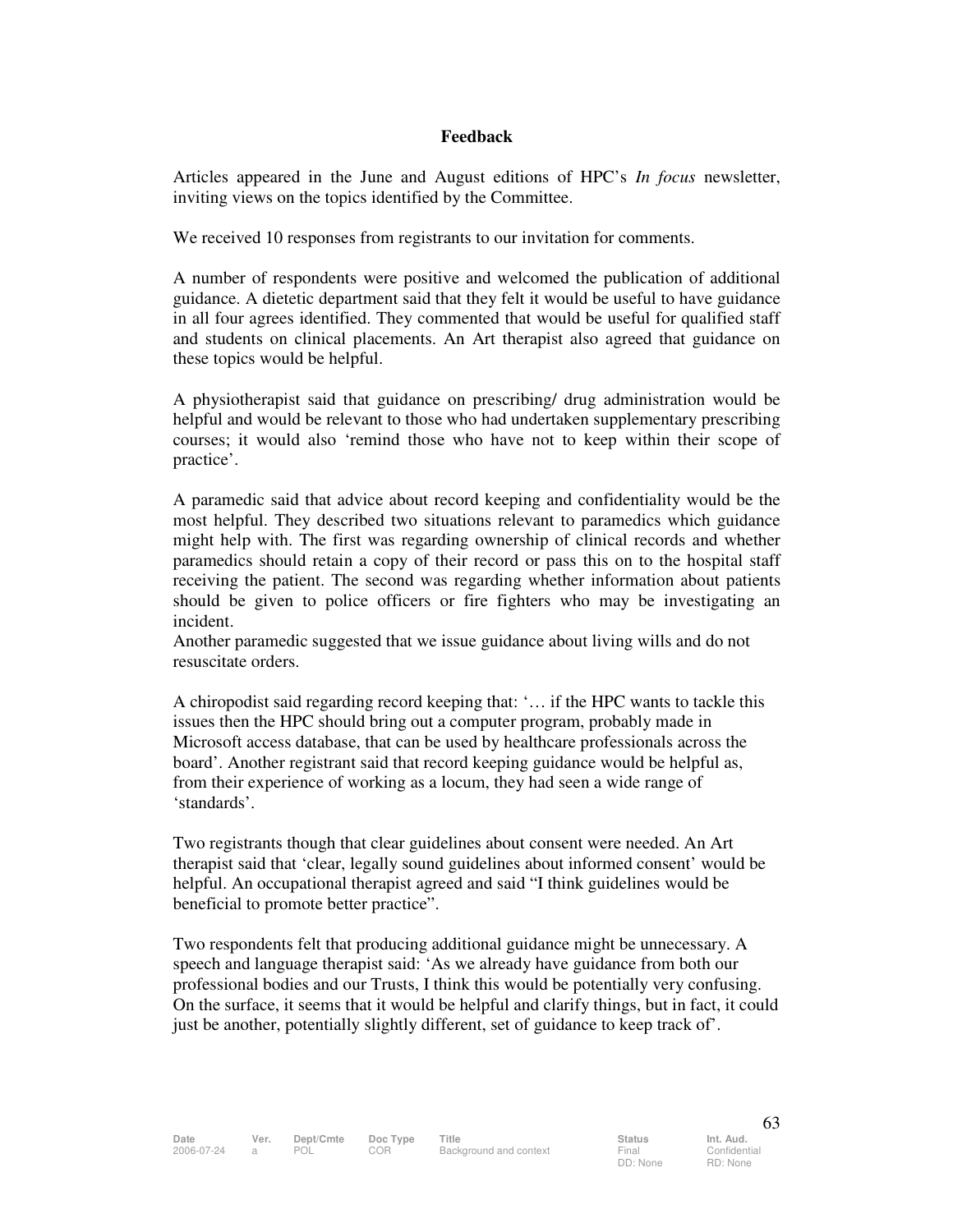**Feedback**

Articles appeared in the June and August editions of HPC's *In focus* newsletter, inviting views on the topics identified by the Committee.

We received 10 responses from registrants to our invitation for comments.

A number of respondents were positive and welcomed the publication of additional guidance. A dietetic department said that they felt it would be useful to have guidance in all four agrees identified. They commented that would be useful for qualified staff and students on clinical placements. An Art therapist also agreed that guidance on these topics would be helpful.

A physiotherapist said that guidance on prescribing/ drug administration would be helpful and would be relevant to those who had undertaken supplementary prescribing courses; it would also 'remind those who have not to keep within their scope of practice'.

A paramedic said that advice about record keeping and confidentiality would be the most helpful. They described two situations relevant to paramedics which guidance might help with. The first was regarding ownership of clinical records and whether paramedics should retain a copy of their record or pass this on to the hospital staff receiving the patient. The second was regarding whether information about patients should be given to police officers or fire fighters who may be investigating an incident.
Another paramedic suggested that we issue guidance about living wills and do not resuscitate orders.

A chiropodist said regarding record keeping that: '… if the HPC wants to tackle this issues then the HPC should bring out a computer program, probably made in Microsoft access database, that can be used by healthcare professionals across the board'. Another registrant said that record keeping guidance would be helpful as, from their experience of working as a locum, they had seen a wide range of 'standards'.

Two registrants though that clear guidelines about consent were needed. An Art therapist said that 'clear, legally sound guidelines about informed consent' would be helpful. An occupational therapist agreed and said "I think guidelines would be beneficial to promote better practice".

Two respondents felt that producing additional guidance might be unnecessary. A speech and language therapist said: 'As we already have guidance from both our professional bodies and our Trusts, I think this would be potentially very confusing. On the surface, it seems that it would be helpful and clarify things, but in fact, it could just be another, potentially slightly different, set of guidance to keep track of'.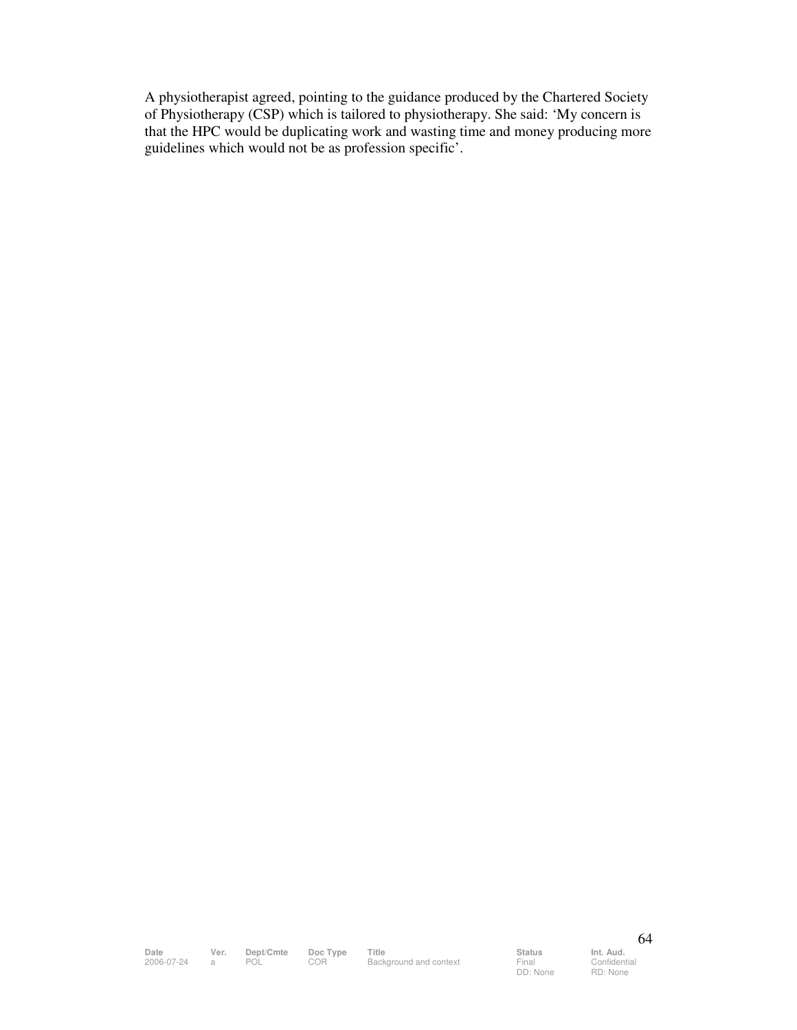A physiotherapist agreed, pointing to the guidance produced by the Chartered Society of Physiotherapy (CSP) which is tailored to physiotherapy. She said: ‘My concern is that the HPC would be duplicating work and wasting time and money producing more guidelines which would not be as profession specific’.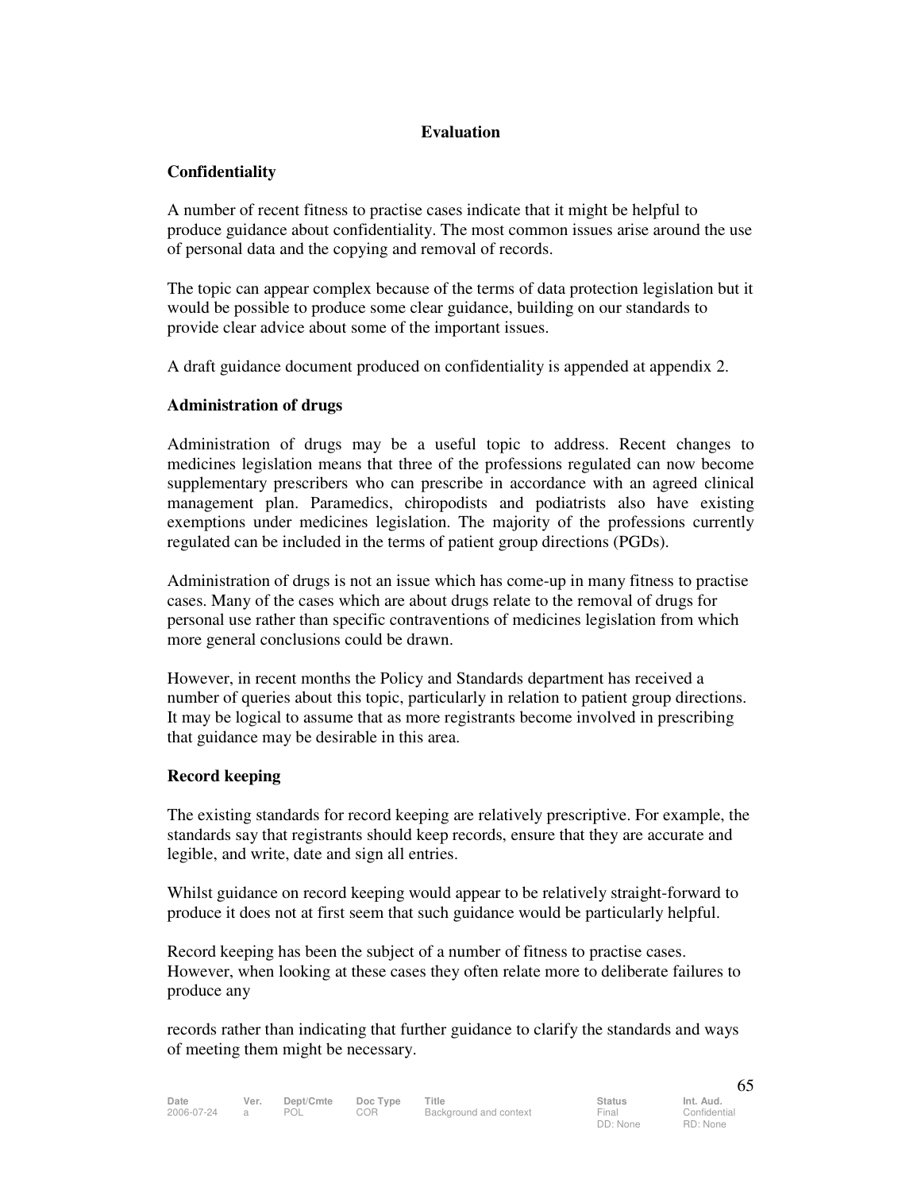## Evaluation

### Confidentiality

A number of recent fitness to practise cases indicate that it might be helpful to produce guidance about confidentiality. The most common issues arise around the use of personal data and the copying and removal of records.

The topic can appear complex because of the terms of data protection legislation but it would be possible to produce some clear guidance, building on our standards to provide clear advice about some of the important issues.

A draft guidance document produced on confidentiality is appended at appendix 2.

### Administration of drugs

Administration of drugs may be a useful topic to address. Recent changes to medicines legislation means that three of the professions regulated can now become supplementary prescribers who can prescribe in accordance with an agreed clinical management plan. Paramedics, chiropodists and podiatrists also have existing exemptions under medicines legislation. The majority of the professions currently regulated can be included in the terms of patient group directions (PGDs).

Administration of drugs is not an issue which has come-up in many fitness to practise cases. Many of the cases which are about drugs relate to the removal of drugs for personal use rather than specific contraventions of medicines legislation from which more general conclusions could be drawn.

However, in recent months the Policy and Standards department has received a number of queries about this topic, particularly in relation to patient group directions. It may be logical to assume that as more registrants become involved in prescribing that guidance may be desirable in this area.

### Record keeping

The existing standards for record keeping are relatively prescriptive. For example, the standards say that registrants should keep records, ensure that they are accurate and legible, and write, date and sign all entries.

Whilst guidance on record keeping would appear to be relatively straight-forward to produce it does not at first seem that such guidance would be particularly helpful.

Record keeping has been the subject of a number of fitness to practise cases. However, when looking at these cases they often relate more to deliberate failures to produce any records rather than indicating that further guidance to clarify the standards and ways of meeting them might be necessary.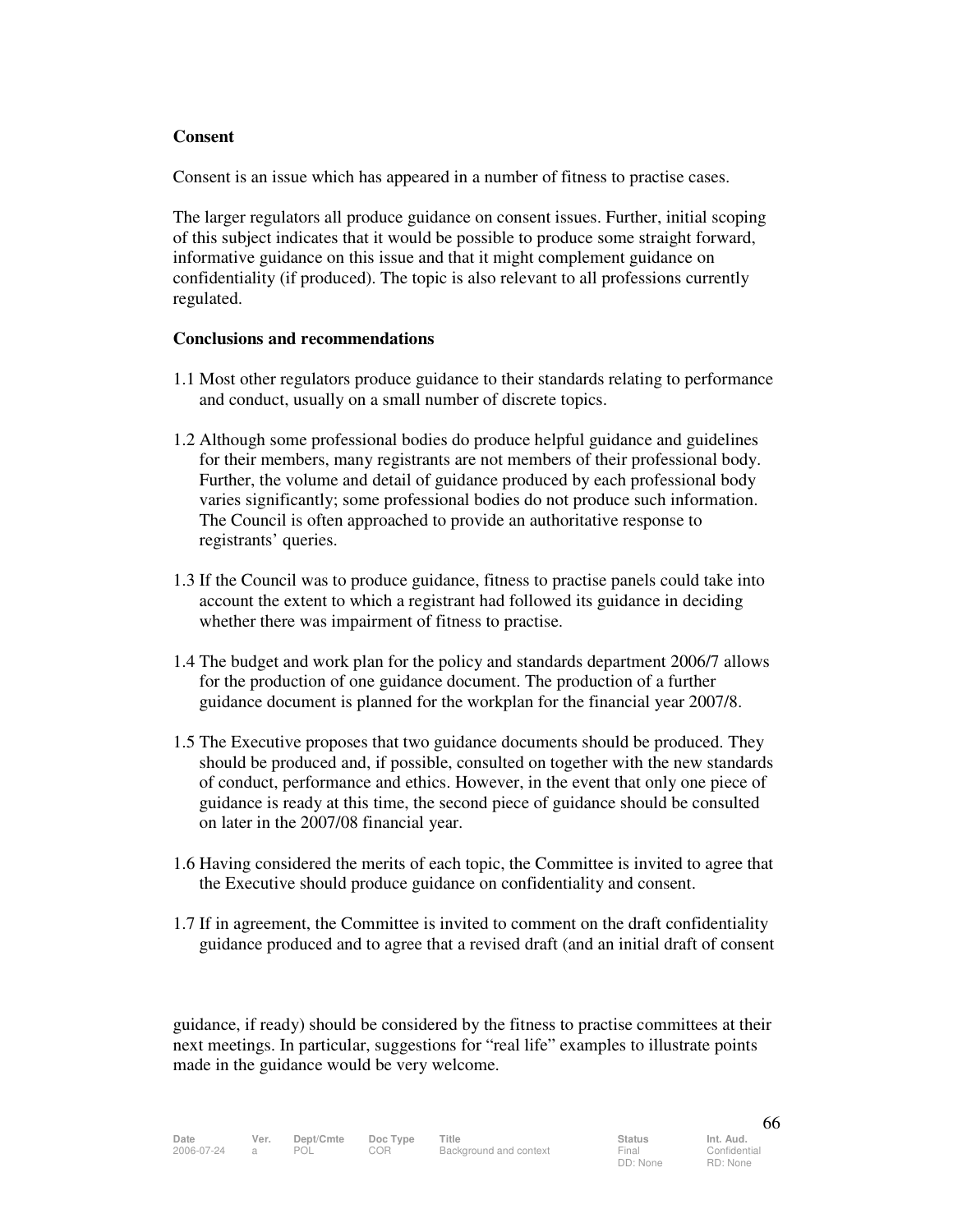**Consent**

Consent is an issue which has appeared in a number of fitness to practise cases.

The larger regulators all produce guidance on consent issues. Further, initial scoping of this subject indicates that it would be possible to produce some straight forward, informative guidance on this issue and that it might complement guidance on confidentiality (if produced). The topic is also relevant to all professions currently regulated.

**Conclusions and recommendations**

1.1 Most other regulators produce guidance to their standards relating to performance and conduct, usually on a small number of discrete topics.

1.2 Although some professional bodies do produce helpful guidance and guidelines for their members, many registrants are not members of their professional body. Further, the volume and detail of guidance produced by each professional body varies significantly; some professional bodies do not produce such information. The Council is often approached to provide an authoritative response to registrants' queries.

1.3 If the Council was to produce guidance, fitness to practise panels could take into account the extent to which a registrant had followed its guidance in deciding whether there was impairment of fitness to practise.

1.4 The budget and work plan for the policy and standards department 2006/7 allows for the production of one guidance document. The production of a further guidance document is planned for the workplan for the financial year 2007/8.

1.5 The Executive proposes that two guidance documents should be produced. They should be produced and, if possible, consulted on together with the new standards of conduct, performance and ethics. However, in the event that only one piece of guidance is ready at this time, the second piece of guidance should be consulted on later in the 2007/08 financial year.

1.6 Having considered the merits of each topic, the Committee is invited to agree that the Executive should produce guidance on confidentiality and consent.

1.7 If in agreement, the Committee is invited to comment on the draft confidentiality guidance produced and to agree that a revised draft (and an initial draft of consent guidance, if ready) should be considered by the fitness to practise committees at their next meetings. In particular, suggestions for "real life" examples to illustrate points made in the guidance would be very welcome.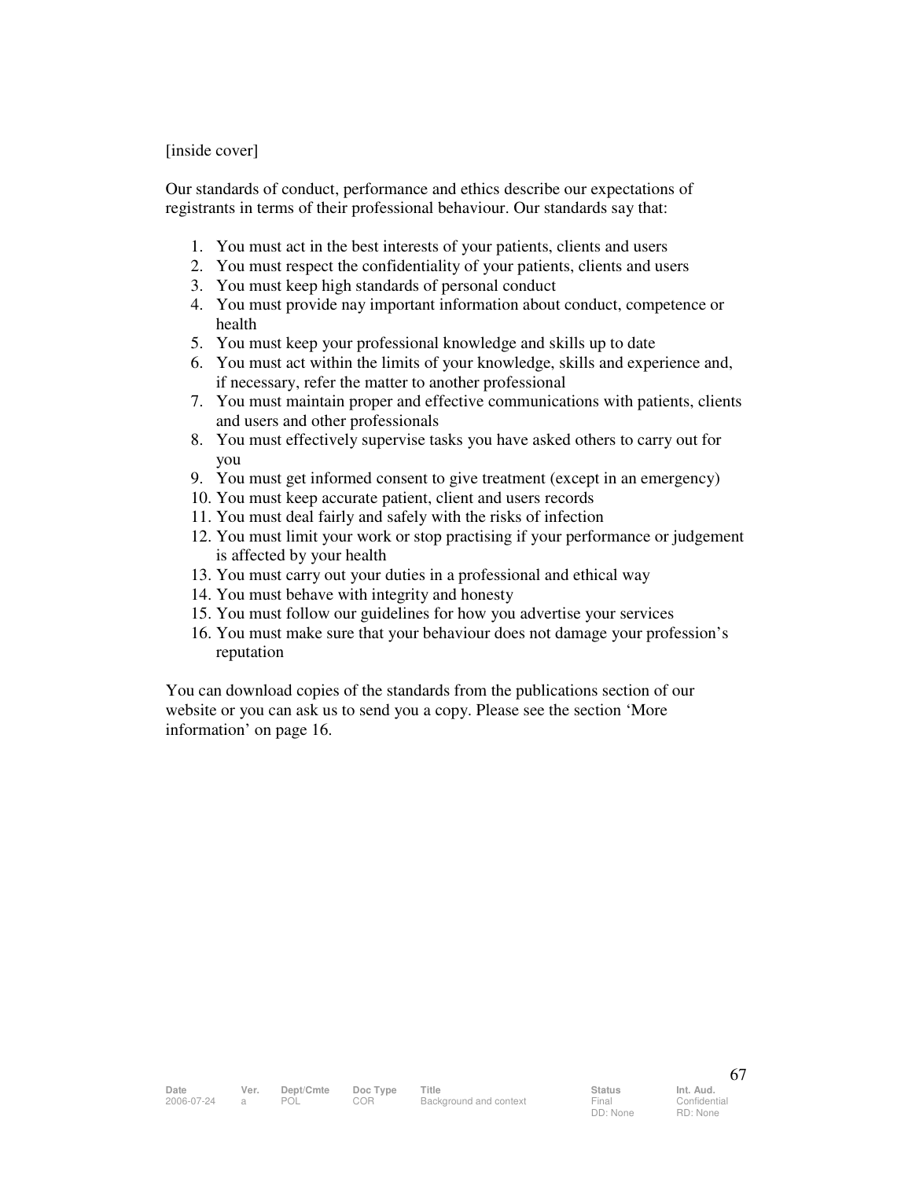[inside cover]

Our standards of conduct, performance and ethics describe our expectations of registrants in terms of their professional behaviour. Our standards say that:

1. You must act in the best interests of your patients, clients and users
2. You must respect the confidentiality of your patients, clients and users
3. You must keep high standards of personal conduct
4. You must provide nay important information about conduct, competence or health
5. You must keep your professional knowledge and skills up to date
6. You must act within the limits of your knowledge, skills and experience and, if necessary, refer the matter to another professional
7. You must maintain proper and effective communications with patients, clients and users and other professionals
8. You must effectively supervise tasks you have asked others to carry out for you
9. You must get informed consent to give treatment (except in an emergency)
10. You must keep accurate patient, client and users records
11. You must deal fairly and safely with the risks of infection
12. You must limit your work or stop practising if your performance or judgement is affected by your health
13. You must carry out your duties in a professional and ethical way
14. You must behave with integrity and honesty
15. You must follow our guidelines for how you advertise your services
16. You must make sure that your behaviour does not damage your profession's reputation

You can download copies of the standards from the publications section of our website or you can ask us to send you a copy. Please see the section 'More information' on page 16.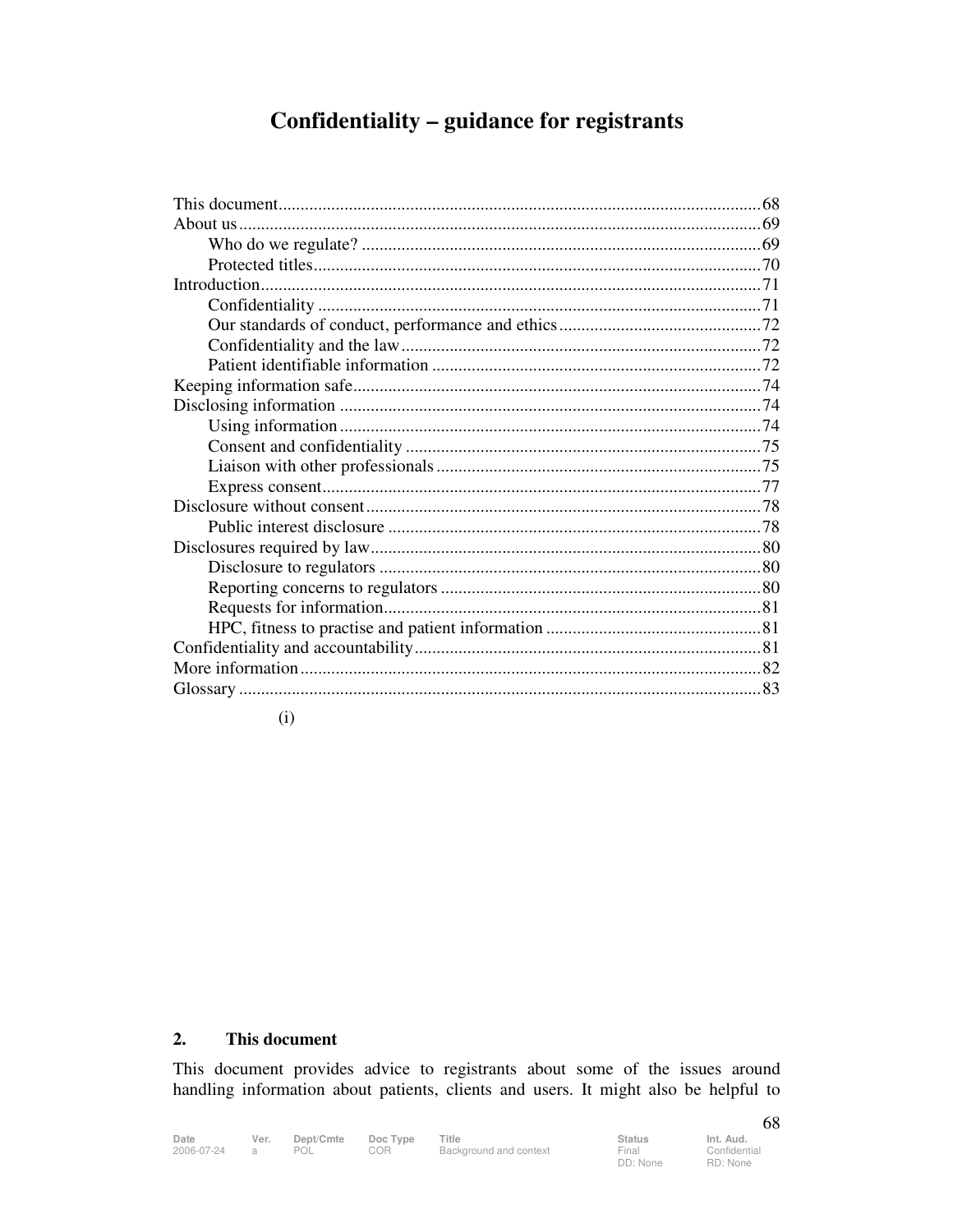# Confidentiality – guidance for registrants

This document....................................................68
About us....................................................69
Who do we regulate?....................................................69
Protected titles....................................................70
Introduction....................................................71
Confidentiality....................................................71
Our standards of conduct, performance and ethics....................................................72
Confidentiality and the law....................................................72
Patient identifiable information....................................................72
Keeping information safe....................................................74
Disclosing information....................................................74
Using information....................................................74
Consent and confidentiality....................................................75
Liaison with other professionals....................................................75
Express consent....................................................77
Disclosure without consent....................................................78
Public interest disclosure....................................................78
Disclosures required by law....................................................80
Disclosure to regulators....................................................80
Reporting concerns to regulators....................................................80
Requests for information....................................................81
HPC, fitness to practise and patient information....................................................81
Confidentiality and accountability....................................................81
More information....................................................82
Glossary....................................................83

(i)

## 2. This document

This document provides advice to registrants about some of the issues around handling information about patients, clients and users. It might also be helpful to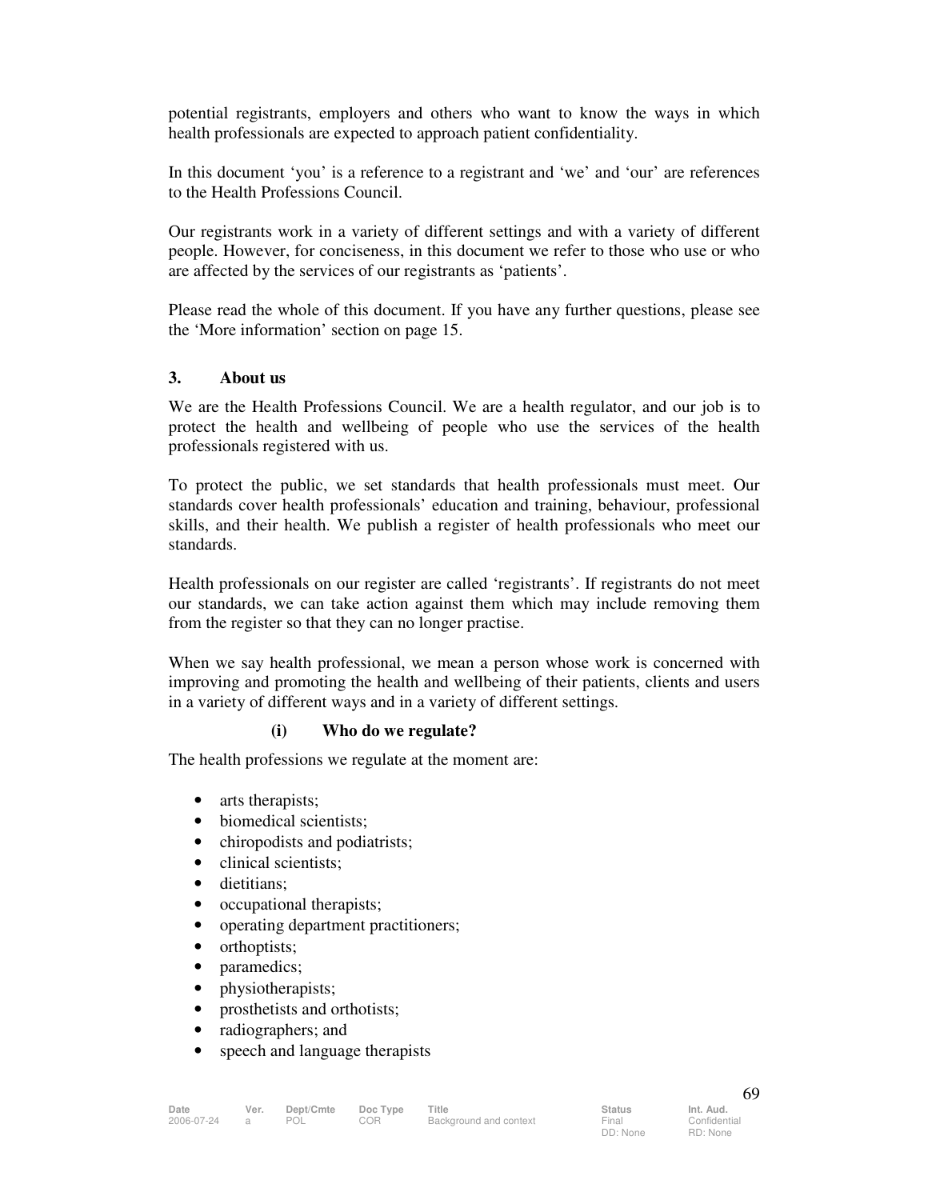potential registrants, employers and others who want to know the ways in which health professionals are expected to approach patient confidentiality.

In this document 'you' is a reference to a registrant and 'we' and 'our' are references to the Health Professions Council.

Our registrants work in a variety of different settings and with a variety of different people. However, for conciseness, in this document we refer to those who use or who are affected by the services of our registrants as 'patients'.

Please read the whole of this document. If you have any further questions, please see the 'More information' section on page 15.

## 3. About us

We are the Health Professions Council. We are a health regulator, and our job is to protect the health and wellbeing of people who use the services of the health professionals registered with us.

To protect the public, we set standards that health professionals must meet. Our standards cover health professionals' education and training, behaviour, professional skills, and their health. We publish a register of health professionals who meet our standards.

Health professionals on our register are called 'registrants'. If registrants do not meet our standards, we can take action against them which may include removing them from the register so that they can no longer practise.

When we say health professional, we mean a person whose work is concerned with improving and promoting the health and wellbeing of their patients, clients and users in a variety of different ways and in a variety of different settings.

### (i) Who do we regulate?

The health professions we regulate at the moment are:

- arts therapists;
- biomedical scientists;
- chiropodists and podiatrists;
- clinical scientists;
- dietitians;
- occupational therapists;
- operating department practitioners;
- orthoptists;
- paramedics;
- physiotherapists;
- prosthetists and orthotists;
- radiographers; and
- speech and language therapists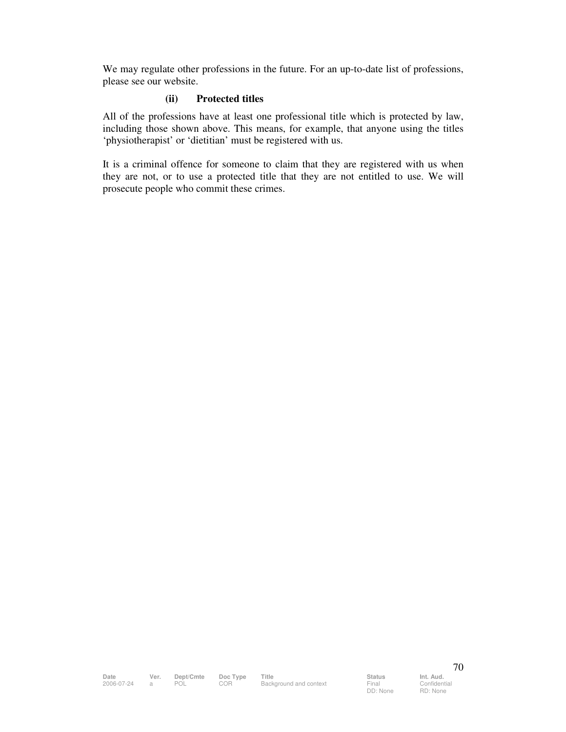We may regulate other professions in the future. For an up-to-date list of professions, please see our website.

### (ii) Protected titles

All of the professions have at least one professional title which is protected by law, including those shown above. This means, for example, that anyone using the titles ‘physiotherapist’ or ‘dietitian’ must be registered with us.

It is a criminal offence for someone to claim that they are registered with us when they are not, or to use a protected title that they are not entitled to use. We will prosecute people who commit these crimes.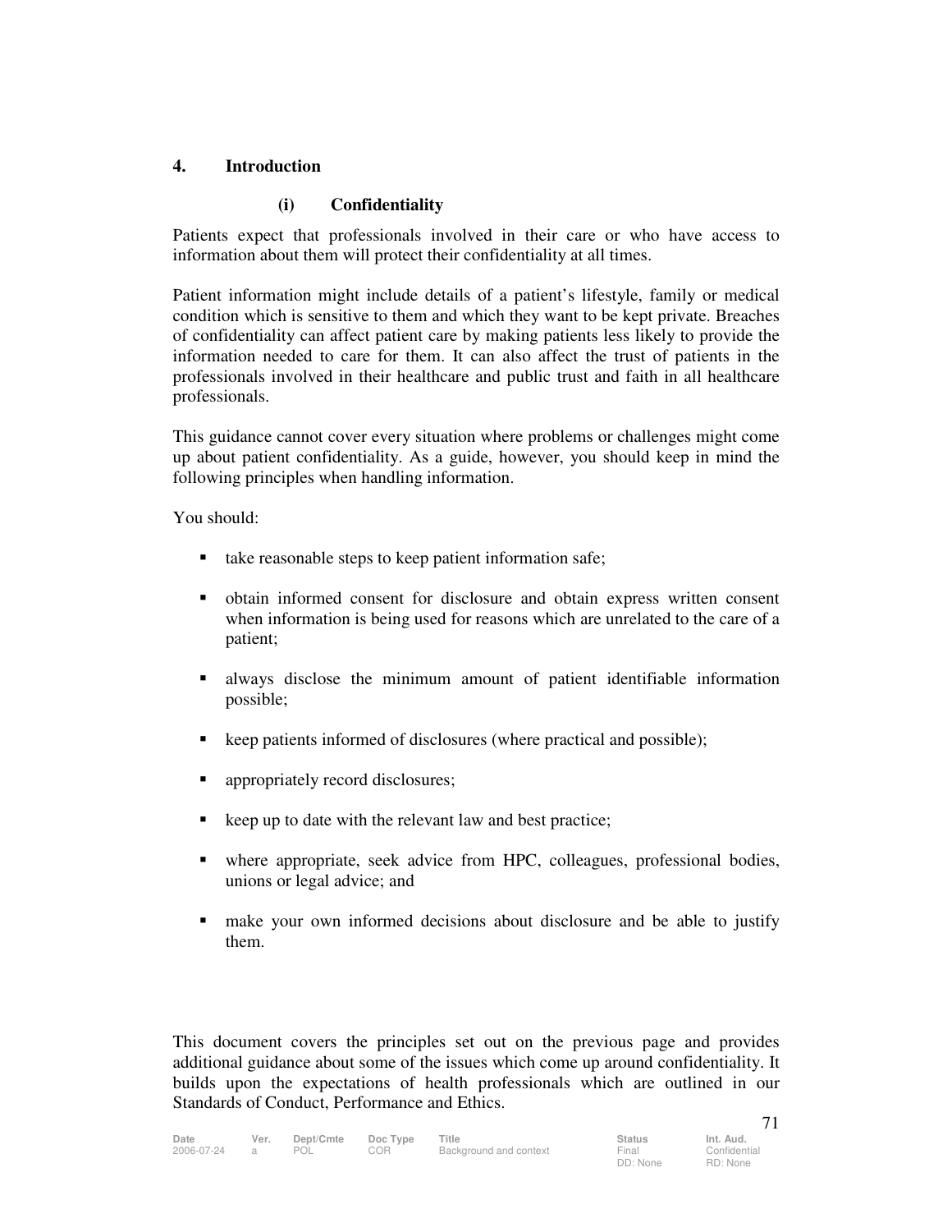## 4. Introduction

### (i) Confidentiality

Patients expect that professionals involved in their care or who have access to information about them will protect their confidentiality at all times.

Patient information might include details of a patient's lifestyle, family or medical condition which is sensitive to them and which they want to be kept private. Breaches of confidentiality can affect patient care by making patients less likely to provide the information needed to care for them. It can also affect the trust of patients in the professionals involved in their healthcare and public trust and faith in all healthcare professionals.

This guidance cannot cover every situation where problems or challenges might come up about patient confidentiality. As a guide, however, you should keep in mind the following principles when handling information.

You should:

- take reasonable steps to keep patient information safe;
- obtain informed consent for disclosure and obtain express written consent when information is being used for reasons which are unrelated to the care of a patient;
- always disclose the minimum amount of patient identifiable information possible;
- keep patients informed of disclosures (where practical and possible);
- appropriately record disclosures;
- keep up to date with the relevant law and best practice;
- where appropriate, seek advice from HPC, colleagues, professional bodies, unions or legal advice; and
- make your own informed decisions about disclosure and be able to justify them.

This document covers the principles set out on the previous page and provides additional guidance about some of the issues which come up around confidentiality. It builds upon the expectations of health professionals which are outlined in our Standards of Conduct, Performance and Ethics.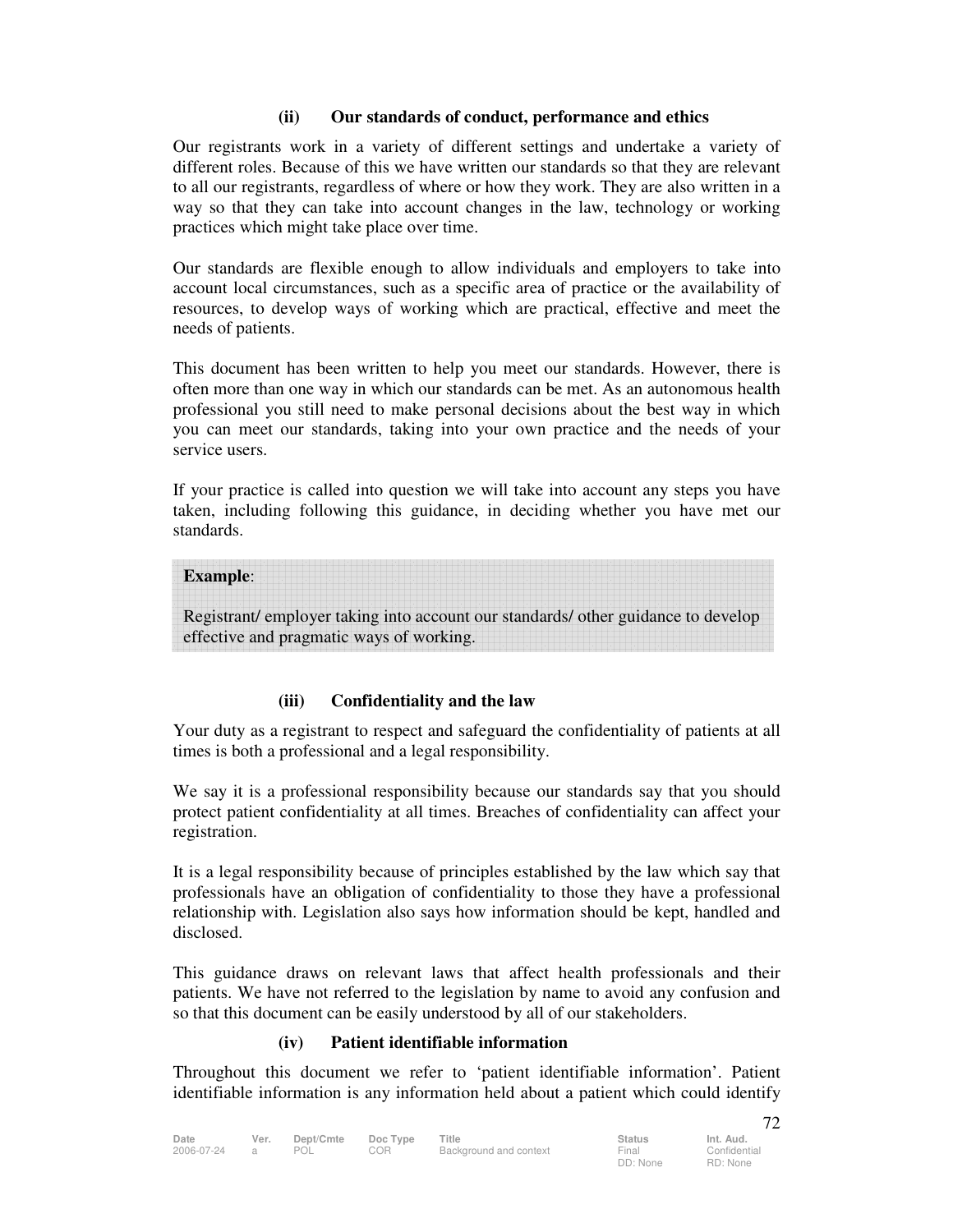### (ii) Our standards of conduct, performance and ethics

Our registrants work in a variety of different settings and undertake a variety of different roles. Because of this we have written our standards so that they are relevant to all our registrants, regardless of where or how they work. They are also written in a way so that they can take into account changes in the law, technology or working practices which might take place over time.

Our standards are flexible enough to allow individuals and employers to take into account local circumstances, such as a specific area of practice or the availability of resources, to develop ways of working which are practical, effective and meet the needs of patients.

This document has been written to help you meet our standards. However, there is often more than one way in which our standards can be met. As an autonomous health professional you still need to make personal decisions about the best way in which you can meet our standards, taking into your own practice and the needs of your service users.

If your practice is called into question we will take into account any steps you have taken, including following this guidance, in deciding whether you have met our standards.

> **Example**:
>
> Registrant/ employer taking into account our standards/ other guidance to develop effective and pragmatic ways of working.

### (iii) Confidentiality and the law

Your duty as a registrant to respect and safeguard the confidentiality of patients at all times is both a professional and a legal responsibility.

We say it is a professional responsibility because our standards say that you should protect patient confidentiality at all times. Breaches of confidentiality can affect your registration.

It is a legal responsibility because of principles established by the law which say that professionals have an obligation of confidentiality to those they have a professional relationship with. Legislation also says how information should be kept, handled and disclosed.

This guidance draws on relevant laws that affect health professionals and their patients. We have not referred to the legislation by name to avoid any confusion and so that this document can be easily understood by all of our stakeholders.

### (iv) Patient identifiable information

Throughout this document we refer to 'patient identifiable information'. Patient identifiable information is any information held about a patient which could identify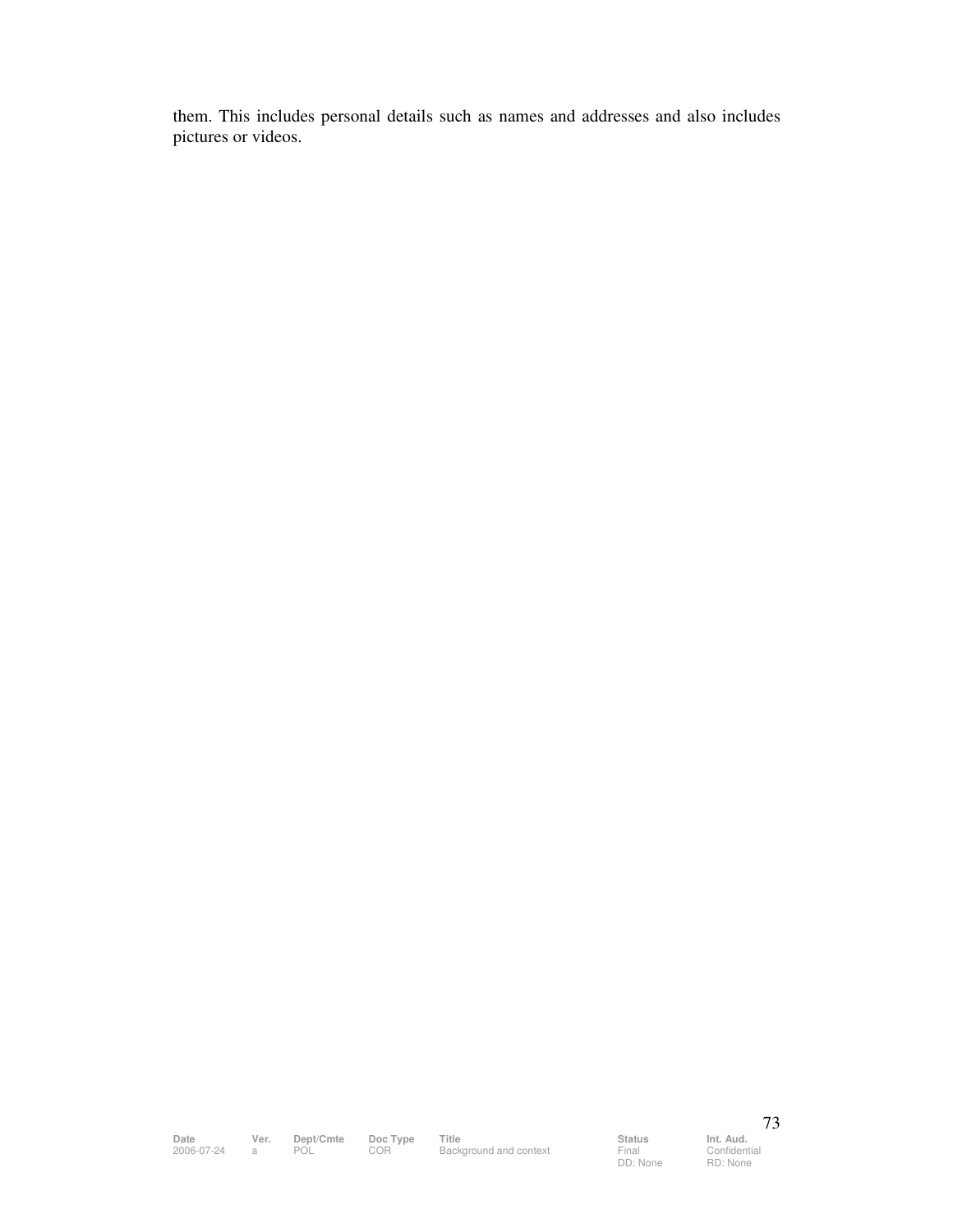them. This includes personal details such as names and addresses and also includes pictures or videos.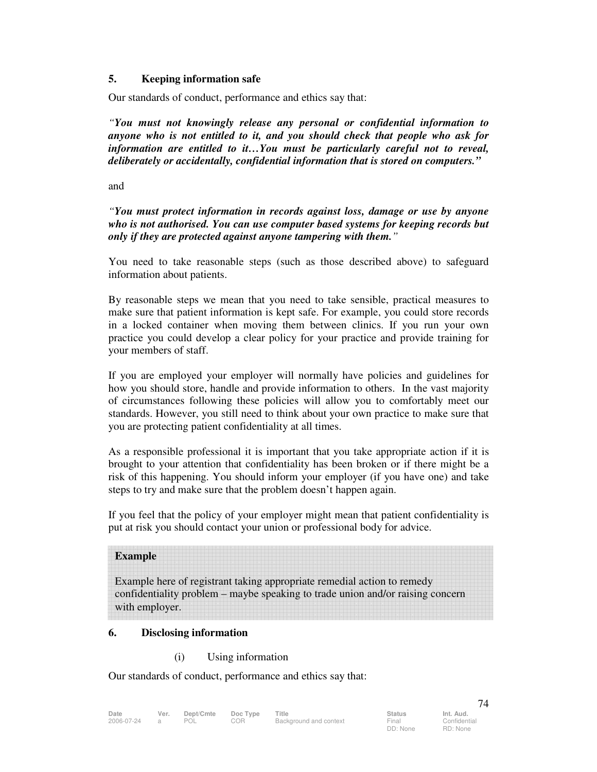## 5. Keeping information safe

Our standards of conduct, performance and ethics say that:

***"You must not knowingly release any personal or confidential information to anyone who is not entitled to it, and you should check that people who ask for information are entitled to it…You must be particularly careful not to reveal, deliberately or accidentally, confidential information that is stored on computers."***

and

***"You must protect information in records against loss, damage or use by anyone who is not authorised. You can use computer based systems for keeping records but only if they are protected against anyone tampering with them."***

You need to take reasonable steps (such as those described above) to safeguard information about patients.

By reasonable steps we mean that you need to take sensible, practical measures to make sure that patient information is kept safe. For example, you could store records in a locked container when moving them between clinics. If you run your own practice you could develop a clear policy for your practice and provide training for your members of staff.

If you are employed your employer will normally have policies and guidelines for how you should store, handle and provide information to others. In the vast majority of circumstances following these policies will allow you to comfortably meet our standards. However, you still need to think about your own practice to make sure that you are protecting patient confidentiality at all times.

As a responsible professional it is important that you take appropriate action if it is brought to your attention that confidentiality has been broken or if there might be a risk of this happening. You should inform your employer (if you have one) and take steps to try and make sure that the problem doesn't happen again.

If you feel that the policy of your employer might mean that patient confidentiality is put at risk you should contact your union or professional body for advice.

> **Example**
>
> Example here of registrant taking appropriate remedial action to remedy confidentiality problem – maybe speaking to trade union and/or raising concern with employer.

## 6. Disclosing information

(i) Using information

Our standards of conduct, performance and ethics say that: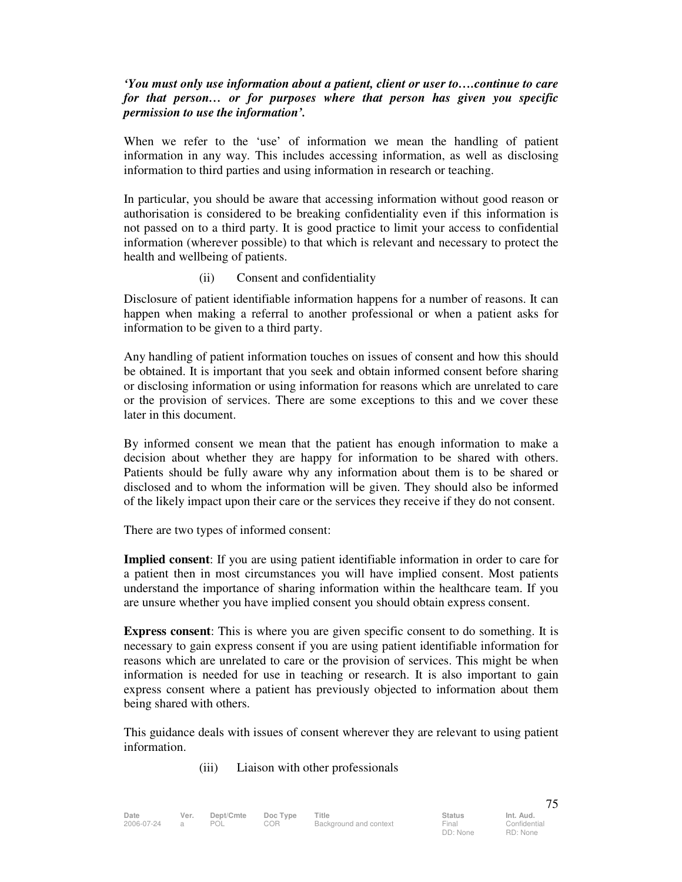***'You must only use information about a patient, client or user to….continue to care for that person… or for purposes where that person has given you specific permission to use the information'.***

When we refer to the 'use' of information we mean the handling of patient information in any way. This includes accessing information, as well as disclosing information to third parties and using information in research or teaching.

In particular, you should be aware that accessing information without good reason or authorisation is considered to be breaking confidentiality even if this information is not passed on to a third party. It is good practice to limit your access to confidential information (wherever possible) to that which is relevant and necessary to protect the health and wellbeing of patients.

(ii) Consent and confidentiality

Disclosure of patient identifiable information happens for a number of reasons. It can happen when making a referral to another professional or when a patient asks for information to be given to a third party.

Any handling of patient information touches on issues of consent and how this should be obtained. It is important that you seek and obtain informed consent before sharing or disclosing information or using information for reasons which are unrelated to care or the provision of services. There are some exceptions to this and we cover these later in this document.

By informed consent we mean that the patient has enough information to make a decision about whether they are happy for information to be shared with others. Patients should be fully aware why any information about them is to be shared or disclosed and to whom the information will be given. They should also be informed of the likely impact upon their care or the services they receive if they do not consent.

There are two types of informed consent:

**Implied consent**: If you are using patient identifiable information in order to care for a patient then in most circumstances you will have implied consent. Most patients understand the importance of sharing information within the healthcare team. If you are unsure whether you have implied consent you should obtain express consent.

**Express consent**: This is where you are given specific consent to do something. It is necessary to gain express consent if you are using patient identifiable information for reasons which are unrelated to care or the provision of services. This might be when information is needed for use in teaching or research. It is also important to gain express consent where a patient has previously objected to information about them being shared with others.

This guidance deals with issues of consent wherever they are relevant to using patient information.

(iii) Liaison with other professionals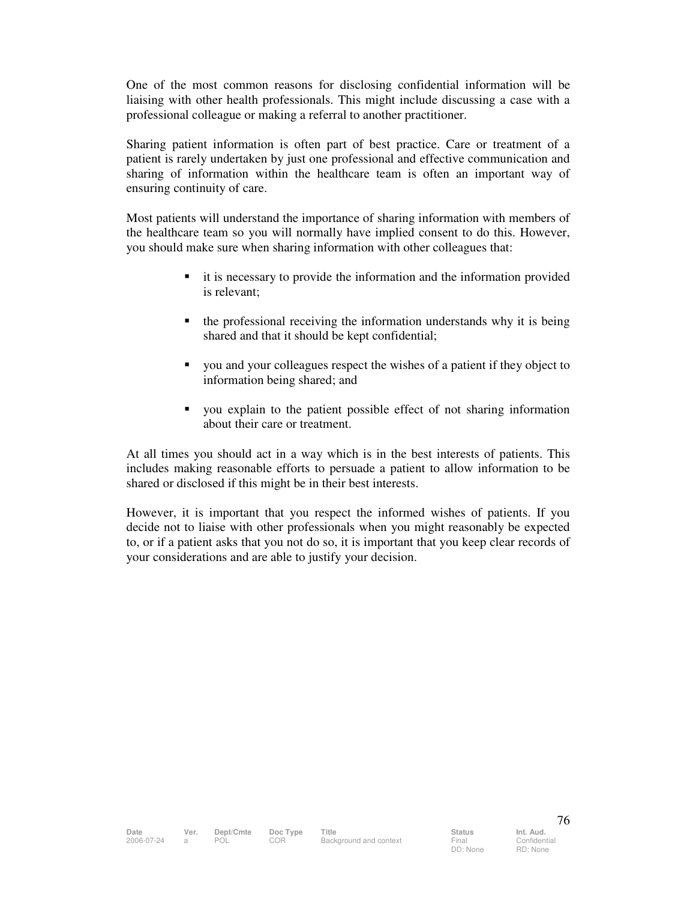One of the most common reasons for disclosing confidential information will be liaising with other health professionals. This might include discussing a case with a professional colleague or making a referral to another practitioner.

Sharing patient information is often part of best practice. Care or treatment of a patient is rarely undertaken by just one professional and effective communication and sharing of information within the healthcare team is often an important way of ensuring continuity of care.

Most patients will understand the importance of sharing information with members of the healthcare team so you will normally have implied consent to do this. However, you should make sure when sharing information with other colleagues that:

- it is necessary to provide the information and the information provided is relevant;
- the professional receiving the information understands why it is being shared and that it should be kept confidential;
- you and your colleagues respect the wishes of a patient if they object to information being shared; and
- you explain to the patient possible effect of not sharing information about their care or treatment.

At all times you should act in a way which is in the best interests of patients. This includes making reasonable efforts to persuade a patient to allow information to be shared or disclosed if this might be in their best interests.

However, it is important that you respect the informed wishes of patients. If you decide not to liaise with other professionals when you might reasonably be expected to, or if a patient asks that you not do so, it is important that you keep clear records of your considerations and are able to justify your decision.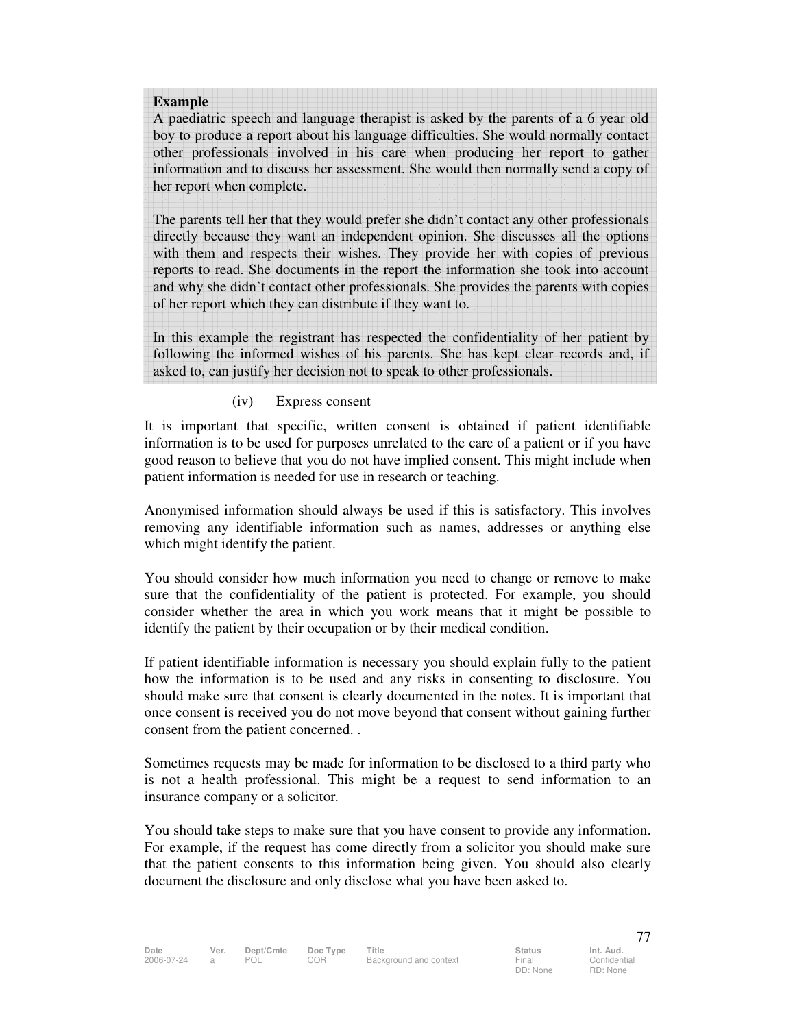**Example**

A paediatric speech and language therapist is asked by the parents of a 6 year old boy to produce a report about his language difficulties. She would normally contact other professionals involved in his care when producing her report to gather information and to discuss her assessment. She would then normally send a copy of her report when complete.

The parents tell her that they would prefer she didn't contact any other professionals directly because they want an independent opinion. She discusses all the options with them and respects their wishes. They provide her with copies of previous reports to read. She documents in the report the information she took into account and why she didn't contact other professionals. She provides the parents with copies of her report which they can distribute if they want to.

In this example the registrant has respected the confidentiality of her patient by following the informed wishes of his parents. She has kept clear records and, if asked to, can justify her decision not to speak to other professionals.

(iv) Express consent

It is important that specific, written consent is obtained if patient identifiable information is to be used for purposes unrelated to the care of a patient or if you have good reason to believe that you do not have implied consent. This might include when patient information is needed for use in research or teaching.

Anonymised information should always be used if this is satisfactory. This involves removing any identifiable information such as names, addresses or anything else which might identify the patient.

You should consider how much information you need to change or remove to make sure that the confidentiality of the patient is protected. For example, you should consider whether the area in which you work means that it might be possible to identify the patient by their occupation or by their medical condition.

If patient identifiable information is necessary you should explain fully to the patient how the information is to be used and any risks in consenting to disclosure. You should make sure that consent is clearly documented in the notes. It is important that once consent is received you do not move beyond that consent without gaining further consent from the patient concerned. .

Sometimes requests may be made for information to be disclosed to a third party who is not a health professional. This might be a request to send information to an insurance company or a solicitor.

You should take steps to make sure that you have consent to provide any information. For example, if the request has come directly from a solicitor you should make sure that the patient consents to this information being given. You should also clearly document the disclosure and only disclose what you have been asked to.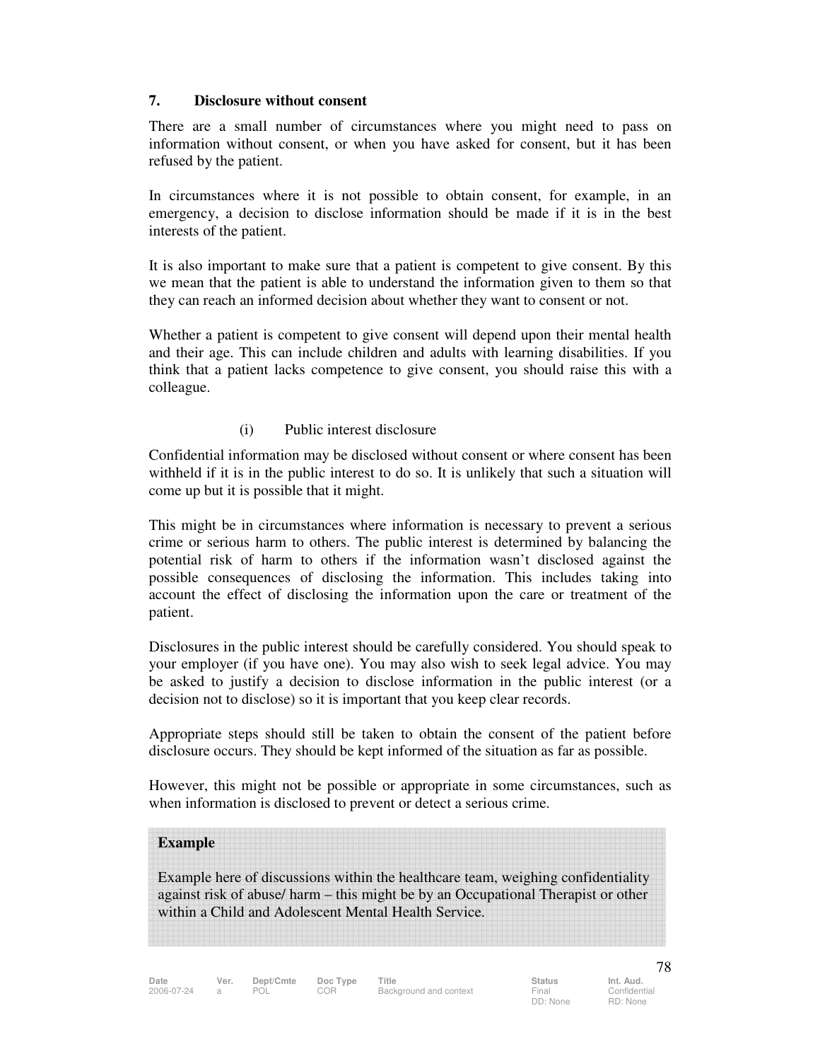## 7. Disclosure without consent

There are a small number of circumstances where you might need to pass on information without consent, or when you have asked for consent, but it has been refused by the patient.

In circumstances where it is not possible to obtain consent, for example, in an emergency, a decision to disclose information should be made if it is in the best interests of the patient.

It is also important to make sure that a patient is competent to give consent. By this we mean that the patient is able to understand the information given to them so that they can reach an informed decision about whether they want to consent or not.

Whether a patient is competent to give consent will depend upon their mental health and their age. This can include children and adults with learning disabilities. If you think that a patient lacks competence to give consent, you should raise this with a colleague.

### (i) Public interest disclosure

Confidential information may be disclosed without consent or where consent has been withheld if it is in the public interest to do so. It is unlikely that such a situation will come up but it is possible that it might.

This might be in circumstances where information is necessary to prevent a serious crime or serious harm to others. The public interest is determined by balancing the potential risk of harm to others if the information wasn't disclosed against the possible consequences of disclosing the information. This includes taking into account the effect of disclosing the information upon the care or treatment of the patient.

Disclosures in the public interest should be carefully considered. You should speak to your employer (if you have one). You may also wish to seek legal advice. You may be asked to justify a decision to disclose information in the public interest (or a decision not to disclose) so it is important that you keep clear records.

Appropriate steps should still be taken to obtain the consent of the patient before disclosure occurs. They should be kept informed of the situation as far as possible.

However, this might not be possible or appropriate in some circumstances, such as when information is disclosed to prevent or detect a serious crime.

> **Example**
>
> Example here of discussions within the healthcare team, weighing confidentiality against risk of abuse/ harm – this might be by an Occupational Therapist or other within a Child and Adolescent Mental Health Service.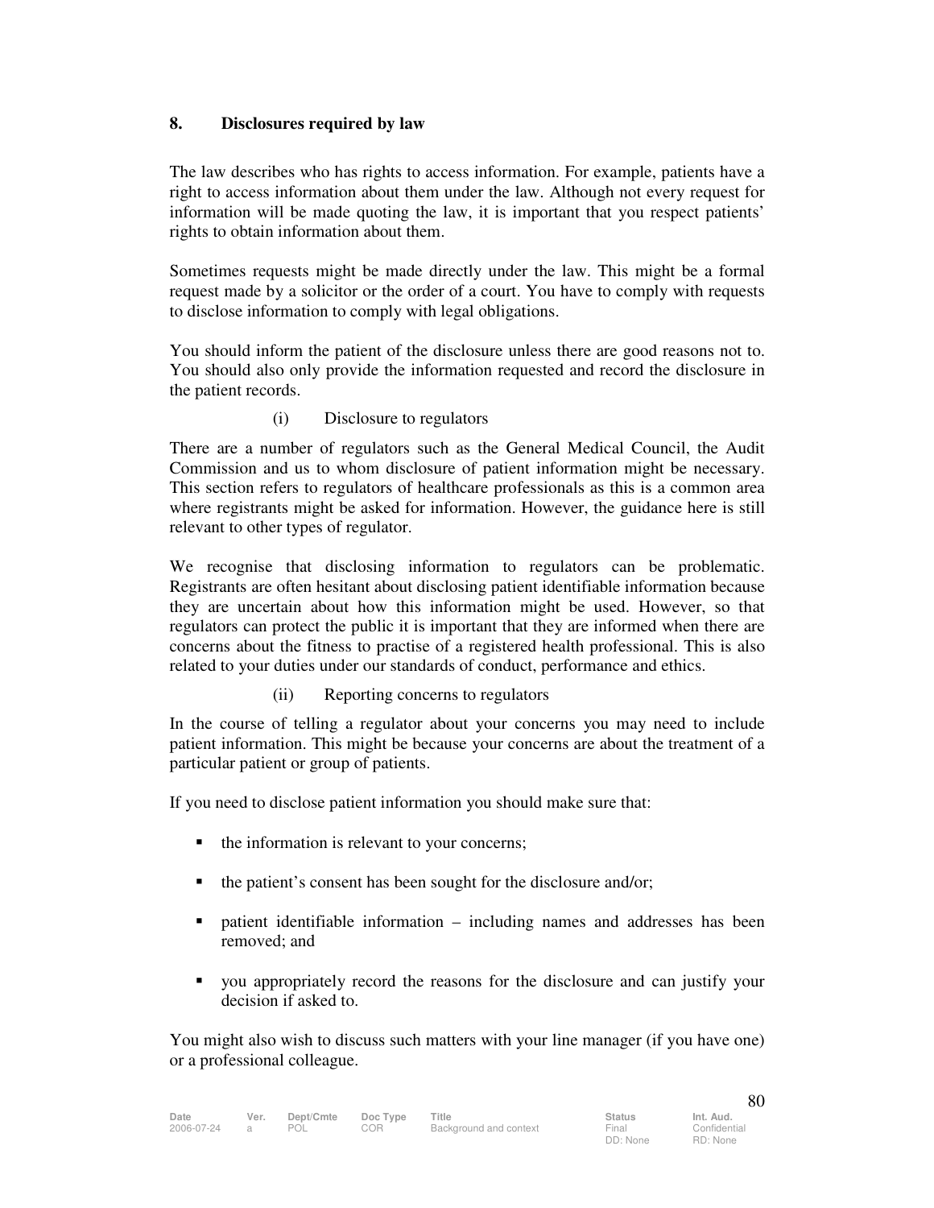## 8. Disclosures required by law

The law describes who has rights to access information. For example, patients have a right to access information about them under the law. Although not every request for information will be made quoting the law, it is important that you respect patients' rights to obtain information about them.

Sometimes requests might be made directly under the law. This might be a formal request made by a solicitor or the order of a court. You have to comply with requests to disclose information to comply with legal obligations.

You should inform the patient of the disclosure unless there are good reasons not to. You should also only provide the information requested and record the disclosure in the patient records.

### (i) Disclosure to regulators

There are a number of regulators such as the General Medical Council, the Audit Commission and us to whom disclosure of patient information might be necessary. This section refers to regulators of healthcare professionals as this is a common area where registrants might be asked for information. However, the guidance here is still relevant to other types of regulator.

We recognise that disclosing information to regulators can be problematic. Registrants are often hesitant about disclosing patient identifiable information because they are uncertain about how this information might be used. However, so that regulators can protect the public it is important that they are informed when there are concerns about the fitness to practise of a registered health professional. This is also related to your duties under our standards of conduct, performance and ethics.

### (ii) Reporting concerns to regulators

In the course of telling a regulator about your concerns you may need to include patient information. This might be because your concerns are about the treatment of a particular patient or group of patients.

If you need to disclose patient information you should make sure that:

- the information is relevant to your concerns;
- the patient's consent has been sought for the disclosure and/or;
- patient identifiable information – including names and addresses has been removed; and
- you appropriately record the reasons for the disclosure and can justify your decision if asked to.

You might also wish to discuss such matters with your line manager (if you have one) or a professional colleague.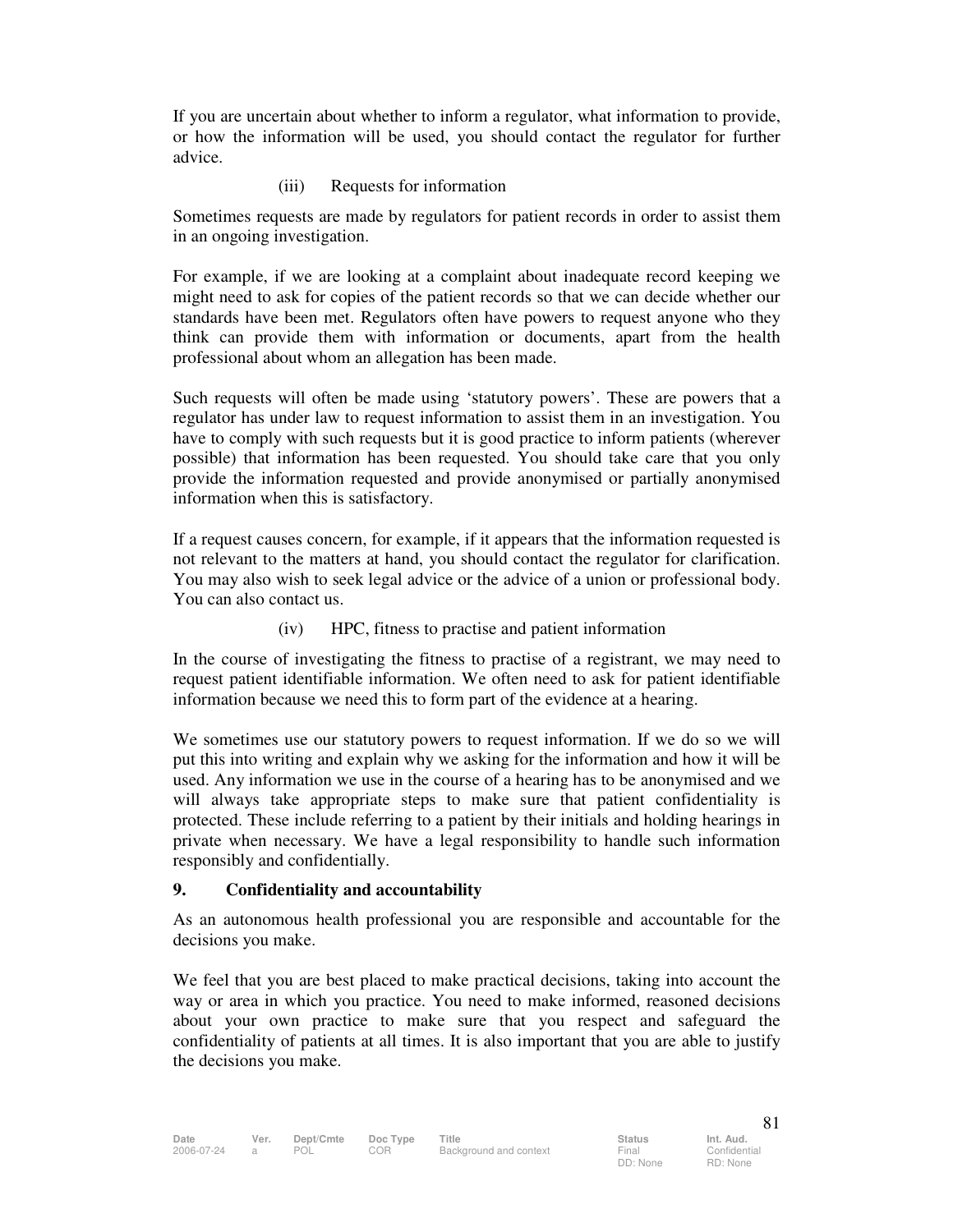If you are uncertain about whether to inform a regulator, what information to provide, or how the information will be used, you should contact the regulator for further advice.

(iii) Requests for information

Sometimes requests are made by regulators for patient records in order to assist them in an ongoing investigation.

For example, if we are looking at a complaint about inadequate record keeping we might need to ask for copies of the patient records so that we can decide whether our standards have been met. Regulators often have powers to request anyone who they think can provide them with information or documents, apart from the health professional about whom an allegation has been made.

Such requests will often be made using 'statutory powers'. These are powers that a regulator has under law to request information to assist them in an investigation. You have to comply with such requests but it is good practice to inform patients (wherever possible) that information has been requested. You should take care that you only provide the information requested and provide anonymised or partially anonymised information when this is satisfactory.

If a request causes concern, for example, if it appears that the information requested is not relevant to the matters at hand, you should contact the regulator for clarification. You may also wish to seek legal advice or the advice of a union or professional body. You can also contact us.

(iv) HPC, fitness to practise and patient information

In the course of investigating the fitness to practise of a registrant, we may need to request patient identifiable information. We often need to ask for patient identifiable information because we need this to form part of the evidence at a hearing.

We sometimes use our statutory powers to request information. If we do so we will put this into writing and explain why we asking for the information and how it will be used. Any information we use in the course of a hearing has to be anonymised and we will always take appropriate steps to make sure that patient confidentiality is protected. These include referring to a patient by their initials and holding hearings in private when necessary. We have a legal responsibility to handle such information responsibly and confidentially.

## 9. Confidentiality and accountability

As an autonomous health professional you are responsible and accountable for the decisions you make.

We feel that you are best placed to make practical decisions, taking into account the way or area in which you practice. You need to make informed, reasoned decisions about your own practice to make sure that you respect and safeguard the confidentiality of patients at all times. It is also important that you are able to justify the decisions you make.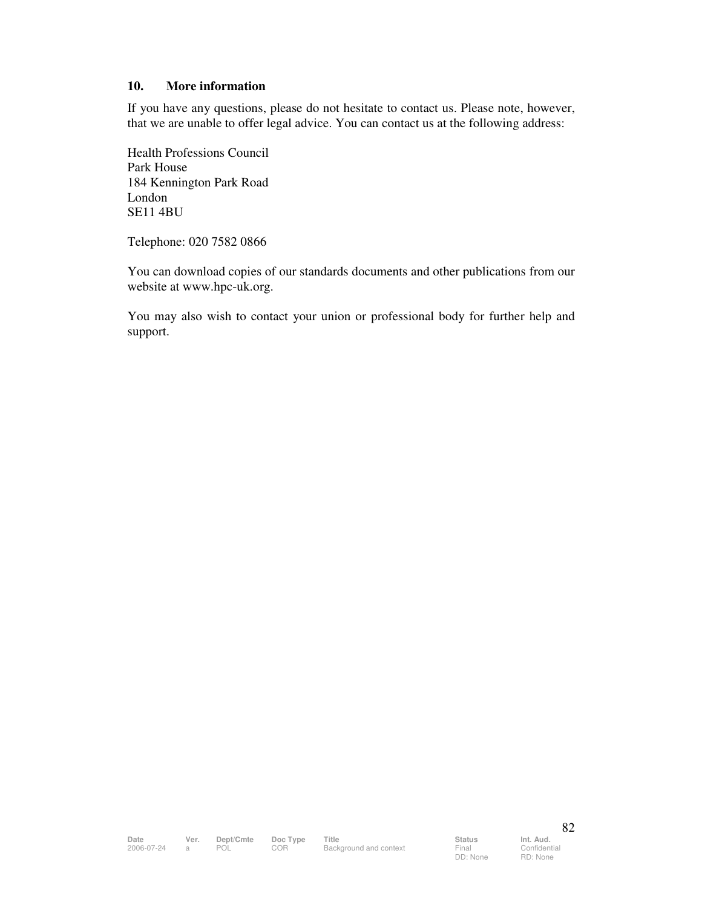## 10. More information

If you have any questions, please do not hesitate to contact us. Please note, however, that we are unable to offer legal advice. You can contact us at the following address:

Health Professions Council
Park House
184 Kennington Park Road
London
SE11 4BU

Telephone: 020 7582 0866

You can download copies of our standards documents and other publications from our website at www.hpc-uk.org.

You may also wish to contact your union or professional body for further help and support.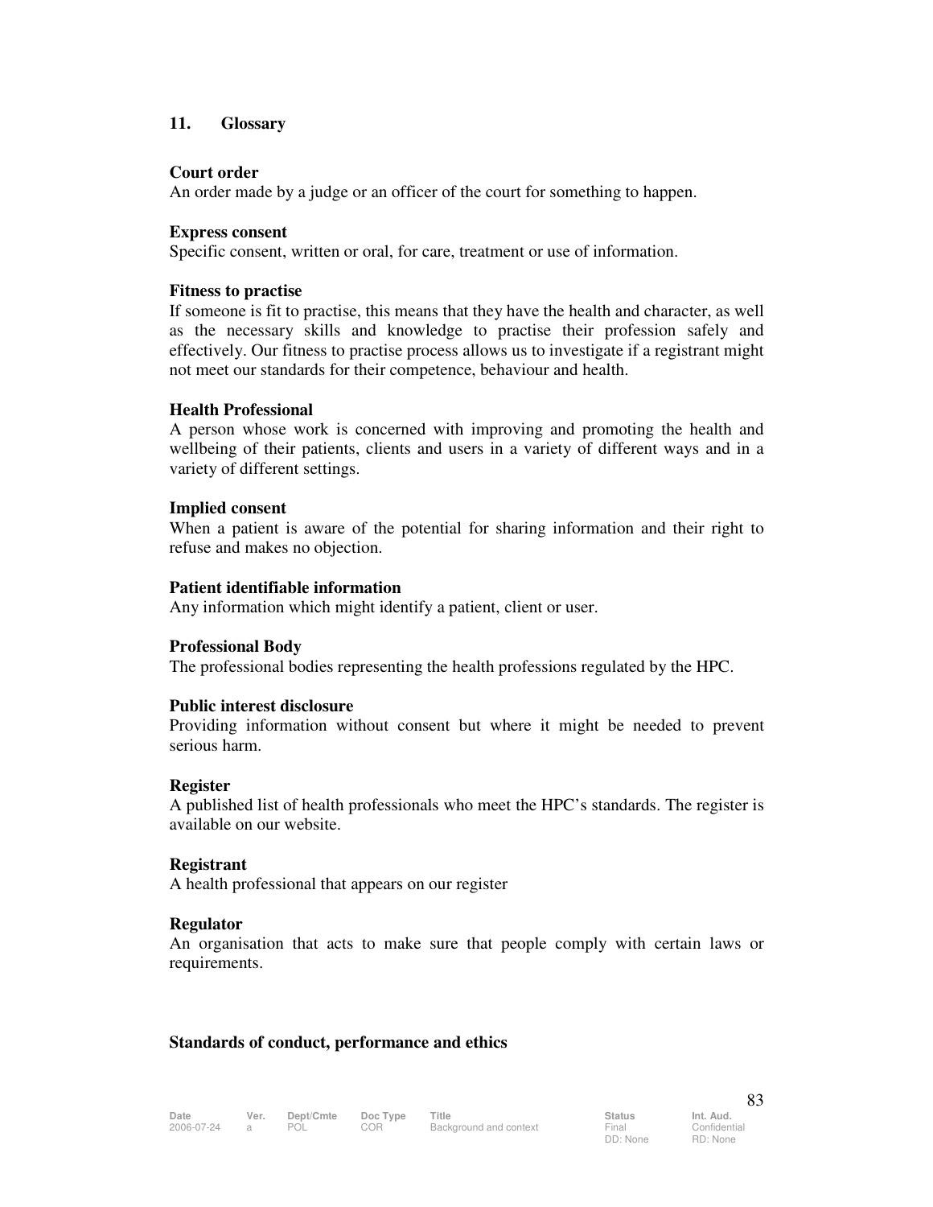## 11. Glossary

**Court order**
An order made by a judge or an officer of the court for something to happen.

**Express consent**
Specific consent, written or oral, for care, treatment or use of information.

**Fitness to practise**
If someone is fit to practise, this means that they have the health and character, as well as the necessary skills and knowledge to practise their profession safely and effectively. Our fitness to practise process allows us to investigate if a registrant might not meet our standards for their competence, behaviour and health.

**Health Professional**
A person whose work is concerned with improving and promoting the health and wellbeing of their patients, clients and users in a variety of different ways and in a variety of different settings.

**Implied consent**
When a patient is aware of the potential for sharing information and their right to refuse and makes no objection.

**Patient identifiable information**
Any information which might identify a patient, client or user.

**Professional Body**
The professional bodies representing the health professions regulated by the HPC.

**Public interest disclosure**
Providing information without consent but where it might be needed to prevent serious harm.

**Register**
A published list of health professionals who meet the HPC's standards. The register is available on our website.

**Registrant**
A health professional that appears on our register

**Regulator**
An organisation that acts to make sure that people comply with certain laws or requirements.

**Standards of conduct, performance and ethics**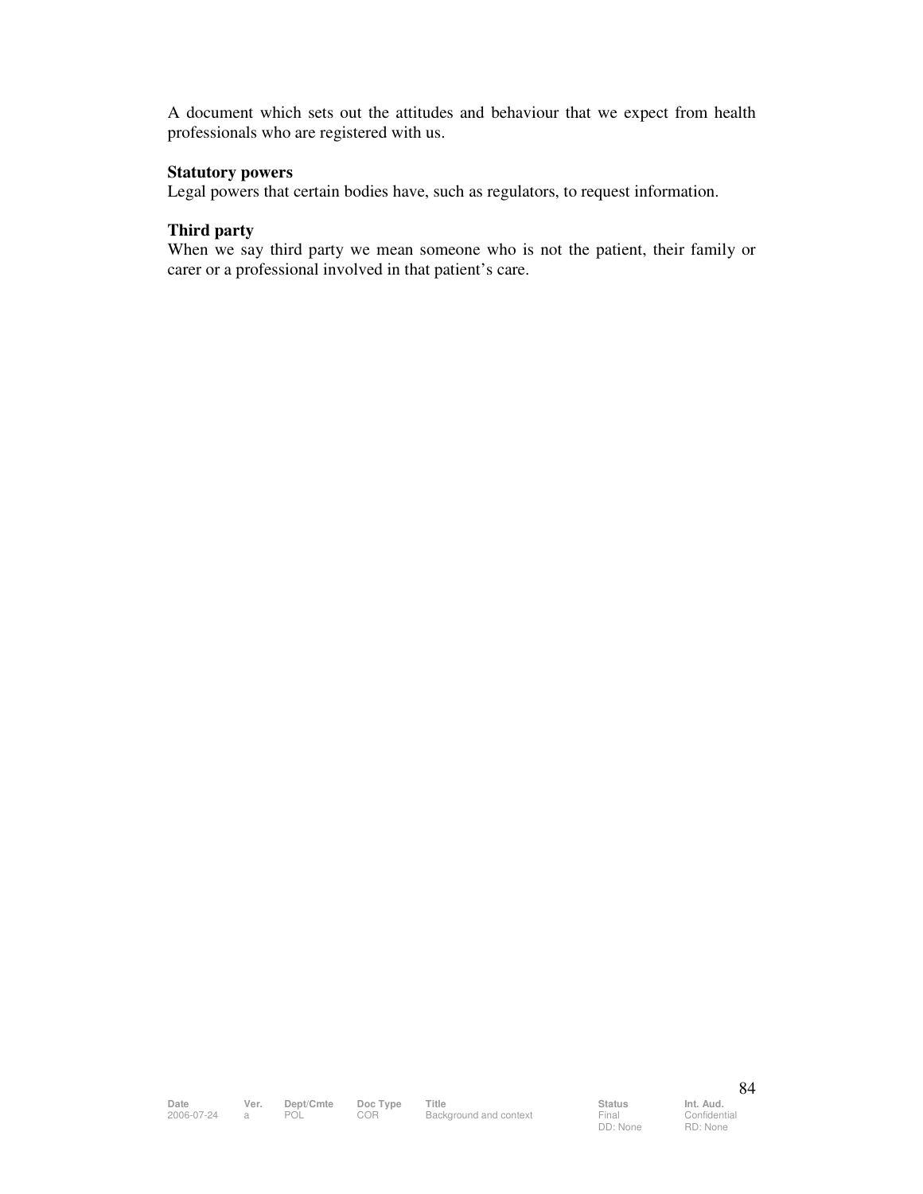A document which sets out the attitudes and behaviour that we expect from health professionals who are registered with us.

**Statutory powers**
Legal powers that certain bodies have, such as regulators, to request information.

**Third party**
When we say third party we mean someone who is not the patient, their family or carer or a professional involved in that patient's care.